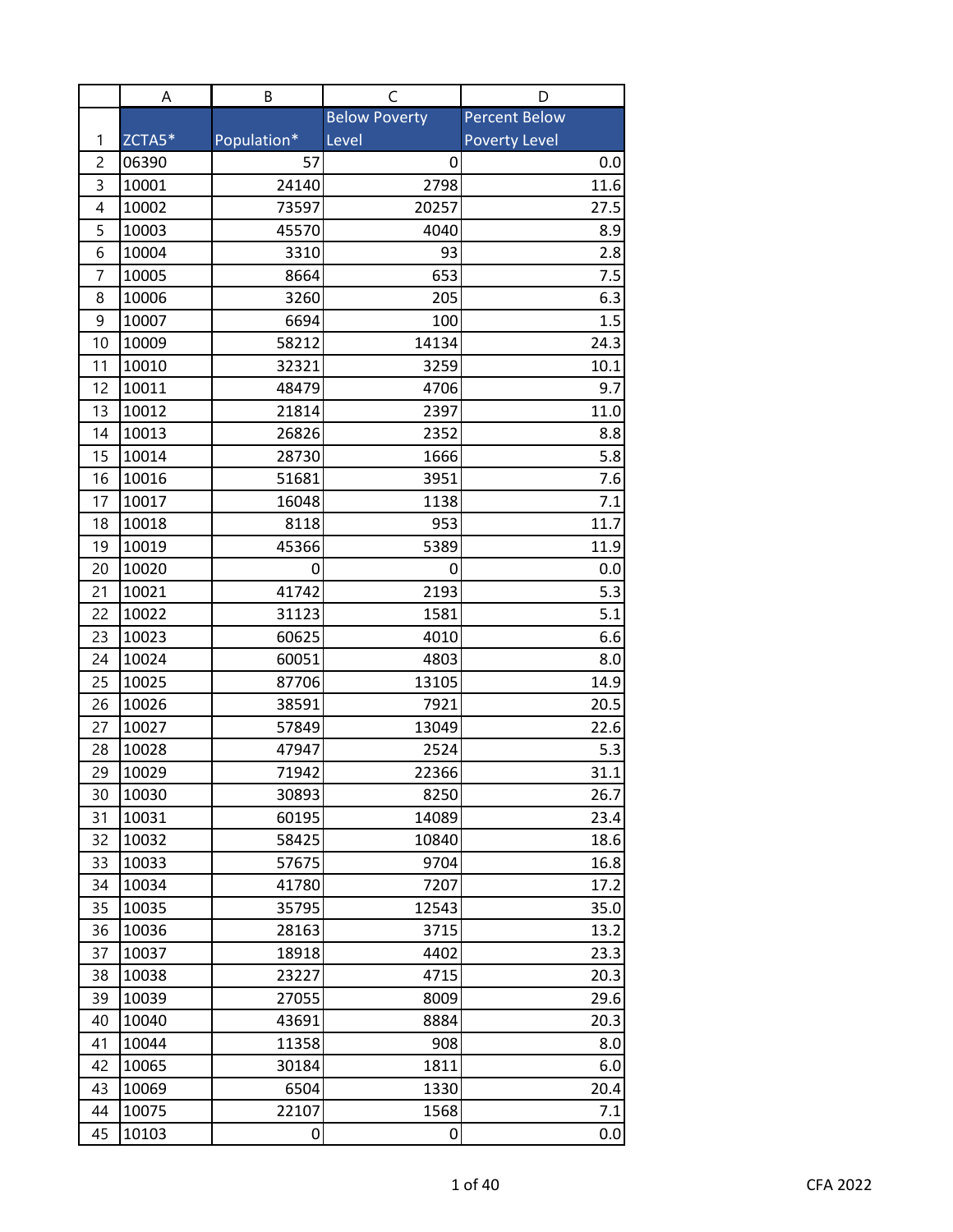| ZCTA5* | Population* | Below Poverty Level | Percent Below Poverty Level |
|---|---|---|---|
| 06390 | 57 | 0 | 0.0 |
| 10001 | 24140 | 2798 | 11.6 |
| 10002 | 73597 | 20257 | 27.5 |
| 10003 | 45570 | 4040 | 8.9 |
| 10004 | 3310 | 93 | 2.8 |
| 10005 | 8664 | 653 | 7.5 |
| 10006 | 3260 | 205 | 6.3 |
| 10007 | 6694 | 100 | 1.5 |
| 10009 | 58212 | 14134 | 24.3 |
| 10010 | 32321 | 3259 | 10.1 |
| 10011 | 48479 | 4706 | 9.7 |
| 10012 | 21814 | 2397 | 11.0 |
| 10013 | 26826 | 2352 | 8.8 |
| 10014 | 28730 | 1666 | 5.8 |
| 10016 | 51681 | 3951 | 7.6 |
| 10017 | 16048 | 1138 | 7.1 |
| 10018 | 8118 | 953 | 11.7 |
| 10019 | 45366 | 5389 | 11.9 |
| 10020 | 0 | 0 | 0.0 |
| 10021 | 41742 | 2193 | 5.3 |
| 10022 | 31123 | 1581 | 5.1 |
| 10023 | 60625 | 4010 | 6.6 |
| 10024 | 60051 | 4803 | 8.0 |
| 10025 | 87706 | 13105 | 14.9 |
| 10026 | 38591 | 7921 | 20.5 |
| 10027 | 57849 | 13049 | 22.6 |
| 10028 | 47947 | 2524 | 5.3 |
| 10029 | 71942 | 22366 | 31.1 |
| 10030 | 30893 | 8250 | 26.7 |
| 10031 | 60195 | 14089 | 23.4 |
| 10032 | 58425 | 10840 | 18.6 |
| 10033 | 57675 | 9704 | 16.8 |
| 10034 | 41780 | 7207 | 17.2 |
| 10035 | 35795 | 12543 | 35.0 |
| 10036 | 28163 | 3715 | 13.2 |
| 10037 | 18918 | 4402 | 23.3 |
| 10038 | 23227 | 4715 | 20.3 |
| 10039 | 27055 | 8009 | 29.6 |
| 10040 | 43691 | 8884 | 20.3 |
| 10044 | 11358 | 908 | 8.0 |
| 10065 | 30184 | 1811 | 6.0 |
| 10069 | 6504 | 1330 | 20.4 |
| 10075 | 22107 | 1568 | 7.1 |
| 10103 | 0 | 0 | 0.0 |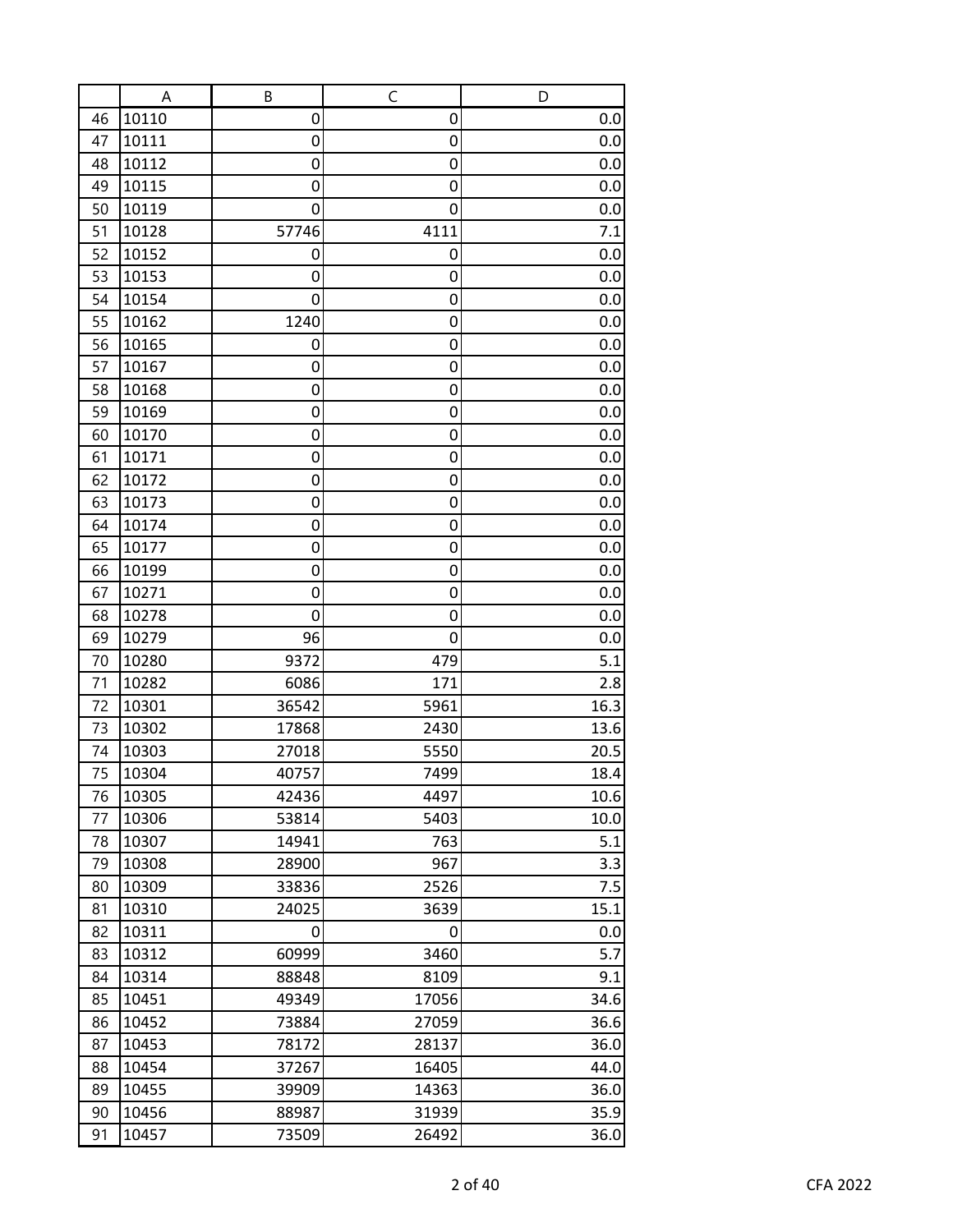| | A | B | C | D |
|---|---|---|---|---|
| 46 | 10110 | 0 | 0 | 0.0 |
| 47 | 10111 | 0 | 0 | 0.0 |
| 48 | 10112 | 0 | 0 | 0.0 |
| 49 | 10115 | 0 | 0 | 0.0 |
| 50 | 10119 | 0 | 0 | 0.0 |
| 51 | 10128 | 57746 | 4111 | 7.1 |
| 52 | 10152 | 0 | 0 | 0.0 |
| 53 | 10153 | 0 | 0 | 0.0 |
| 54 | 10154 | 0 | 0 | 0.0 |
| 55 | 10162 | 1240 | 0 | 0.0 |
| 56 | 10165 | 0 | 0 | 0.0 |
| 57 | 10167 | 0 | 0 | 0.0 |
| 58 | 10168 | 0 | 0 | 0.0 |
| 59 | 10169 | 0 | 0 | 0.0 |
| 60 | 10170 | 0 | 0 | 0.0 |
| 61 | 10171 | 0 | 0 | 0.0 |
| 62 | 10172 | 0 | 0 | 0.0 |
| 63 | 10173 | 0 | 0 | 0.0 |
| 64 | 10174 | 0 | 0 | 0.0 |
| 65 | 10177 | 0 | 0 | 0.0 |
| 66 | 10199 | 0 | 0 | 0.0 |
| 67 | 10271 | 0 | 0 | 0.0 |
| 68 | 10278 | 0 | 0 | 0.0 |
| 69 | 10279 | 96 | 0 | 0.0 |
| 70 | 10280 | 9372 | 479 | 5.1 |
| 71 | 10282 | 6086 | 171 | 2.8 |
| 72 | 10301 | 36542 | 5961 | 16.3 |
| 73 | 10302 | 17868 | 2430 | 13.6 |
| 74 | 10303 | 27018 | 5550 | 20.5 |
| 75 | 10304 | 40757 | 7499 | 18.4 |
| 76 | 10305 | 42436 | 4497 | 10.6 |
| 77 | 10306 | 53814 | 5403 | 10.0 |
| 78 | 10307 | 14941 | 763 | 5.1 |
| 79 | 10308 | 28900 | 967 | 3.3 |
| 80 | 10309 | 33836 | 2526 | 7.5 |
| 81 | 10310 | 24025 | 3639 | 15.1 |
| 82 | 10311 | 0 | 0 | 0.0 |
| 83 | 10312 | 60999 | 3460 | 5.7 |
| 84 | 10314 | 88848 | 8109 | 9.1 |
| 85 | 10451 | 49349 | 17056 | 34.6 |
| 86 | 10452 | 73884 | 27059 | 36.6 |
| 87 | 10453 | 78172 | 28137 | 36.0 |
| 88 | 10454 | 37267 | 16405 | 44.0 |
| 89 | 10455 | 39909 | 14363 | 36.0 |
| 90 | 10456 | 88987 | 31939 | 35.9 |
| 91 | 10457 | 73509 | 26492 | 36.0 |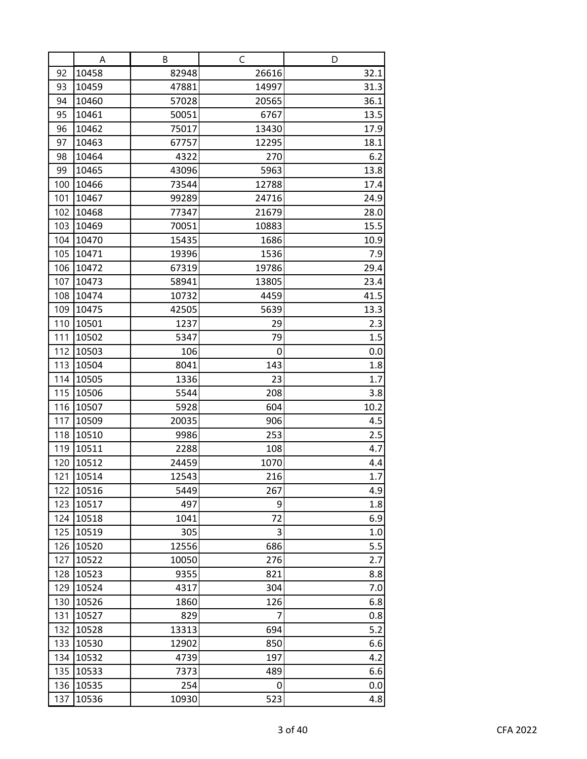| | A | B | C | D |
|---|---|---|---|---|
| 92 | 10458 | 82948 | 26616 | 32.1 |
| 93 | 10459 | 47881 | 14997 | 31.3 |
| 94 | 10460 | 57028 | 20565 | 36.1 |
| 95 | 10461 | 50051 | 6767 | 13.5 |
| 96 | 10462 | 75017 | 13430 | 17.9 |
| 97 | 10463 | 67757 | 12295 | 18.1 |
| 98 | 10464 | 4322 | 270 | 6.2 |
| 99 | 10465 | 43096 | 5963 | 13.8 |
| 100 | 10466 | 73544 | 12788 | 17.4 |
| 101 | 10467 | 99289 | 24716 | 24.9 |
| 102 | 10468 | 77347 | 21679 | 28.0 |
| 103 | 10469 | 70051 | 10883 | 15.5 |
| 104 | 10470 | 15435 | 1686 | 10.9 |
| 105 | 10471 | 19396 | 1536 | 7.9 |
| 106 | 10472 | 67319 | 19786 | 29.4 |
| 107 | 10473 | 58941 | 13805 | 23.4 |
| 108 | 10474 | 10732 | 4459 | 41.5 |
| 109 | 10475 | 42505 | 5639 | 13.3 |
| 110 | 10501 | 1237 | 29 | 2.3 |
| 111 | 10502 | 5347 | 79 | 1.5 |
| 112 | 10503 | 106 | 0 | 0.0 |
| 113 | 10504 | 8041 | 143 | 1.8 |
| 114 | 10505 | 1336 | 23 | 1.7 |
| 115 | 10506 | 5544 | 208 | 3.8 |
| 116 | 10507 | 5928 | 604 | 10.2 |
| 117 | 10509 | 20035 | 906 | 4.5 |
| 118 | 10510 | 9986 | 253 | 2.5 |
| 119 | 10511 | 2288 | 108 | 4.7 |
| 120 | 10512 | 24459 | 1070 | 4.4 |
| 121 | 10514 | 12543 | 216 | 1.7 |
| 122 | 10516 | 5449 | 267 | 4.9 |
| 123 | 10517 | 497 | 9 | 1.8 |
| 124 | 10518 | 1041 | 72 | 6.9 |
| 125 | 10519 | 305 | 3 | 1.0 |
| 126 | 10520 | 12556 | 686 | 5.5 |
| 127 | 10522 | 10050 | 276 | 2.7 |
| 128 | 10523 | 9355 | 821 | 8.8 |
| 129 | 10524 | 4317 | 304 | 7.0 |
| 130 | 10526 | 1860 | 126 | 6.8 |
| 131 | 10527 | 829 | 7 | 0.8 |
| 132 | 10528 | 13313 | 694 | 5.2 |
| 133 | 10530 | 12902 | 850 | 6.6 |
| 134 | 10532 | 4739 | 197 | 4.2 |
| 135 | 10533 | 7373 | 489 | 6.6 |
| 136 | 10535 | 254 | 0 | 0.0 |
| 137 | 10536 | 10930 | 523 | 4.8 |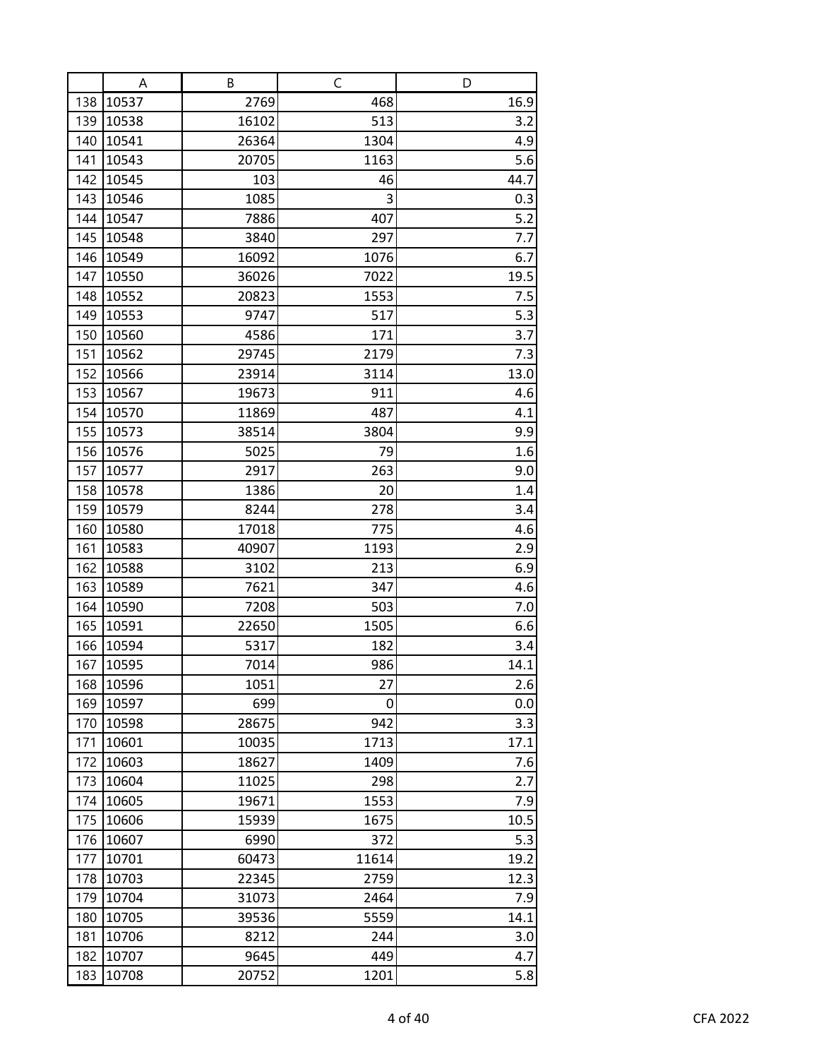| | A | B | C | D |
|---|---|---|---|---|
| 138 | 10537 | 2769 | 468 | 16.9 |
| 139 | 10538 | 16102 | 513 | 3.2 |
| 140 | 10541 | 26364 | 1304 | 4.9 |
| 141 | 10543 | 20705 | 1163 | 5.6 |
| 142 | 10545 | 103 | 46 | 44.7 |
| 143 | 10546 | 1085 | 3 | 0.3 |
| 144 | 10547 | 7886 | 407 | 5.2 |
| 145 | 10548 | 3840 | 297 | 7.7 |
| 146 | 10549 | 16092 | 1076 | 6.7 |
| 147 | 10550 | 36026 | 7022 | 19.5 |
| 148 | 10552 | 20823 | 1553 | 7.5 |
| 149 | 10553 | 9747 | 517 | 5.3 |
| 150 | 10560 | 4586 | 171 | 3.7 |
| 151 | 10562 | 29745 | 2179 | 7.3 |
| 152 | 10566 | 23914 | 3114 | 13.0 |
| 153 | 10567 | 19673 | 911 | 4.6 |
| 154 | 10570 | 11869 | 487 | 4.1 |
| 155 | 10573 | 38514 | 3804 | 9.9 |
| 156 | 10576 | 5025 | 79 | 1.6 |
| 157 | 10577 | 2917 | 263 | 9.0 |
| 158 | 10578 | 1386 | 20 | 1.4 |
| 159 | 10579 | 8244 | 278 | 3.4 |
| 160 | 10580 | 17018 | 775 | 4.6 |
| 161 | 10583 | 40907 | 1193 | 2.9 |
| 162 | 10588 | 3102 | 213 | 6.9 |
| 163 | 10589 | 7621 | 347 | 4.6 |
| 164 | 10590 | 7208 | 503 | 7.0 |
| 165 | 10591 | 22650 | 1505 | 6.6 |
| 166 | 10594 | 5317 | 182 | 3.4 |
| 167 | 10595 | 7014 | 986 | 14.1 |
| 168 | 10596 | 1051 | 27 | 2.6 |
| 169 | 10597 | 699 | 0 | 0.0 |
| 170 | 10598 | 28675 | 942 | 3.3 |
| 171 | 10601 | 10035 | 1713 | 17.1 |
| 172 | 10603 | 18627 | 1409 | 7.6 |
| 173 | 10604 | 11025 | 298 | 2.7 |
| 174 | 10605 | 19671 | 1553 | 7.9 |
| 175 | 10606 | 15939 | 1675 | 10.5 |
| 176 | 10607 | 6990 | 372 | 5.3 |
| 177 | 10701 | 60473 | 11614 | 19.2 |
| 178 | 10703 | 22345 | 2759 | 12.3 |
| 179 | 10704 | 31073 | 2464 | 7.9 |
| 180 | 10705 | 39536 | 5559 | 14.1 |
| 181 | 10706 | 8212 | 244 | 3.0 |
| 182 | 10707 | 9645 | 449 | 4.7 |
| 183 | 10708 | 20752 | 1201 | 5.8 |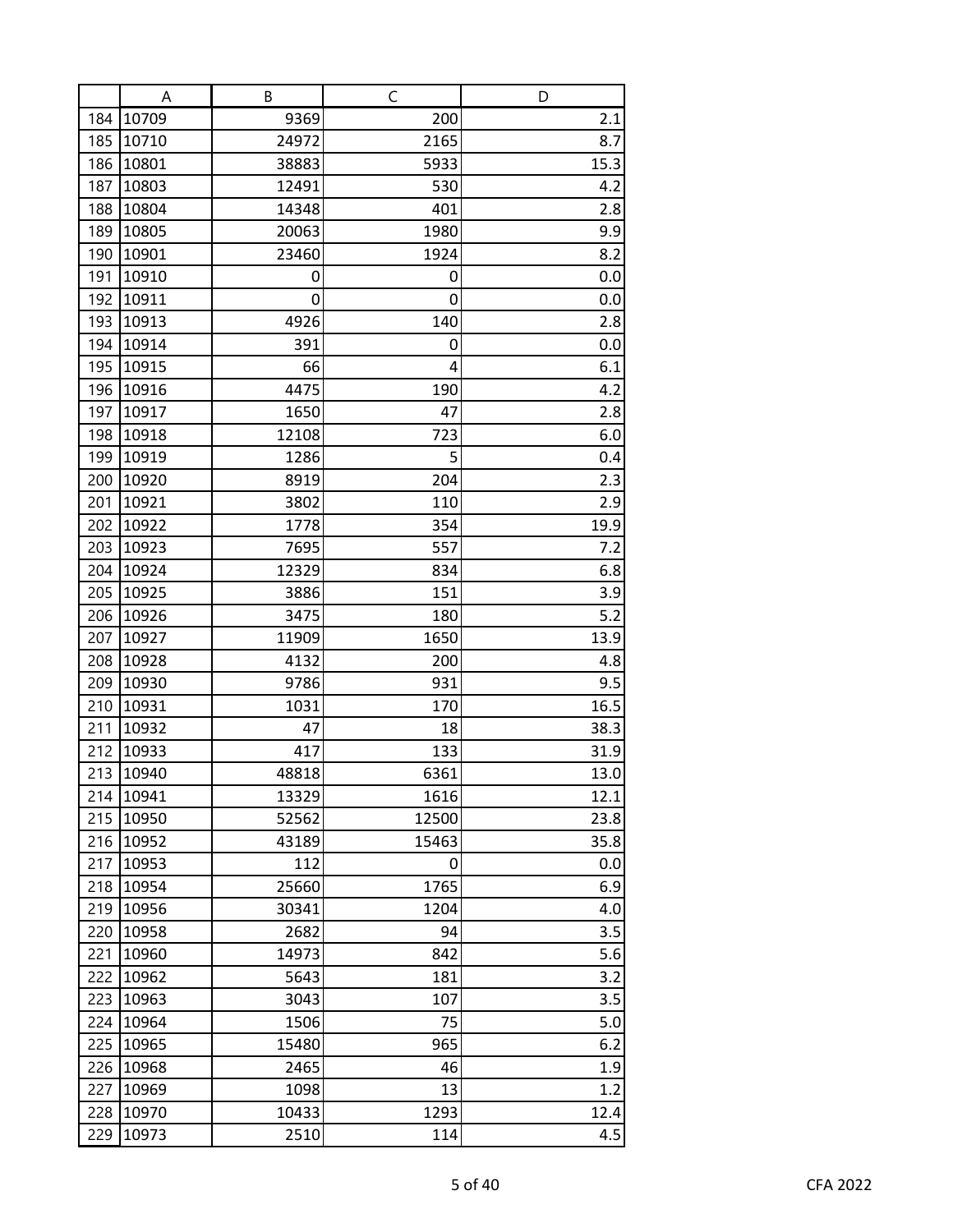| | A | B | C | D |
|---|---|---|---|---|
| 184 | 10709 | 9369 | 200 | 2.1 |
| 185 | 10710 | 24972 | 2165 | 8.7 |
| 186 | 10801 | 38883 | 5933 | 15.3 |
| 187 | 10803 | 12491 | 530 | 4.2 |
| 188 | 10804 | 14348 | 401 | 2.8 |
| 189 | 10805 | 20063 | 1980 | 9.9 |
| 190 | 10901 | 23460 | 1924 | 8.2 |
| 191 | 10910 | 0 | 0 | 0.0 |
| 192 | 10911 | 0 | 0 | 0.0 |
| 193 | 10913 | 4926 | 140 | 2.8 |
| 194 | 10914 | 391 | 0 | 0.0 |
| 195 | 10915 | 66 | 4 | 6.1 |
| 196 | 10916 | 4475 | 190 | 4.2 |
| 197 | 10917 | 1650 | 47 | 2.8 |
| 198 | 10918 | 12108 | 723 | 6.0 |
| 199 | 10919 | 1286 | 5 | 0.4 |
| 200 | 10920 | 8919 | 204 | 2.3 |
| 201 | 10921 | 3802 | 110 | 2.9 |
| 202 | 10922 | 1778 | 354 | 19.9 |
| 203 | 10923 | 7695 | 557 | 7.2 |
| 204 | 10924 | 12329 | 834 | 6.8 |
| 205 | 10925 | 3886 | 151 | 3.9 |
| 206 | 10926 | 3475 | 180 | 5.2 |
| 207 | 10927 | 11909 | 1650 | 13.9 |
| 208 | 10928 | 4132 | 200 | 4.8 |
| 209 | 10930 | 9786 | 931 | 9.5 |
| 210 | 10931 | 1031 | 170 | 16.5 |
| 211 | 10932 | 47 | 18 | 38.3 |
| 212 | 10933 | 417 | 133 | 31.9 |
| 213 | 10940 | 48818 | 6361 | 13.0 |
| 214 | 10941 | 13329 | 1616 | 12.1 |
| 215 | 10950 | 52562 | 12500 | 23.8 |
| 216 | 10952 | 43189 | 15463 | 35.8 |
| 217 | 10953 | 112 | 0 | 0.0 |
| 218 | 10954 | 25660 | 1765 | 6.9 |
| 219 | 10956 | 30341 | 1204 | 4.0 |
| 220 | 10958 | 2682 | 94 | 3.5 |
| 221 | 10960 | 14973 | 842 | 5.6 |
| 222 | 10962 | 5643 | 181 | 3.2 |
| 223 | 10963 | 3043 | 107 | 3.5 |
| 224 | 10964 | 1506 | 75 | 5.0 |
| 225 | 10965 | 15480 | 965 | 6.2 |
| 226 | 10968 | 2465 | 46 | 1.9 |
| 227 | 10969 | 1098 | 13 | 1.2 |
| 228 | 10970 | 10433 | 1293 | 12.4 |
| 229 | 10973 | 2510 | 114 | 4.5 |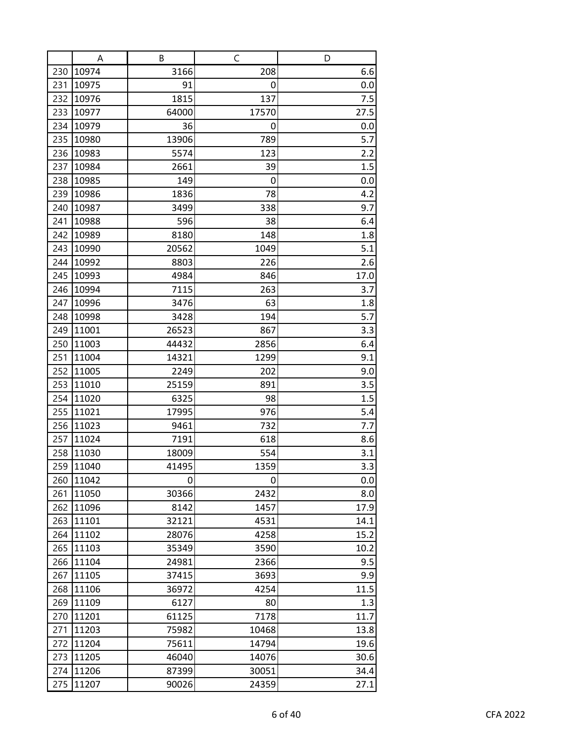| | A | B | C | D |
|---|---|---|---|---|
| 230 | 10974 | 3166 | 208 | 6.6 |
| 231 | 10975 | 91 | 0 | 0.0 |
| 232 | 10976 | 1815 | 137 | 7.5 |
| 233 | 10977 | 64000 | 17570 | 27.5 |
| 234 | 10979 | 36 | 0 | 0.0 |
| 235 | 10980 | 13906 | 789 | 5.7 |
| 236 | 10983 | 5574 | 123 | 2.2 |
| 237 | 10984 | 2661 | 39 | 1.5 |
| 238 | 10985 | 149 | 0 | 0.0 |
| 239 | 10986 | 1836 | 78 | 4.2 |
| 240 | 10987 | 3499 | 338 | 9.7 |
| 241 | 10988 | 596 | 38 | 6.4 |
| 242 | 10989 | 8180 | 148 | 1.8 |
| 243 | 10990 | 20562 | 1049 | 5.1 |
| 244 | 10992 | 8803 | 226 | 2.6 |
| 245 | 10993 | 4984 | 846 | 17.0 |
| 246 | 10994 | 7115 | 263 | 3.7 |
| 247 | 10996 | 3476 | 63 | 1.8 |
| 248 | 10998 | 3428 | 194 | 5.7 |
| 249 | 11001 | 26523 | 867 | 3.3 |
| 250 | 11003 | 44432 | 2856 | 6.4 |
| 251 | 11004 | 14321 | 1299 | 9.1 |
| 252 | 11005 | 2249 | 202 | 9.0 |
| 253 | 11010 | 25159 | 891 | 3.5 |
| 254 | 11020 | 6325 | 98 | 1.5 |
| 255 | 11021 | 17995 | 976 | 5.4 |
| 256 | 11023 | 9461 | 732 | 7.7 |
| 257 | 11024 | 7191 | 618 | 8.6 |
| 258 | 11030 | 18009 | 554 | 3.1 |
| 259 | 11040 | 41495 | 1359 | 3.3 |
| 260 | 11042 | 0 | 0 | 0.0 |
| 261 | 11050 | 30366 | 2432 | 8.0 |
| 262 | 11096 | 8142 | 1457 | 17.9 |
| 263 | 11101 | 32121 | 4531 | 14.1 |
| 264 | 11102 | 28076 | 4258 | 15.2 |
| 265 | 11103 | 35349 | 3590 | 10.2 |
| 266 | 11104 | 24981 | 2366 | 9.5 |
| 267 | 11105 | 37415 | 3693 | 9.9 |
| 268 | 11106 | 36972 | 4254 | 11.5 |
| 269 | 11109 | 6127 | 80 | 1.3 |
| 270 | 11201 | 61125 | 7178 | 11.7 |
| 271 | 11203 | 75982 | 10468 | 13.8 |
| 272 | 11204 | 75611 | 14794 | 19.6 |
| 273 | 11205 | 46040 | 14076 | 30.6 |
| 274 | 11206 | 87399 | 30051 | 34.4 |
| 275 | 11207 | 90026 | 24359 | 27.1 |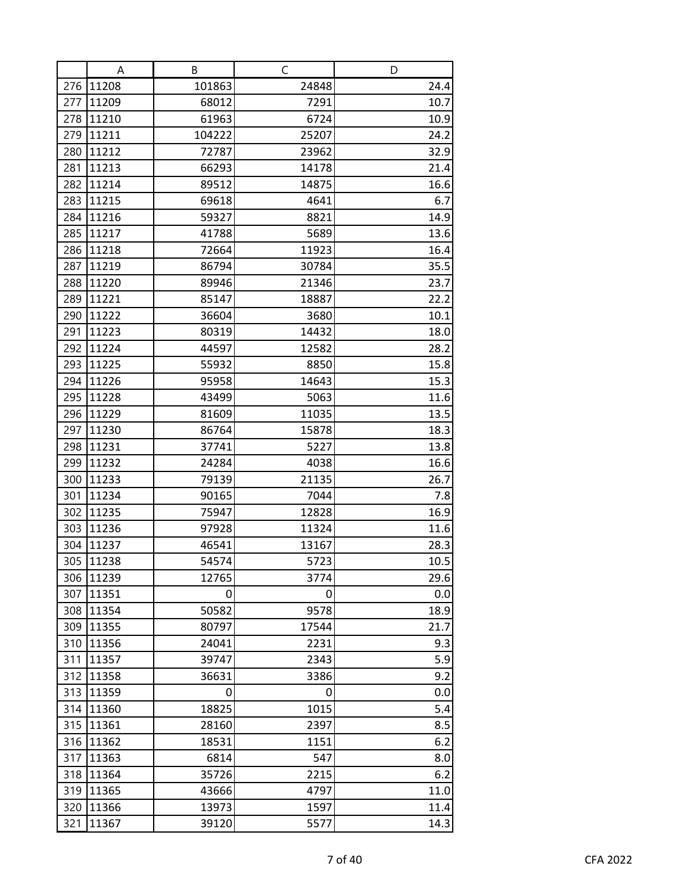| | A | B | C | D |
|---|---|---|---|---|
| 276 | 11208 | 101863 | 24848 | 24.4 |
| 277 | 11209 | 68012 | 7291 | 10.7 |
| 278 | 11210 | 61963 | 6724 | 10.9 |
| 279 | 11211 | 104222 | 25207 | 24.2 |
| 280 | 11212 | 72787 | 23962 | 32.9 |
| 281 | 11213 | 66293 | 14178 | 21.4 |
| 282 | 11214 | 89512 | 14875 | 16.6 |
| 283 | 11215 | 69618 | 4641 | 6.7 |
| 284 | 11216 | 59327 | 8821 | 14.9 |
| 285 | 11217 | 41788 | 5689 | 13.6 |
| 286 | 11218 | 72664 | 11923 | 16.4 |
| 287 | 11219 | 86794 | 30784 | 35.5 |
| 288 | 11220 | 89946 | 21346 | 23.7 |
| 289 | 11221 | 85147 | 18887 | 22.2 |
| 290 | 11222 | 36604 | 3680 | 10.1 |
| 291 | 11223 | 80319 | 14432 | 18.0 |
| 292 | 11224 | 44597 | 12582 | 28.2 |
| 293 | 11225 | 55932 | 8850 | 15.8 |
| 294 | 11226 | 95958 | 14643 | 15.3 |
| 295 | 11228 | 43499 | 5063 | 11.6 |
| 296 | 11229 | 81609 | 11035 | 13.5 |
| 297 | 11230 | 86764 | 15878 | 18.3 |
| 298 | 11231 | 37741 | 5227 | 13.8 |
| 299 | 11232 | 24284 | 4038 | 16.6 |
| 300 | 11233 | 79139 | 21135 | 26.7 |
| 301 | 11234 | 90165 | 7044 | 7.8 |
| 302 | 11235 | 75947 | 12828 | 16.9 |
| 303 | 11236 | 97928 | 11324 | 11.6 |
| 304 | 11237 | 46541 | 13167 | 28.3 |
| 305 | 11238 | 54574 | 5723 | 10.5 |
| 306 | 11239 | 12765 | 3774 | 29.6 |
| 307 | 11351 | 0 | 0 | 0.0 |
| 308 | 11354 | 50582 | 9578 | 18.9 |
| 309 | 11355 | 80797 | 17544 | 21.7 |
| 310 | 11356 | 24041 | 2231 | 9.3 |
| 311 | 11357 | 39747 | 2343 | 5.9 |
| 312 | 11358 | 36631 | 3386 | 9.2 |
| 313 | 11359 | 0 | 0 | 0.0 |
| 314 | 11360 | 18825 | 1015 | 5.4 |
| 315 | 11361 | 28160 | 2397 | 8.5 |
| 316 | 11362 | 18531 | 1151 | 6.2 |
| 317 | 11363 | 6814 | 547 | 8.0 |
| 318 | 11364 | 35726 | 2215 | 6.2 |
| 319 | 11365 | 43666 | 4797 | 11.0 |
| 320 | 11366 | 13973 | 1597 | 11.4 |
| 321 | 11367 | 39120 | 5577 | 14.3 |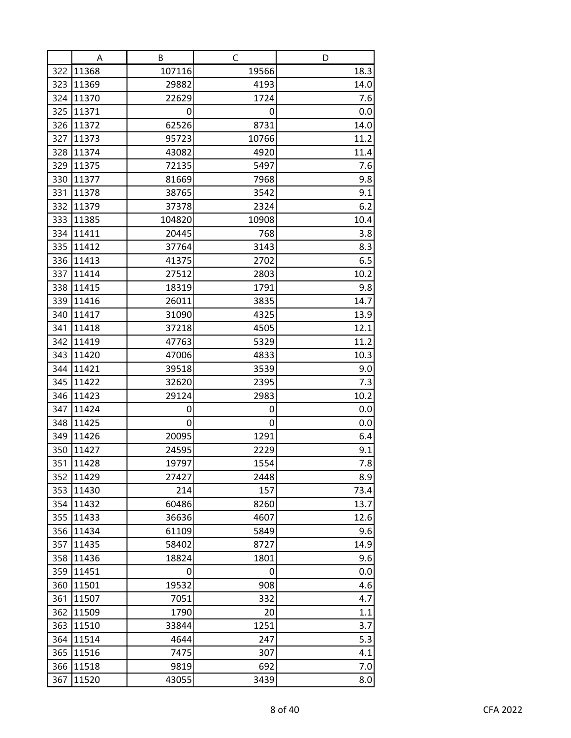|  | A | B | C | D |
|---|---|---|---|---|
| 322 | 11368 | 107116 | 19566 | 18.3 |
| 323 | 11369 | 29882 | 4193 | 14.0 |
| 324 | 11370 | 22629 | 1724 | 7.6 |
| 325 | 11371 | 0 | 0 | 0.0 |
| 326 | 11372 | 62526 | 8731 | 14.0 |
| 327 | 11373 | 95723 | 10766 | 11.2 |
| 328 | 11374 | 43082 | 4920 | 11.4 |
| 329 | 11375 | 72135 | 5497 | 7.6 |
| 330 | 11377 | 81669 | 7968 | 9.8 |
| 331 | 11378 | 38765 | 3542 | 9.1 |
| 332 | 11379 | 37378 | 2324 | 6.2 |
| 333 | 11385 | 104820 | 10908 | 10.4 |
| 334 | 11411 | 20445 | 768 | 3.8 |
| 335 | 11412 | 37764 | 3143 | 8.3 |
| 336 | 11413 | 41375 | 2702 | 6.5 |
| 337 | 11414 | 27512 | 2803 | 10.2 |
| 338 | 11415 | 18319 | 1791 | 9.8 |
| 339 | 11416 | 26011 | 3835 | 14.7 |
| 340 | 11417 | 31090 | 4325 | 13.9 |
| 341 | 11418 | 37218 | 4505 | 12.1 |
| 342 | 11419 | 47763 | 5329 | 11.2 |
| 343 | 11420 | 47006 | 4833 | 10.3 |
| 344 | 11421 | 39518 | 3539 | 9.0 |
| 345 | 11422 | 32620 | 2395 | 7.3 |
| 346 | 11423 | 29124 | 2983 | 10.2 |
| 347 | 11424 | 0 | 0 | 0.0 |
| 348 | 11425 | 0 | 0 | 0.0 |
| 349 | 11426 | 20095 | 1291 | 6.4 |
| 350 | 11427 | 24595 | 2229 | 9.1 |
| 351 | 11428 | 19797 | 1554 | 7.8 |
| 352 | 11429 | 27427 | 2448 | 8.9 |
| 353 | 11430 | 214 | 157 | 73.4 |
| 354 | 11432 | 60486 | 8260 | 13.7 |
| 355 | 11433 | 36636 | 4607 | 12.6 |
| 356 | 11434 | 61109 | 5849 | 9.6 |
| 357 | 11435 | 58402 | 8727 | 14.9 |
| 358 | 11436 | 18824 | 1801 | 9.6 |
| 359 | 11451 | 0 | 0 | 0.0 |
| 360 | 11501 | 19532 | 908 | 4.6 |
| 361 | 11507 | 7051 | 332 | 4.7 |
| 362 | 11509 | 1790 | 20 | 1.1 |
| 363 | 11510 | 33844 | 1251 | 3.7 |
| 364 | 11514 | 4644 | 247 | 5.3 |
| 365 | 11516 | 7475 | 307 | 4.1 |
| 366 | 11518 | 9819 | 692 | 7.0 |
| 367 | 11520 | 43055 | 3439 | 8.0 |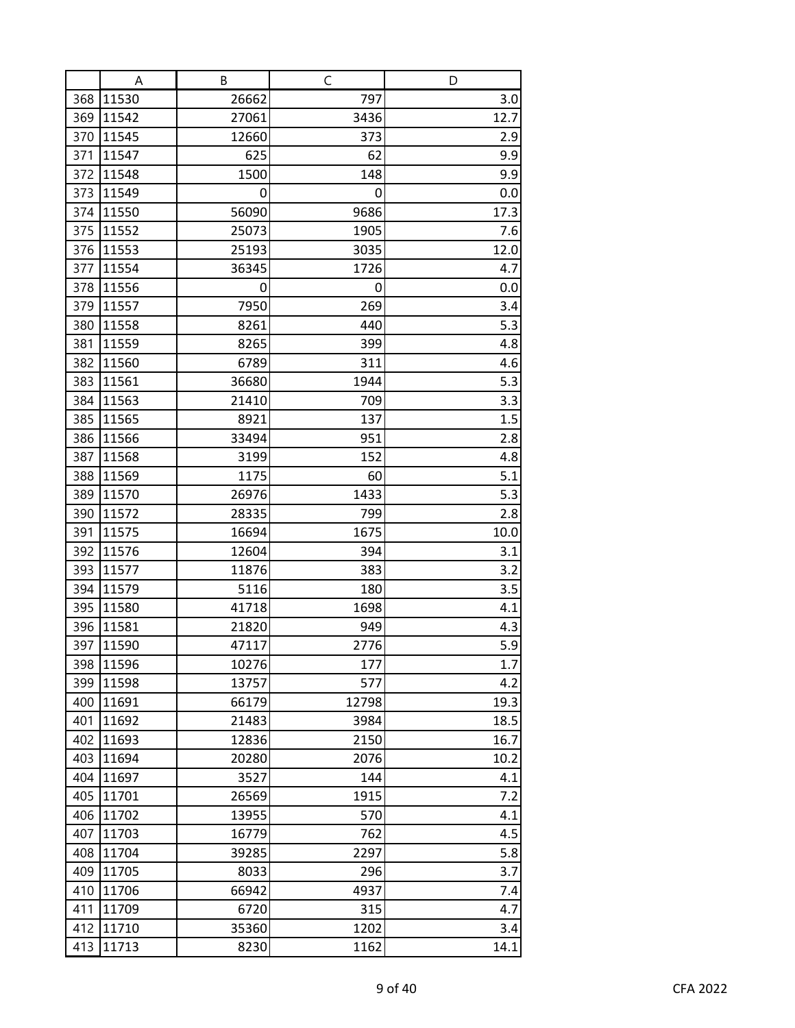|  | A | B | C | D |
|---|---|---|---|---|
| 368 | 11530 | 26662 | 797 | 3.0 |
| 369 | 11542 | 27061 | 3436 | 12.7 |
| 370 | 11545 | 12660 | 373 | 2.9 |
| 371 | 11547 | 625 | 62 | 9.9 |
| 372 | 11548 | 1500 | 148 | 9.9 |
| 373 | 11549 | 0 | 0 | 0.0 |
| 374 | 11550 | 56090 | 9686 | 17.3 |
| 375 | 11552 | 25073 | 1905 | 7.6 |
| 376 | 11553 | 25193 | 3035 | 12.0 |
| 377 | 11554 | 36345 | 1726 | 4.7 |
| 378 | 11556 | 0 | 0 | 0.0 |
| 379 | 11557 | 7950 | 269 | 3.4 |
| 380 | 11558 | 8261 | 440 | 5.3 |
| 381 | 11559 | 8265 | 399 | 4.8 |
| 382 | 11560 | 6789 | 311 | 4.6 |
| 383 | 11561 | 36680 | 1944 | 5.3 |
| 384 | 11563 | 21410 | 709 | 3.3 |
| 385 | 11565 | 8921 | 137 | 1.5 |
| 386 | 11566 | 33494 | 951 | 2.8 |
| 387 | 11568 | 3199 | 152 | 4.8 |
| 388 | 11569 | 1175 | 60 | 5.1 |
| 389 | 11570 | 26976 | 1433 | 5.3 |
| 390 | 11572 | 28335 | 799 | 2.8 |
| 391 | 11575 | 16694 | 1675 | 10.0 |
| 392 | 11576 | 12604 | 394 | 3.1 |
| 393 | 11577 | 11876 | 383 | 3.2 |
| 394 | 11579 | 5116 | 180 | 3.5 |
| 395 | 11580 | 41718 | 1698 | 4.1 |
| 396 | 11581 | 21820 | 949 | 4.3 |
| 397 | 11590 | 47117 | 2776 | 5.9 |
| 398 | 11596 | 10276 | 177 | 1.7 |
| 399 | 11598 | 13757 | 577 | 4.2 |
| 400 | 11691 | 66179 | 12798 | 19.3 |
| 401 | 11692 | 21483 | 3984 | 18.5 |
| 402 | 11693 | 12836 | 2150 | 16.7 |
| 403 | 11694 | 20280 | 2076 | 10.2 |
| 404 | 11697 | 3527 | 144 | 4.1 |
| 405 | 11701 | 26569 | 1915 | 7.2 |
| 406 | 11702 | 13955 | 570 | 4.1 |
| 407 | 11703 | 16779 | 762 | 4.5 |
| 408 | 11704 | 39285 | 2297 | 5.8 |
| 409 | 11705 | 8033 | 296 | 3.7 |
| 410 | 11706 | 66942 | 4937 | 7.4 |
| 411 | 11709 | 6720 | 315 | 4.7 |
| 412 | 11710 | 35360 | 1202 | 3.4 |
| 413 | 11713 | 8230 | 1162 | 14.1 |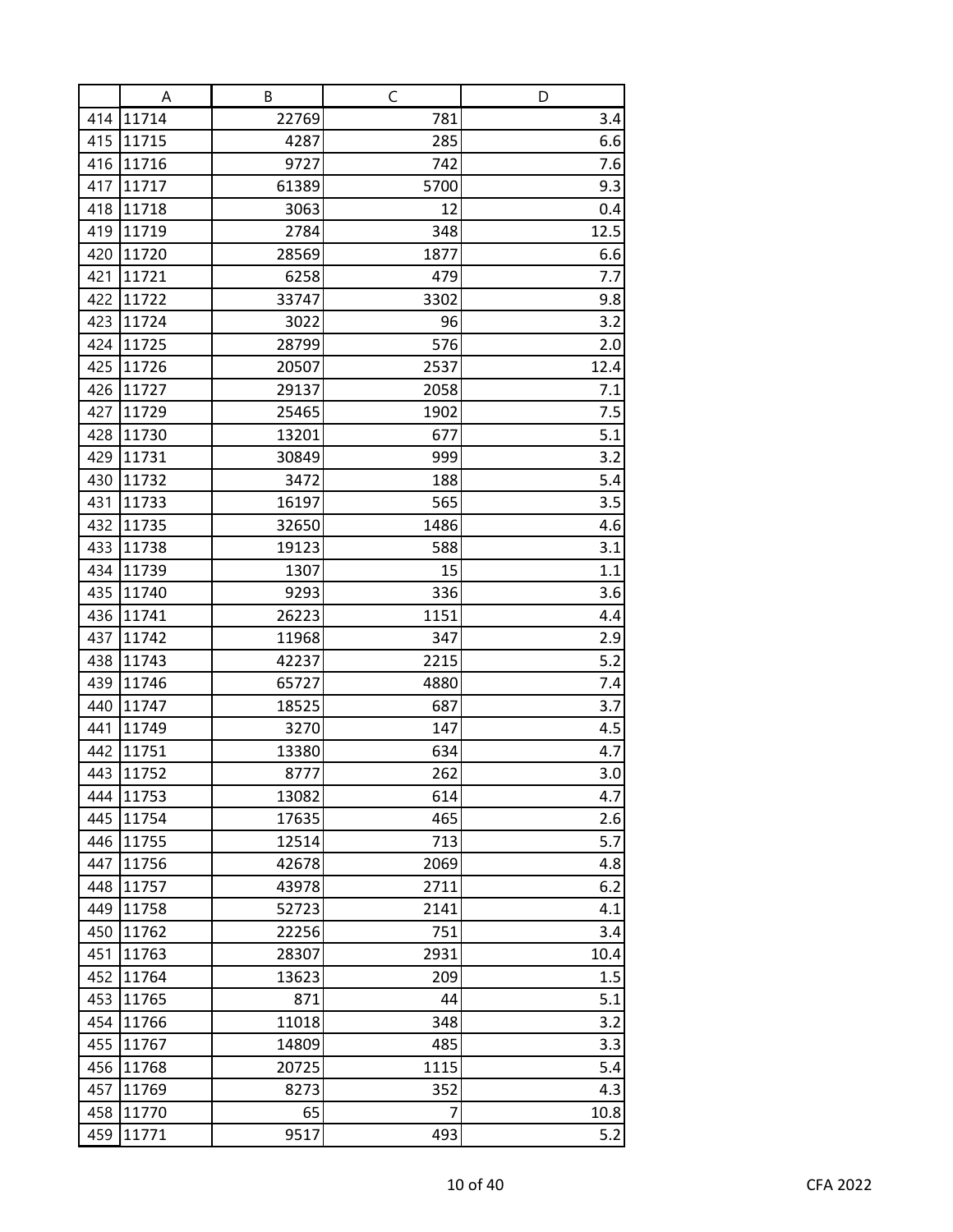| | A | B | C | D |
|---|---|---|---|---|
| 414 | 11714 | 22769 | 781 | 3.4 |
| 415 | 11715 | 4287 | 285 | 6.6 |
| 416 | 11716 | 9727 | 742 | 7.6 |
| 417 | 11717 | 61389 | 5700 | 9.3 |
| 418 | 11718 | 3063 | 12 | 0.4 |
| 419 | 11719 | 2784 | 348 | 12.5 |
| 420 | 11720 | 28569 | 1877 | 6.6 |
| 421 | 11721 | 6258 | 479 | 7.7 |
| 422 | 11722 | 33747 | 3302 | 9.8 |
| 423 | 11724 | 3022 | 96 | 3.2 |
| 424 | 11725 | 28799 | 576 | 2.0 |
| 425 | 11726 | 20507 | 2537 | 12.4 |
| 426 | 11727 | 29137 | 2058 | 7.1 |
| 427 | 11729 | 25465 | 1902 | 7.5 |
| 428 | 11730 | 13201 | 677 | 5.1 |
| 429 | 11731 | 30849 | 999 | 3.2 |
| 430 | 11732 | 3472 | 188 | 5.4 |
| 431 | 11733 | 16197 | 565 | 3.5 |
| 432 | 11735 | 32650 | 1486 | 4.6 |
| 433 | 11738 | 19123 | 588 | 3.1 |
| 434 | 11739 | 1307 | 15 | 1.1 |
| 435 | 11740 | 9293 | 336 | 3.6 |
| 436 | 11741 | 26223 | 1151 | 4.4 |
| 437 | 11742 | 11968 | 347 | 2.9 |
| 438 | 11743 | 42237 | 2215 | 5.2 |
| 439 | 11746 | 65727 | 4880 | 7.4 |
| 440 | 11747 | 18525 | 687 | 3.7 |
| 441 | 11749 | 3270 | 147 | 4.5 |
| 442 | 11751 | 13380 | 634 | 4.7 |
| 443 | 11752 | 8777 | 262 | 3.0 |
| 444 | 11753 | 13082 | 614 | 4.7 |
| 445 | 11754 | 17635 | 465 | 2.6 |
| 446 | 11755 | 12514 | 713 | 5.7 |
| 447 | 11756 | 42678 | 2069 | 4.8 |
| 448 | 11757 | 43978 | 2711 | 6.2 |
| 449 | 11758 | 52723 | 2141 | 4.1 |
| 450 | 11762 | 22256 | 751 | 3.4 |
| 451 | 11763 | 28307 | 2931 | 10.4 |
| 452 | 11764 | 13623 | 209 | 1.5 |
| 453 | 11765 | 871 | 44 | 5.1 |
| 454 | 11766 | 11018 | 348 | 3.2 |
| 455 | 11767 | 14809 | 485 | 3.3 |
| 456 | 11768 | 20725 | 1115 | 5.4 |
| 457 | 11769 | 8273 | 352 | 4.3 |
| 458 | 11770 | 65 | 7 | 10.8 |
| 459 | 11771 | 9517 | 493 | 5.2 |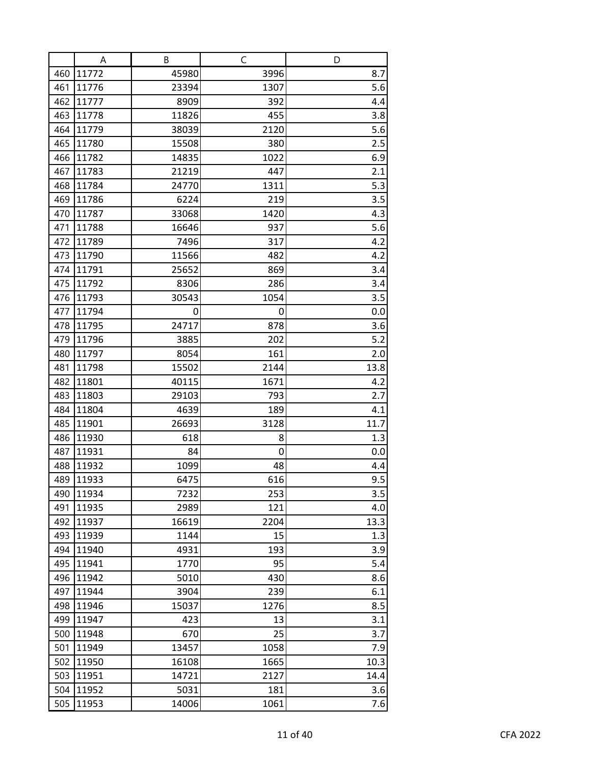| | A | B | C | D |
|---|---|---|---|---|
| 460 | 11772 | 45980 | 3996 | 8.7 |
| 461 | 11776 | 23394 | 1307 | 5.6 |
| 462 | 11777 | 8909 | 392 | 4.4 |
| 463 | 11778 | 11826 | 455 | 3.8 |
| 464 | 11779 | 38039 | 2120 | 5.6 |
| 465 | 11780 | 15508 | 380 | 2.5 |
| 466 | 11782 | 14835 | 1022 | 6.9 |
| 467 | 11783 | 21219 | 447 | 2.1 |
| 468 | 11784 | 24770 | 1311 | 5.3 |
| 469 | 11786 | 6224 | 219 | 3.5 |
| 470 | 11787 | 33068 | 1420 | 4.3 |
| 471 | 11788 | 16646 | 937 | 5.6 |
| 472 | 11789 | 7496 | 317 | 4.2 |
| 473 | 11790 | 11566 | 482 | 4.2 |
| 474 | 11791 | 25652 | 869 | 3.4 |
| 475 | 11792 | 8306 | 286 | 3.4 |
| 476 | 11793 | 30543 | 1054 | 3.5 |
| 477 | 11794 | 0 | 0 | 0.0 |
| 478 | 11795 | 24717 | 878 | 3.6 |
| 479 | 11796 | 3885 | 202 | 5.2 |
| 480 | 11797 | 8054 | 161 | 2.0 |
| 481 | 11798 | 15502 | 2144 | 13.8 |
| 482 | 11801 | 40115 | 1671 | 4.2 |
| 483 | 11803 | 29103 | 793 | 2.7 |
| 484 | 11804 | 4639 | 189 | 4.1 |
| 485 | 11901 | 26693 | 3128 | 11.7 |
| 486 | 11930 | 618 | 8 | 1.3 |
| 487 | 11931 | 84 | 0 | 0.0 |
| 488 | 11932 | 1099 | 48 | 4.4 |
| 489 | 11933 | 6475 | 616 | 9.5 |
| 490 | 11934 | 7232 | 253 | 3.5 |
| 491 | 11935 | 2989 | 121 | 4.0 |
| 492 | 11937 | 16619 | 2204 | 13.3 |
| 493 | 11939 | 1144 | 15 | 1.3 |
| 494 | 11940 | 4931 | 193 | 3.9 |
| 495 | 11941 | 1770 | 95 | 5.4 |
| 496 | 11942 | 5010 | 430 | 8.6 |
| 497 | 11944 | 3904 | 239 | 6.1 |
| 498 | 11946 | 15037 | 1276 | 8.5 |
| 499 | 11947 | 423 | 13 | 3.1 |
| 500 | 11948 | 670 | 25 | 3.7 |
| 501 | 11949 | 13457 | 1058 | 7.9 |
| 502 | 11950 | 16108 | 1665 | 10.3 |
| 503 | 11951 | 14721 | 2127 | 14.4 |
| 504 | 11952 | 5031 | 181 | 3.6 |
| 505 | 11953 | 14006 | 1061 | 7.6 |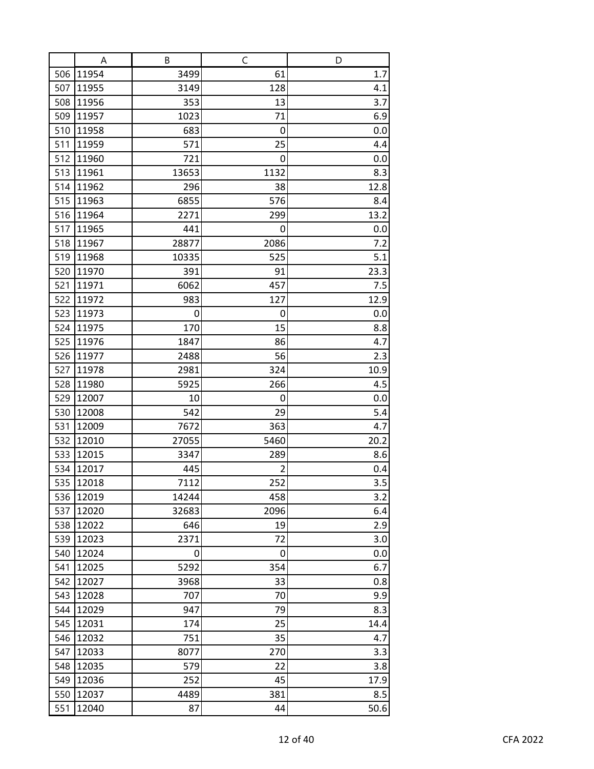| | A | B | C | D |
|---|---|---|---|---|
| 506 | 11954 | 3499 | 61 | 1.7 |
| 507 | 11955 | 3149 | 128 | 4.1 |
| 508 | 11956 | 353 | 13 | 3.7 |
| 509 | 11957 | 1023 | 71 | 6.9 |
| 510 | 11958 | 683 | 0 | 0.0 |
| 511 | 11959 | 571 | 25 | 4.4 |
| 512 | 11960 | 721 | 0 | 0.0 |
| 513 | 11961 | 13653 | 1132 | 8.3 |
| 514 | 11962 | 296 | 38 | 12.8 |
| 515 | 11963 | 6855 | 576 | 8.4 |
| 516 | 11964 | 2271 | 299 | 13.2 |
| 517 | 11965 | 441 | 0 | 0.0 |
| 518 | 11967 | 28877 | 2086 | 7.2 |
| 519 | 11968 | 10335 | 525 | 5.1 |
| 520 | 11970 | 391 | 91 | 23.3 |
| 521 | 11971 | 6062 | 457 | 7.5 |
| 522 | 11972 | 983 | 127 | 12.9 |
| 523 | 11973 | 0 | 0 | 0.0 |
| 524 | 11975 | 170 | 15 | 8.8 |
| 525 | 11976 | 1847 | 86 | 4.7 |
| 526 | 11977 | 2488 | 56 | 2.3 |
| 527 | 11978 | 2981 | 324 | 10.9 |
| 528 | 11980 | 5925 | 266 | 4.5 |
| 529 | 12007 | 10 | 0 | 0.0 |
| 530 | 12008 | 542 | 29 | 5.4 |
| 531 | 12009 | 7672 | 363 | 4.7 |
| 532 | 12010 | 27055 | 5460 | 20.2 |
| 533 | 12015 | 3347 | 289 | 8.6 |
| 534 | 12017 | 445 | 2 | 0.4 |
| 535 | 12018 | 7112 | 252 | 3.5 |
| 536 | 12019 | 14244 | 458 | 3.2 |
| 537 | 12020 | 32683 | 2096 | 6.4 |
| 538 | 12022 | 646 | 19 | 2.9 |
| 539 | 12023 | 2371 | 72 | 3.0 |
| 540 | 12024 | 0 | 0 | 0.0 |
| 541 | 12025 | 5292 | 354 | 6.7 |
| 542 | 12027 | 3968 | 33 | 0.8 |
| 543 | 12028 | 707 | 70 | 9.9 |
| 544 | 12029 | 947 | 79 | 8.3 |
| 545 | 12031 | 174 | 25 | 14.4 |
| 546 | 12032 | 751 | 35 | 4.7 |
| 547 | 12033 | 8077 | 270 | 3.3 |
| 548 | 12035 | 579 | 22 | 3.8 |
| 549 | 12036 | 252 | 45 | 17.9 |
| 550 | 12037 | 4489 | 381 | 8.5 |
| 551 | 12040 | 87 | 44 | 50.6 |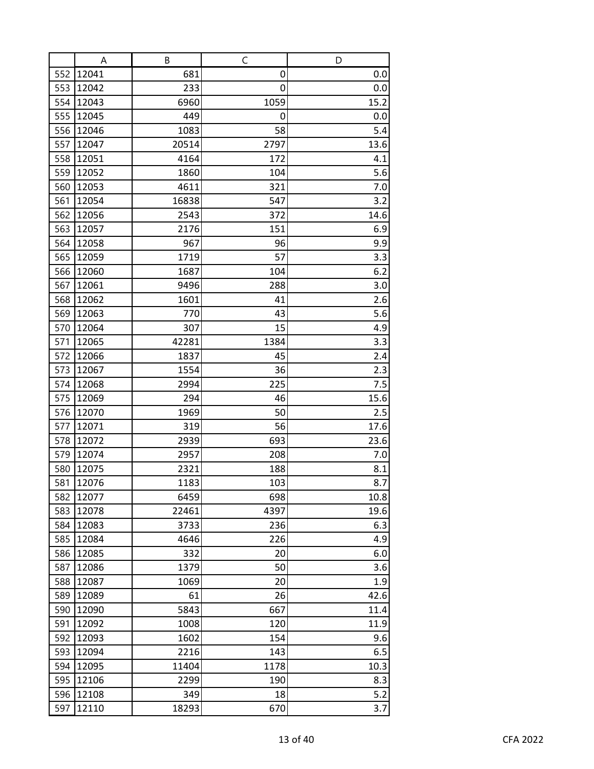| | A | B | C | D |
|---|---|---|---|---|
| 552 | 12041 | 681 | 0 | 0.0 |
| 553 | 12042 | 233 | 0 | 0.0 |
| 554 | 12043 | 6960 | 1059 | 15.2 |
| 555 | 12045 | 449 | 0 | 0.0 |
| 556 | 12046 | 1083 | 58 | 5.4 |
| 557 | 12047 | 20514 | 2797 | 13.6 |
| 558 | 12051 | 4164 | 172 | 4.1 |
| 559 | 12052 | 1860 | 104 | 5.6 |
| 560 | 12053 | 4611 | 321 | 7.0 |
| 561 | 12054 | 16838 | 547 | 3.2 |
| 562 | 12056 | 2543 | 372 | 14.6 |
| 563 | 12057 | 2176 | 151 | 6.9 |
| 564 | 12058 | 967 | 96 | 9.9 |
| 565 | 12059 | 1719 | 57 | 3.3 |
| 566 | 12060 | 1687 | 104 | 6.2 |
| 567 | 12061 | 9496 | 288 | 3.0 |
| 568 | 12062 | 1601 | 41 | 2.6 |
| 569 | 12063 | 770 | 43 | 5.6 |
| 570 | 12064 | 307 | 15 | 4.9 |
| 571 | 12065 | 42281 | 1384 | 3.3 |
| 572 | 12066 | 1837 | 45 | 2.4 |
| 573 | 12067 | 1554 | 36 | 2.3 |
| 574 | 12068 | 2994 | 225 | 7.5 |
| 575 | 12069 | 294 | 46 | 15.6 |
| 576 | 12070 | 1969 | 50 | 2.5 |
| 577 | 12071 | 319 | 56 | 17.6 |
| 578 | 12072 | 2939 | 693 | 23.6 |
| 579 | 12074 | 2957 | 208 | 7.0 |
| 580 | 12075 | 2321 | 188 | 8.1 |
| 581 | 12076 | 1183 | 103 | 8.7 |
| 582 | 12077 | 6459 | 698 | 10.8 |
| 583 | 12078 | 22461 | 4397 | 19.6 |
| 584 | 12083 | 3733 | 236 | 6.3 |
| 585 | 12084 | 4646 | 226 | 4.9 |
| 586 | 12085 | 332 | 20 | 6.0 |
| 587 | 12086 | 1379 | 50 | 3.6 |
| 588 | 12087 | 1069 | 20 | 1.9 |
| 589 | 12089 | 61 | 26 | 42.6 |
| 590 | 12090 | 5843 | 667 | 11.4 |
| 591 | 12092 | 1008 | 120 | 11.9 |
| 592 | 12093 | 1602 | 154 | 9.6 |
| 593 | 12094 | 2216 | 143 | 6.5 |
| 594 | 12095 | 11404 | 1178 | 10.3 |
| 595 | 12106 | 2299 | 190 | 8.3 |
| 596 | 12108 | 349 | 18 | 5.2 |
| 597 | 12110 | 18293 | 670 | 3.7 |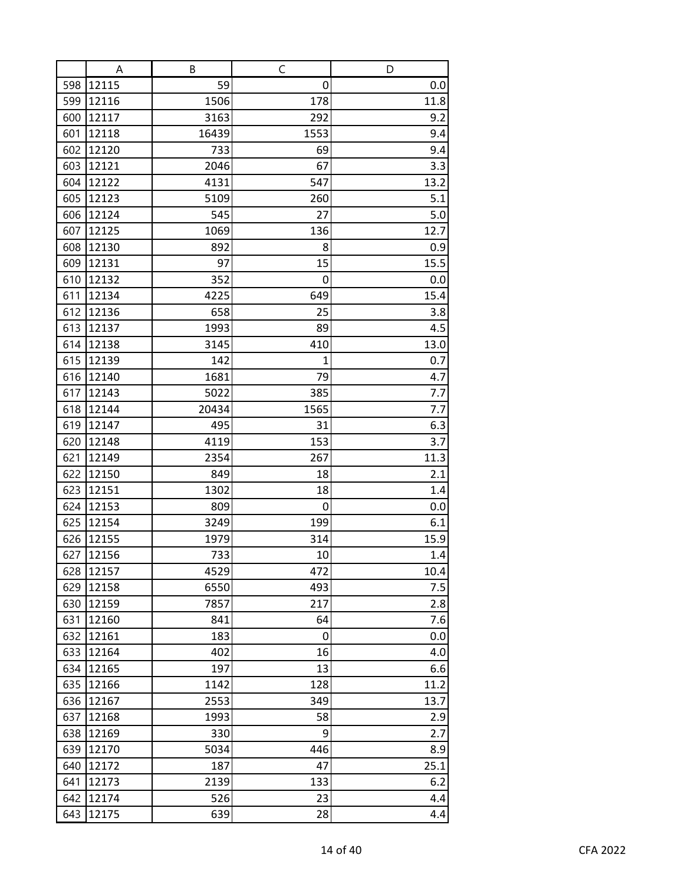| | A | B | C | D |
|---|---|---|---|---|
| 598 | 12115 | 59 | 0 | 0.0 |
| 599 | 12116 | 1506 | 178 | 11.8 |
| 600 | 12117 | 3163 | 292 | 9.2 |
| 601 | 12118 | 16439 | 1553 | 9.4 |
| 602 | 12120 | 733 | 69 | 9.4 |
| 603 | 12121 | 2046 | 67 | 3.3 |
| 604 | 12122 | 4131 | 547 | 13.2 |
| 605 | 12123 | 5109 | 260 | 5.1 |
| 606 | 12124 | 545 | 27 | 5.0 |
| 607 | 12125 | 1069 | 136 | 12.7 |
| 608 | 12130 | 892 | 8 | 0.9 |
| 609 | 12131 | 97 | 15 | 15.5 |
| 610 | 12132 | 352 | 0 | 0.0 |
| 611 | 12134 | 4225 | 649 | 15.4 |
| 612 | 12136 | 658 | 25 | 3.8 |
| 613 | 12137 | 1993 | 89 | 4.5 |
| 614 | 12138 | 3145 | 410 | 13.0 |
| 615 | 12139 | 142 | 1 | 0.7 |
| 616 | 12140 | 1681 | 79 | 4.7 |
| 617 | 12143 | 5022 | 385 | 7.7 |
| 618 | 12144 | 20434 | 1565 | 7.7 |
| 619 | 12147 | 495 | 31 | 6.3 |
| 620 | 12148 | 4119 | 153 | 3.7 |
| 621 | 12149 | 2354 | 267 | 11.3 |
| 622 | 12150 | 849 | 18 | 2.1 |
| 623 | 12151 | 1302 | 18 | 1.4 |
| 624 | 12153 | 809 | 0 | 0.0 |
| 625 | 12154 | 3249 | 199 | 6.1 |
| 626 | 12155 | 1979 | 314 | 15.9 |
| 627 | 12156 | 733 | 10 | 1.4 |
| 628 | 12157 | 4529 | 472 | 10.4 |
| 629 | 12158 | 6550 | 493 | 7.5 |
| 630 | 12159 | 7857 | 217 | 2.8 |
| 631 | 12160 | 841 | 64 | 7.6 |
| 632 | 12161 | 183 | 0 | 0.0 |
| 633 | 12164 | 402 | 16 | 4.0 |
| 634 | 12165 | 197 | 13 | 6.6 |
| 635 | 12166 | 1142 | 128 | 11.2 |
| 636 | 12167 | 2553 | 349 | 13.7 |
| 637 | 12168 | 1993 | 58 | 2.9 |
| 638 | 12169 | 330 | 9 | 2.7 |
| 639 | 12170 | 5034 | 446 | 8.9 |
| 640 | 12172 | 187 | 47 | 25.1 |
| 641 | 12173 | 2139 | 133 | 6.2 |
| 642 | 12174 | 526 | 23 | 4.4 |
| 643 | 12175 | 639 | 28 | 4.4 |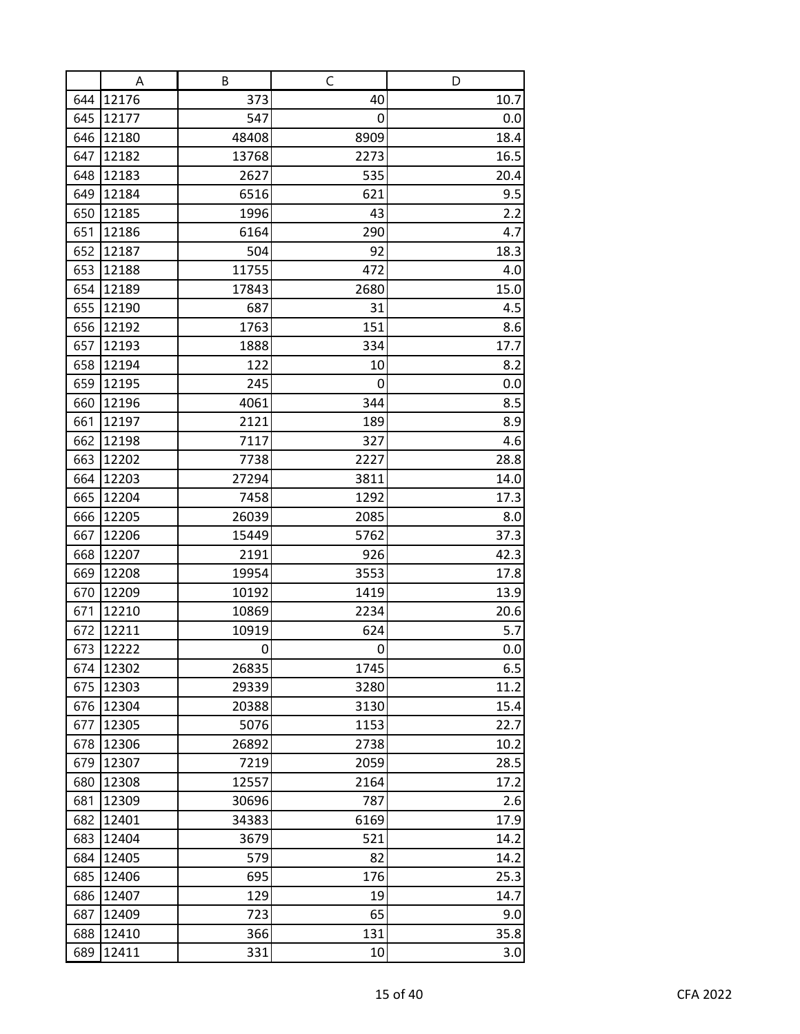| | A | B | C | D |
|---|---|---|---|---|
| 644 | 12176 | 373 | 40 | 10.7 |
| 645 | 12177 | 547 | 0 | 0.0 |
| 646 | 12180 | 48408 | 8909 | 18.4 |
| 647 | 12182 | 13768 | 2273 | 16.5 |
| 648 | 12183 | 2627 | 535 | 20.4 |
| 649 | 12184 | 6516 | 621 | 9.5 |
| 650 | 12185 | 1996 | 43 | 2.2 |
| 651 | 12186 | 6164 | 290 | 4.7 |
| 652 | 12187 | 504 | 92 | 18.3 |
| 653 | 12188 | 11755 | 472 | 4.0 |
| 654 | 12189 | 17843 | 2680 | 15.0 |
| 655 | 12190 | 687 | 31 | 4.5 |
| 656 | 12192 | 1763 | 151 | 8.6 |
| 657 | 12193 | 1888 | 334 | 17.7 |
| 658 | 12194 | 122 | 10 | 8.2 |
| 659 | 12195 | 245 | 0 | 0.0 |
| 660 | 12196 | 4061 | 344 | 8.5 |
| 661 | 12197 | 2121 | 189 | 8.9 |
| 662 | 12198 | 7117 | 327 | 4.6 |
| 663 | 12202 | 7738 | 2227 | 28.8 |
| 664 | 12203 | 27294 | 3811 | 14.0 |
| 665 | 12204 | 7458 | 1292 | 17.3 |
| 666 | 12205 | 26039 | 2085 | 8.0 |
| 667 | 12206 | 15449 | 5762 | 37.3 |
| 668 | 12207 | 2191 | 926 | 42.3 |
| 669 | 12208 | 19954 | 3553 | 17.8 |
| 670 | 12209 | 10192 | 1419 | 13.9 |
| 671 | 12210 | 10869 | 2234 | 20.6 |
| 672 | 12211 | 10919 | 624 | 5.7 |
| 673 | 12222 | 0 | 0 | 0.0 |
| 674 | 12302 | 26835 | 1745 | 6.5 |
| 675 | 12303 | 29339 | 3280 | 11.2 |
| 676 | 12304 | 20388 | 3130 | 15.4 |
| 677 | 12305 | 5076 | 1153 | 22.7 |
| 678 | 12306 | 26892 | 2738 | 10.2 |
| 679 | 12307 | 7219 | 2059 | 28.5 |
| 680 | 12308 | 12557 | 2164 | 17.2 |
| 681 | 12309 | 30696 | 787 | 2.6 |
| 682 | 12401 | 34383 | 6169 | 17.9 |
| 683 | 12404 | 3679 | 521 | 14.2 |
| 684 | 12405 | 579 | 82 | 14.2 |
| 685 | 12406 | 695 | 176 | 25.3 |
| 686 | 12407 | 129 | 19 | 14.7 |
| 687 | 12409 | 723 | 65 | 9.0 |
| 688 | 12410 | 366 | 131 | 35.8 |
| 689 | 12411 | 331 | 10 | 3.0 |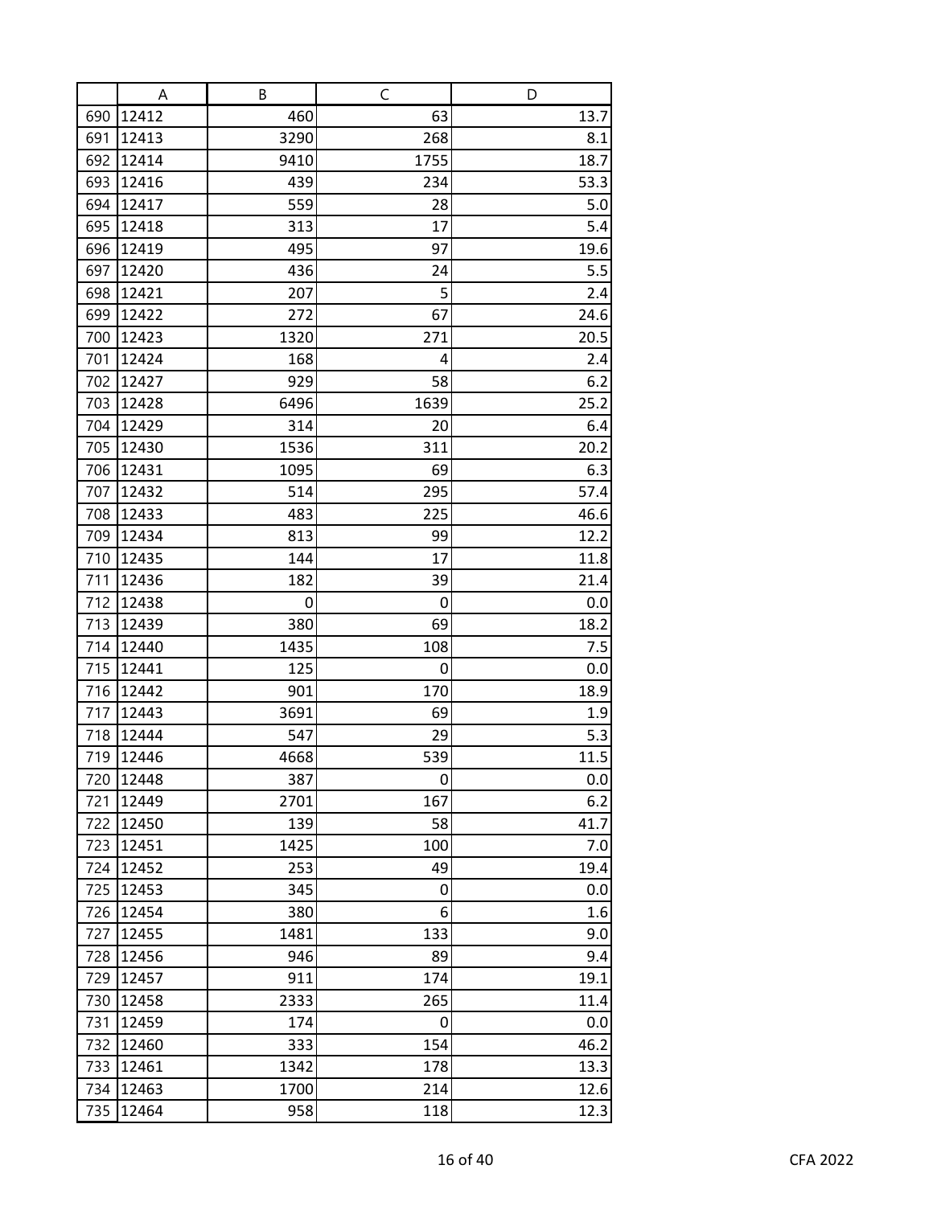| | A | B | C | D |
|---|---|---|---|---|
| 690 | 12412 | 460 | 63 | 13.7 |
| 691 | 12413 | 3290 | 268 | 8.1 |
| 692 | 12414 | 9410 | 1755 | 18.7 |
| 693 | 12416 | 439 | 234 | 53.3 |
| 694 | 12417 | 559 | 28 | 5.0 |
| 695 | 12418 | 313 | 17 | 5.4 |
| 696 | 12419 | 495 | 97 | 19.6 |
| 697 | 12420 | 436 | 24 | 5.5 |
| 698 | 12421 | 207 | 5 | 2.4 |
| 699 | 12422 | 272 | 67 | 24.6 |
| 700 | 12423 | 1320 | 271 | 20.5 |
| 701 | 12424 | 168 | 4 | 2.4 |
| 702 | 12427 | 929 | 58 | 6.2 |
| 703 | 12428 | 6496 | 1639 | 25.2 |
| 704 | 12429 | 314 | 20 | 6.4 |
| 705 | 12430 | 1536 | 311 | 20.2 |
| 706 | 12431 | 1095 | 69 | 6.3 |
| 707 | 12432 | 514 | 295 | 57.4 |
| 708 | 12433 | 483 | 225 | 46.6 |
| 709 | 12434 | 813 | 99 | 12.2 |
| 710 | 12435 | 144 | 17 | 11.8 |
| 711 | 12436 | 182 | 39 | 21.4 |
| 712 | 12438 | 0 | 0 | 0.0 |
| 713 | 12439 | 380 | 69 | 18.2 |
| 714 | 12440 | 1435 | 108 | 7.5 |
| 715 | 12441 | 125 | 0 | 0.0 |
| 716 | 12442 | 901 | 170 | 18.9 |
| 717 | 12443 | 3691 | 69 | 1.9 |
| 718 | 12444 | 547 | 29 | 5.3 |
| 719 | 12446 | 4668 | 539 | 11.5 |
| 720 | 12448 | 387 | 0 | 0.0 |
| 721 | 12449 | 2701 | 167 | 6.2 |
| 722 | 12450 | 139 | 58 | 41.7 |
| 723 | 12451 | 1425 | 100 | 7.0 |
| 724 | 12452 | 253 | 49 | 19.4 |
| 725 | 12453 | 345 | 0 | 0.0 |
| 726 | 12454 | 380 | 6 | 1.6 |
| 727 | 12455 | 1481 | 133 | 9.0 |
| 728 | 12456 | 946 | 89 | 9.4 |
| 729 | 12457 | 911 | 174 | 19.1 |
| 730 | 12458 | 2333 | 265 | 11.4 |
| 731 | 12459 | 174 | 0 | 0.0 |
| 732 | 12460 | 333 | 154 | 46.2 |
| 733 | 12461 | 1342 | 178 | 13.3 |
| 734 | 12463 | 1700 | 214 | 12.6 |
| 735 | 12464 | 958 | 118 | 12.3 |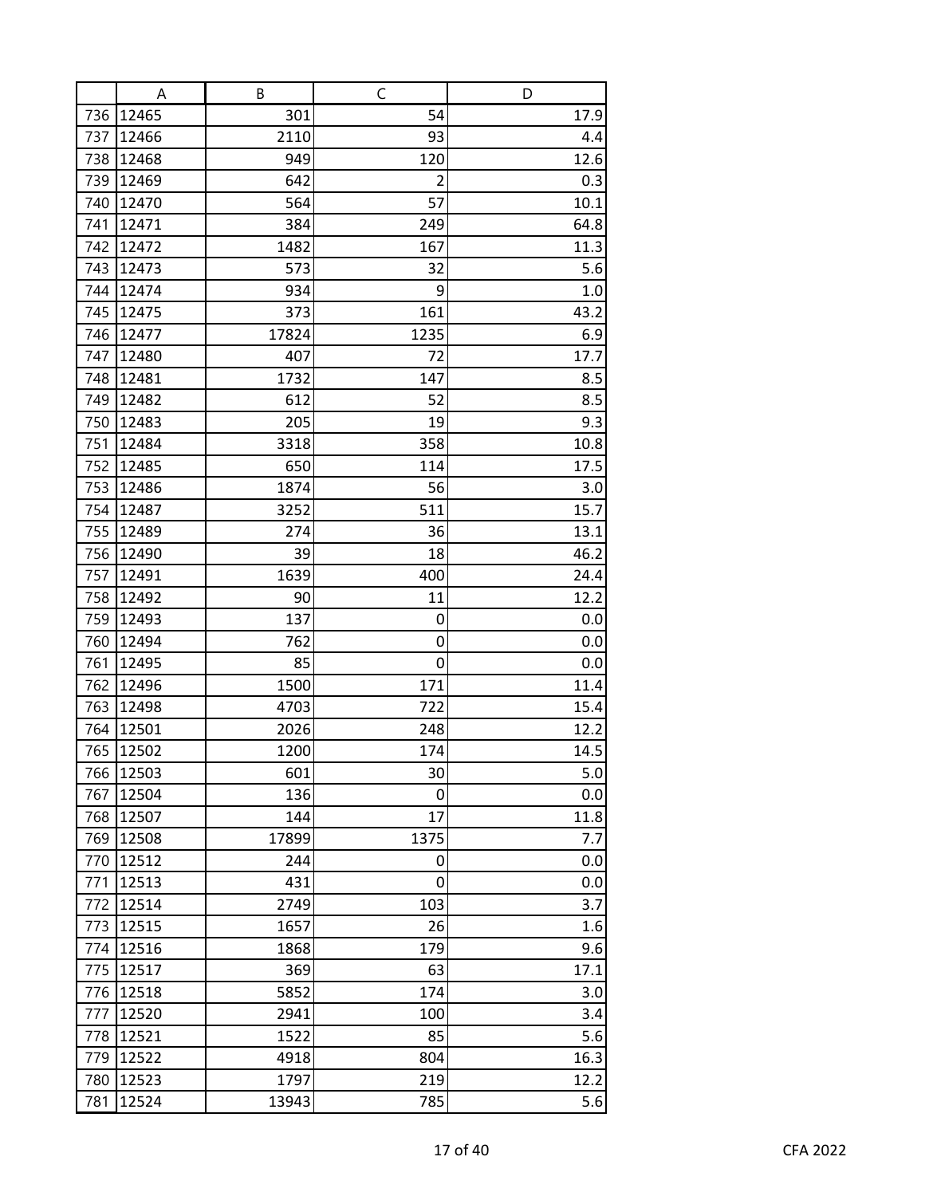| | A | B | C | D |
|---|---|---|---|---|
| 736 | 12465 | 301 | 54 | 17.9 |
| 737 | 12466 | 2110 | 93 | 4.4 |
| 738 | 12468 | 949 | 120 | 12.6 |
| 739 | 12469 | 642 | 2 | 0.3 |
| 740 | 12470 | 564 | 57 | 10.1 |
| 741 | 12471 | 384 | 249 | 64.8 |
| 742 | 12472 | 1482 | 167 | 11.3 |
| 743 | 12473 | 573 | 32 | 5.6 |
| 744 | 12474 | 934 | 9 | 1.0 |
| 745 | 12475 | 373 | 161 | 43.2 |
| 746 | 12477 | 17824 | 1235 | 6.9 |
| 747 | 12480 | 407 | 72 | 17.7 |
| 748 | 12481 | 1732 | 147 | 8.5 |
| 749 | 12482 | 612 | 52 | 8.5 |
| 750 | 12483 | 205 | 19 | 9.3 |
| 751 | 12484 | 3318 | 358 | 10.8 |
| 752 | 12485 | 650 | 114 | 17.5 |
| 753 | 12486 | 1874 | 56 | 3.0 |
| 754 | 12487 | 3252 | 511 | 15.7 |
| 755 | 12489 | 274 | 36 | 13.1 |
| 756 | 12490 | 39 | 18 | 46.2 |
| 757 | 12491 | 1639 | 400 | 24.4 |
| 758 | 12492 | 90 | 11 | 12.2 |
| 759 | 12493 | 137 | 0 | 0.0 |
| 760 | 12494 | 762 | 0 | 0.0 |
| 761 | 12495 | 85 | 0 | 0.0 |
| 762 | 12496 | 1500 | 171 | 11.4 |
| 763 | 12498 | 4703 | 722 | 15.4 |
| 764 | 12501 | 2026 | 248 | 12.2 |
| 765 | 12502 | 1200 | 174 | 14.5 |
| 766 | 12503 | 601 | 30 | 5.0 |
| 767 | 12504 | 136 | 0 | 0.0 |
| 768 | 12507 | 144 | 17 | 11.8 |
| 769 | 12508 | 17899 | 1375 | 7.7 |
| 770 | 12512 | 244 | 0 | 0.0 |
| 771 | 12513 | 431 | 0 | 0.0 |
| 772 | 12514 | 2749 | 103 | 3.7 |
| 773 | 12515 | 1657 | 26 | 1.6 |
| 774 | 12516 | 1868 | 179 | 9.6 |
| 775 | 12517 | 369 | 63 | 17.1 |
| 776 | 12518 | 5852 | 174 | 3.0 |
| 777 | 12520 | 2941 | 100 | 3.4 |
| 778 | 12521 | 1522 | 85 | 5.6 |
| 779 | 12522 | 4918 | 804 | 16.3 |
| 780 | 12523 | 1797 | 219 | 12.2 |
| 781 | 12524 | 13943 | 785 | 5.6 |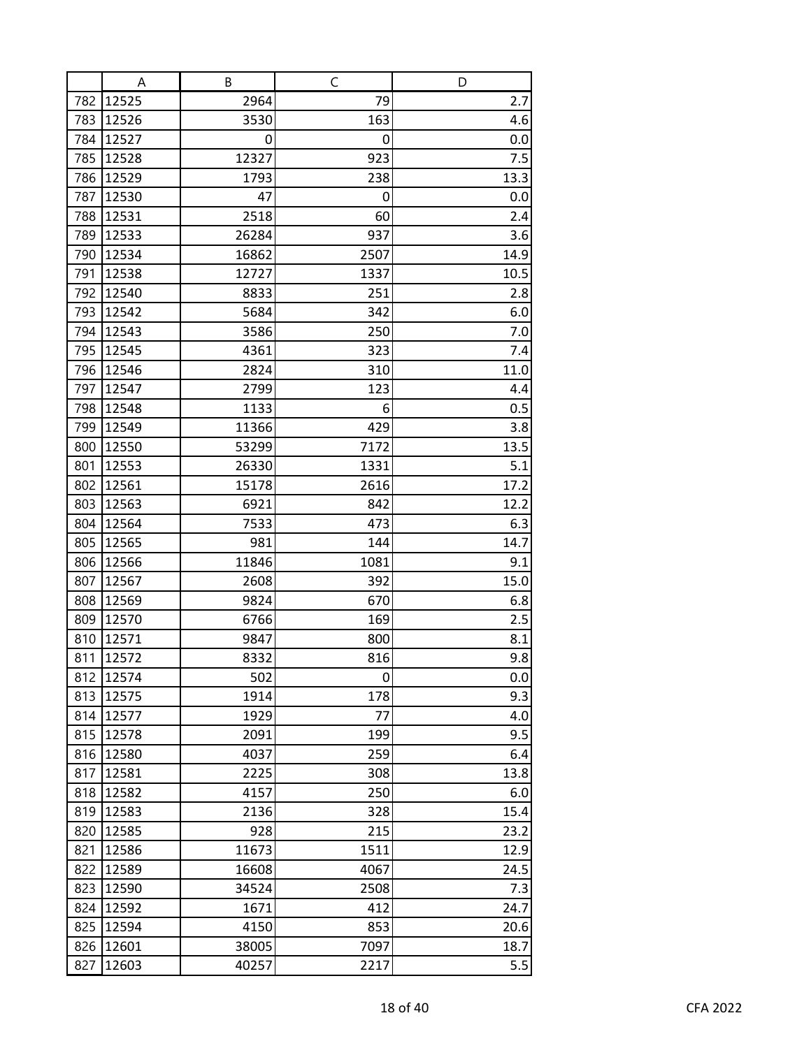| | A | B | C | D |
|---|---|---|---|---|
| 782 | 12525 | 2964 | 79 | 2.7 |
| 783 | 12526 | 3530 | 163 | 4.6 |
| 784 | 12527 | 0 | 0 | 0.0 |
| 785 | 12528 | 12327 | 923 | 7.5 |
| 786 | 12529 | 1793 | 238 | 13.3 |
| 787 | 12530 | 47 | 0 | 0.0 |
| 788 | 12531 | 2518 | 60 | 2.4 |
| 789 | 12533 | 26284 | 937 | 3.6 |
| 790 | 12534 | 16862 | 2507 | 14.9 |
| 791 | 12538 | 12727 | 1337 | 10.5 |
| 792 | 12540 | 8833 | 251 | 2.8 |
| 793 | 12542 | 5684 | 342 | 6.0 |
| 794 | 12543 | 3586 | 250 | 7.0 |
| 795 | 12545 | 4361 | 323 | 7.4 |
| 796 | 12546 | 2824 | 310 | 11.0 |
| 797 | 12547 | 2799 | 123 | 4.4 |
| 798 | 12548 | 1133 | 6 | 0.5 |
| 799 | 12549 | 11366 | 429 | 3.8 |
| 800 | 12550 | 53299 | 7172 | 13.5 |
| 801 | 12553 | 26330 | 1331 | 5.1 |
| 802 | 12561 | 15178 | 2616 | 17.2 |
| 803 | 12563 | 6921 | 842 | 12.2 |
| 804 | 12564 | 7533 | 473 | 6.3 |
| 805 | 12565 | 981 | 144 | 14.7 |
| 806 | 12566 | 11846 | 1081 | 9.1 |
| 807 | 12567 | 2608 | 392 | 15.0 |
| 808 | 12569 | 9824 | 670 | 6.8 |
| 809 | 12570 | 6766 | 169 | 2.5 |
| 810 | 12571 | 9847 | 800 | 8.1 |
| 811 | 12572 | 8332 | 816 | 9.8 |
| 812 | 12574 | 502 | 0 | 0.0 |
| 813 | 12575 | 1914 | 178 | 9.3 |
| 814 | 12577 | 1929 | 77 | 4.0 |
| 815 | 12578 | 2091 | 199 | 9.5 |
| 816 | 12580 | 4037 | 259 | 6.4 |
| 817 | 12581 | 2225 | 308 | 13.8 |
| 818 | 12582 | 4157 | 250 | 6.0 |
| 819 | 12583 | 2136 | 328 | 15.4 |
| 820 | 12585 | 928 | 215 | 23.2 |
| 821 | 12586 | 11673 | 1511 | 12.9 |
| 822 | 12589 | 16608 | 4067 | 24.5 |
| 823 | 12590 | 34524 | 2508 | 7.3 |
| 824 | 12592 | 1671 | 412 | 24.7 |
| 825 | 12594 | 4150 | 853 | 20.6 |
| 826 | 12601 | 38005 | 7097 | 18.7 |
| 827 | 12603 | 40257 | 2217 | 5.5 |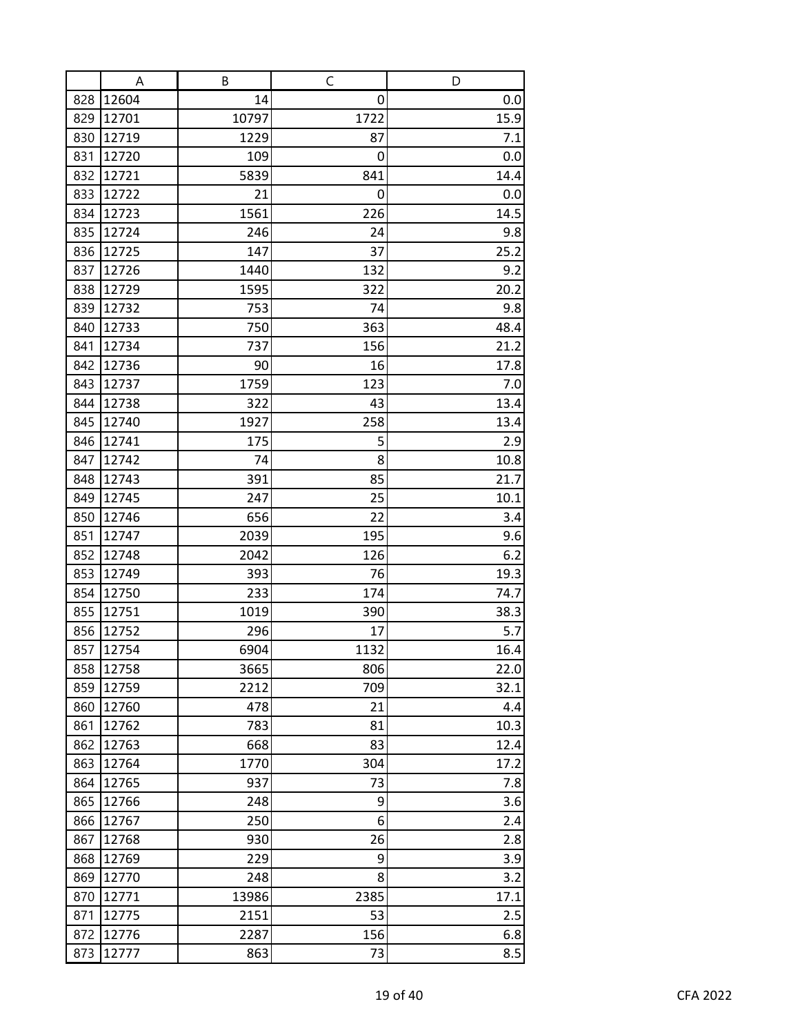| | A | B | C | D |
|---|---|---|---|---|
| 828 | 12604 | 14 | 0 | 0.0 |
| 829 | 12701 | 10797 | 1722 | 15.9 |
| 830 | 12719 | 1229 | 87 | 7.1 |
| 831 | 12720 | 109 | 0 | 0.0 |
| 832 | 12721 | 5839 | 841 | 14.4 |
| 833 | 12722 | 21 | 0 | 0.0 |
| 834 | 12723 | 1561 | 226 | 14.5 |
| 835 | 12724 | 246 | 24 | 9.8 |
| 836 | 12725 | 147 | 37 | 25.2 |
| 837 | 12726 | 1440 | 132 | 9.2 |
| 838 | 12729 | 1595 | 322 | 20.2 |
| 839 | 12732 | 753 | 74 | 9.8 |
| 840 | 12733 | 750 | 363 | 48.4 |
| 841 | 12734 | 737 | 156 | 21.2 |
| 842 | 12736 | 90 | 16 | 17.8 |
| 843 | 12737 | 1759 | 123 | 7.0 |
| 844 | 12738 | 322 | 43 | 13.4 |
| 845 | 12740 | 1927 | 258 | 13.4 |
| 846 | 12741 | 175 | 5 | 2.9 |
| 847 | 12742 | 74 | 8 | 10.8 |
| 848 | 12743 | 391 | 85 | 21.7 |
| 849 | 12745 | 247 | 25 | 10.1 |
| 850 | 12746 | 656 | 22 | 3.4 |
| 851 | 12747 | 2039 | 195 | 9.6 |
| 852 | 12748 | 2042 | 126 | 6.2 |
| 853 | 12749 | 393 | 76 | 19.3 |
| 854 | 12750 | 233 | 174 | 74.7 |
| 855 | 12751 | 1019 | 390 | 38.3 |
| 856 | 12752 | 296 | 17 | 5.7 |
| 857 | 12754 | 6904 | 1132 | 16.4 |
| 858 | 12758 | 3665 | 806 | 22.0 |
| 859 | 12759 | 2212 | 709 | 32.1 |
| 860 | 12760 | 478 | 21 | 4.4 |
| 861 | 12762 | 783 | 81 | 10.3 |
| 862 | 12763 | 668 | 83 | 12.4 |
| 863 | 12764 | 1770 | 304 | 17.2 |
| 864 | 12765 | 937 | 73 | 7.8 |
| 865 | 12766 | 248 | 9 | 3.6 |
| 866 | 12767 | 250 | 6 | 2.4 |
| 867 | 12768 | 930 | 26 | 2.8 |
| 868 | 12769 | 229 | 9 | 3.9 |
| 869 | 12770 | 248 | 8 | 3.2 |
| 870 | 12771 | 13986 | 2385 | 17.1 |
| 871 | 12775 | 2151 | 53 | 2.5 |
| 872 | 12776 | 2287 | 156 | 6.8 |
| 873 | 12777 | 863 | 73 | 8.5 |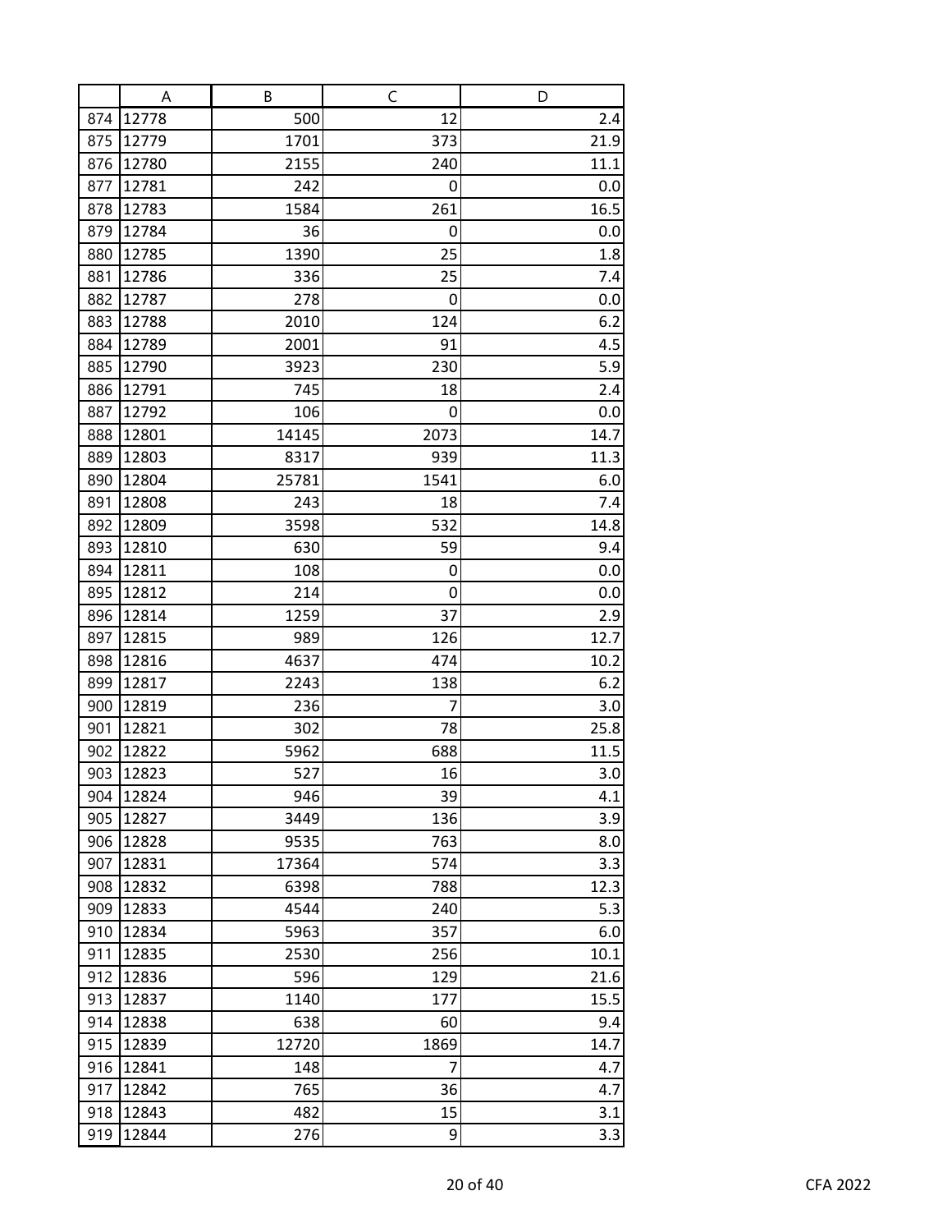| | A | B | C | D |
|---|---|---|---|---|
| 874 | 12778 | 500 | 12 | 2.4 |
| 875 | 12779 | 1701 | 373 | 21.9 |
| 876 | 12780 | 2155 | 240 | 11.1 |
| 877 | 12781 | 242 | 0 | 0.0 |
| 878 | 12783 | 1584 | 261 | 16.5 |
| 879 | 12784 | 36 | 0 | 0.0 |
| 880 | 12785 | 1390 | 25 | 1.8 |
| 881 | 12786 | 336 | 25 | 7.4 |
| 882 | 12787 | 278 | 0 | 0.0 |
| 883 | 12788 | 2010 | 124 | 6.2 |
| 884 | 12789 | 2001 | 91 | 4.5 |
| 885 | 12790 | 3923 | 230 | 5.9 |
| 886 | 12791 | 745 | 18 | 2.4 |
| 887 | 12792 | 106 | 0 | 0.0 |
| 888 | 12801 | 14145 | 2073 | 14.7 |
| 889 | 12803 | 8317 | 939 | 11.3 |
| 890 | 12804 | 25781 | 1541 | 6.0 |
| 891 | 12808 | 243 | 18 | 7.4 |
| 892 | 12809 | 3598 | 532 | 14.8 |
| 893 | 12810 | 630 | 59 | 9.4 |
| 894 | 12811 | 108 | 0 | 0.0 |
| 895 | 12812 | 214 | 0 | 0.0 |
| 896 | 12814 | 1259 | 37 | 2.9 |
| 897 | 12815 | 989 | 126 | 12.7 |
| 898 | 12816 | 4637 | 474 | 10.2 |
| 899 | 12817 | 2243 | 138 | 6.2 |
| 900 | 12819 | 236 | 7 | 3.0 |
| 901 | 12821 | 302 | 78 | 25.8 |
| 902 | 12822 | 5962 | 688 | 11.5 |
| 903 | 12823 | 527 | 16 | 3.0 |
| 904 | 12824 | 946 | 39 | 4.1 |
| 905 | 12827 | 3449 | 136 | 3.9 |
| 906 | 12828 | 9535 | 763 | 8.0 |
| 907 | 12831 | 17364 | 574 | 3.3 |
| 908 | 12832 | 6398 | 788 | 12.3 |
| 909 | 12833 | 4544 | 240 | 5.3 |
| 910 | 12834 | 5963 | 357 | 6.0 |
| 911 | 12835 | 2530 | 256 | 10.1 |
| 912 | 12836 | 596 | 129 | 21.6 |
| 913 | 12837 | 1140 | 177 | 15.5 |
| 914 | 12838 | 638 | 60 | 9.4 |
| 915 | 12839 | 12720 | 1869 | 14.7 |
| 916 | 12841 | 148 | 7 | 4.7 |
| 917 | 12842 | 765 | 36 | 4.7 |
| 918 | 12843 | 482 | 15 | 3.1 |
| 919 | 12844 | 276 | 9 | 3.3 |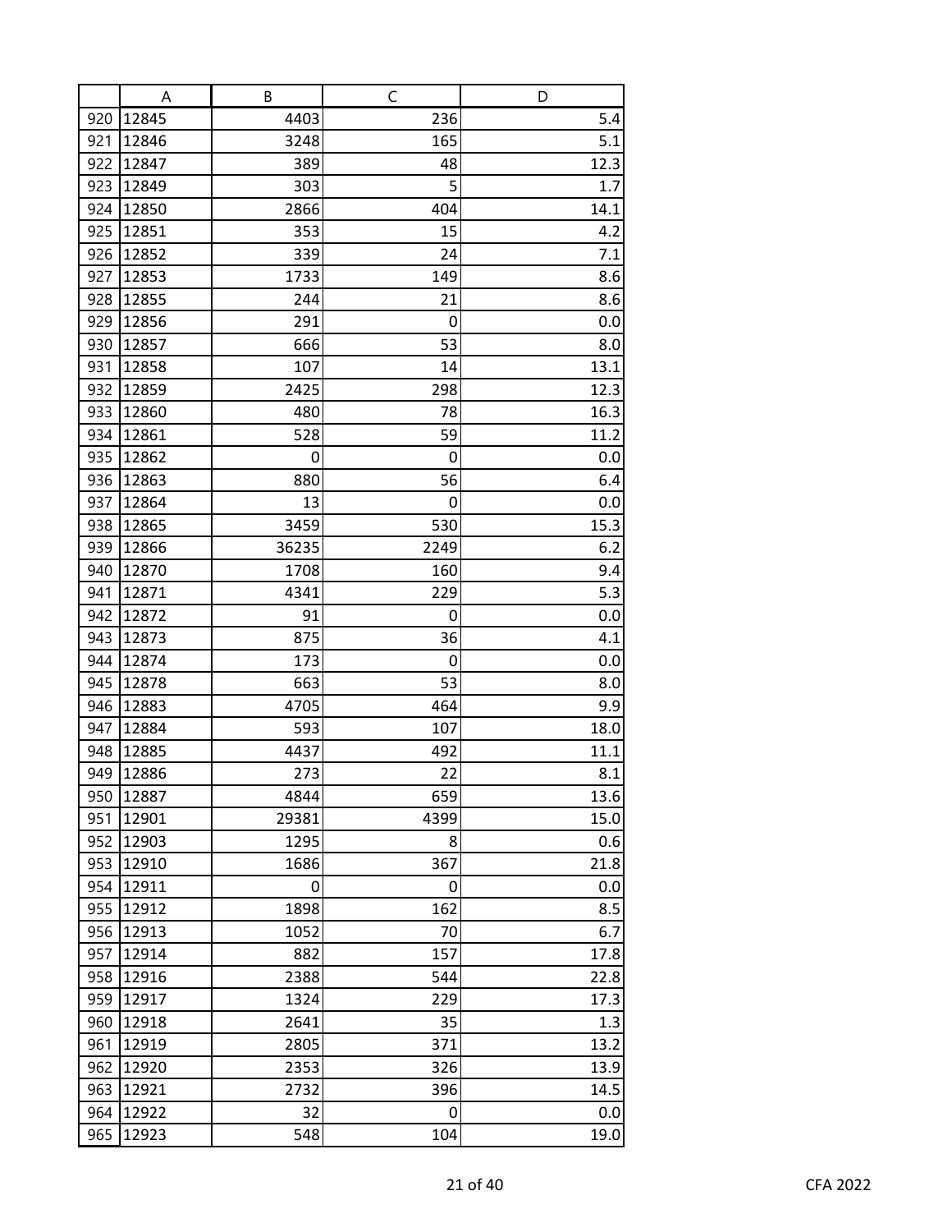| | A | B | C | D |
|---|---|---|---|---|
| 920 | 12845 | 4403 | 236 | 5.4 |
| 921 | 12846 | 3248 | 165 | 5.1 |
| 922 | 12847 | 389 | 48 | 12.3 |
| 923 | 12849 | 303 | 5 | 1.7 |
| 924 | 12850 | 2866 | 404 | 14.1 |
| 925 | 12851 | 353 | 15 | 4.2 |
| 926 | 12852 | 339 | 24 | 7.1 |
| 927 | 12853 | 1733 | 149 | 8.6 |
| 928 | 12855 | 244 | 21 | 8.6 |
| 929 | 12856 | 291 | 0 | 0.0 |
| 930 | 12857 | 666 | 53 | 8.0 |
| 931 | 12858 | 107 | 14 | 13.1 |
| 932 | 12859 | 2425 | 298 | 12.3 |
| 933 | 12860 | 480 | 78 | 16.3 |
| 934 | 12861 | 528 | 59 | 11.2 |
| 935 | 12862 | 0 | 0 | 0.0 |
| 936 | 12863 | 880 | 56 | 6.4 |
| 937 | 12864 | 13 | 0 | 0.0 |
| 938 | 12865 | 3459 | 530 | 15.3 |
| 939 | 12866 | 36235 | 2249 | 6.2 |
| 940 | 12870 | 1708 | 160 | 9.4 |
| 941 | 12871 | 4341 | 229 | 5.3 |
| 942 | 12872 | 91 | 0 | 0.0 |
| 943 | 12873 | 875 | 36 | 4.1 |
| 944 | 12874 | 173 | 0 | 0.0 |
| 945 | 12878 | 663 | 53 | 8.0 |
| 946 | 12883 | 4705 | 464 | 9.9 |
| 947 | 12884 | 593 | 107 | 18.0 |
| 948 | 12885 | 4437 | 492 | 11.1 |
| 949 | 12886 | 273 | 22 | 8.1 |
| 950 | 12887 | 4844 | 659 | 13.6 |
| 951 | 12901 | 29381 | 4399 | 15.0 |
| 952 | 12903 | 1295 | 8 | 0.6 |
| 953 | 12910 | 1686 | 367 | 21.8 |
| 954 | 12911 | 0 | 0 | 0.0 |
| 955 | 12912 | 1898 | 162 | 8.5 |
| 956 | 12913 | 1052 | 70 | 6.7 |
| 957 | 12914 | 882 | 157 | 17.8 |
| 958 | 12916 | 2388 | 544 | 22.8 |
| 959 | 12917 | 1324 | 229 | 17.3 |
| 960 | 12918 | 2641 | 35 | 1.3 |
| 961 | 12919 | 2805 | 371 | 13.2 |
| 962 | 12920 | 2353 | 326 | 13.9 |
| 963 | 12921 | 2732 | 396 | 14.5 |
| 964 | 12922 | 32 | 0 | 0.0 |
| 965 | 12923 | 548 | 104 | 19.0 |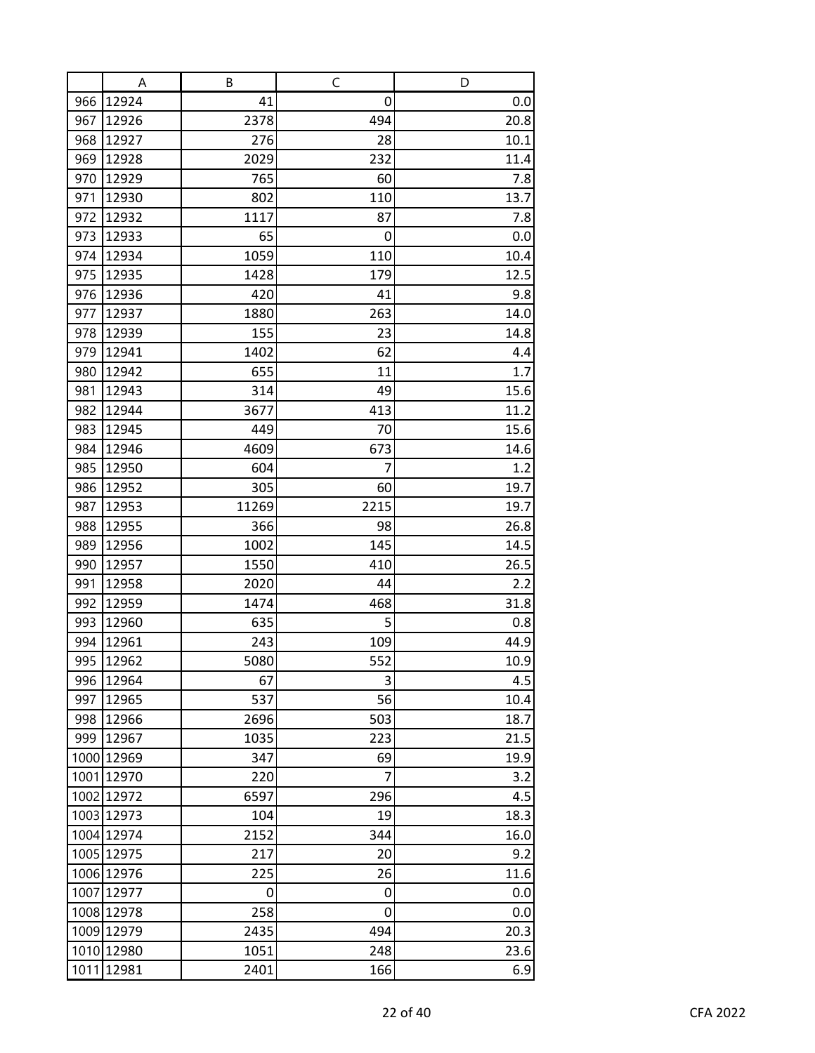| | A | B | C | D |
|---|---|---|---|---|
| 966 | 12924 | 41 | 0 | 0.0 |
| 967 | 12926 | 2378 | 494 | 20.8 |
| 968 | 12927 | 276 | 28 | 10.1 |
| 969 | 12928 | 2029 | 232 | 11.4 |
| 970 | 12929 | 765 | 60 | 7.8 |
| 971 | 12930 | 802 | 110 | 13.7 |
| 972 | 12932 | 1117 | 87 | 7.8 |
| 973 | 12933 | 65 | 0 | 0.0 |
| 974 | 12934 | 1059 | 110 | 10.4 |
| 975 | 12935 | 1428 | 179 | 12.5 |
| 976 | 12936 | 420 | 41 | 9.8 |
| 977 | 12937 | 1880 | 263 | 14.0 |
| 978 | 12939 | 155 | 23 | 14.8 |
| 979 | 12941 | 1402 | 62 | 4.4 |
| 980 | 12942 | 655 | 11 | 1.7 |
| 981 | 12943 | 314 | 49 | 15.6 |
| 982 | 12944 | 3677 | 413 | 11.2 |
| 983 | 12945 | 449 | 70 | 15.6 |
| 984 | 12946 | 4609 | 673 | 14.6 |
| 985 | 12950 | 604 | 7 | 1.2 |
| 986 | 12952 | 305 | 60 | 19.7 |
| 987 | 12953 | 11269 | 2215 | 19.7 |
| 988 | 12955 | 366 | 98 | 26.8 |
| 989 | 12956 | 1002 | 145 | 14.5 |
| 990 | 12957 | 1550 | 410 | 26.5 |
| 991 | 12958 | 2020 | 44 | 2.2 |
| 992 | 12959 | 1474 | 468 | 31.8 |
| 993 | 12960 | 635 | 5 | 0.8 |
| 994 | 12961 | 243 | 109 | 44.9 |
| 995 | 12962 | 5080 | 552 | 10.9 |
| 996 | 12964 | 67 | 3 | 4.5 |
| 997 | 12965 | 537 | 56 | 10.4 |
| 998 | 12966 | 2696 | 503 | 18.7 |
| 999 | 12967 | 1035 | 223 | 21.5 |
| 1000 | 12969 | 347 | 69 | 19.9 |
| 1001 | 12970 | 220 | 7 | 3.2 |
| 1002 | 12972 | 6597 | 296 | 4.5 |
| 1003 | 12973 | 104 | 19 | 18.3 |
| 1004 | 12974 | 2152 | 344 | 16.0 |
| 1005 | 12975 | 217 | 20 | 9.2 |
| 1006 | 12976 | 225 | 26 | 11.6 |
| 1007 | 12977 | 0 | 0 | 0.0 |
| 1008 | 12978 | 258 | 0 | 0.0 |
| 1009 | 12979 | 2435 | 494 | 20.3 |
| 1010 | 12980 | 1051 | 248 | 23.6 |
| 1011 | 12981 | 2401 | 166 | 6.9 |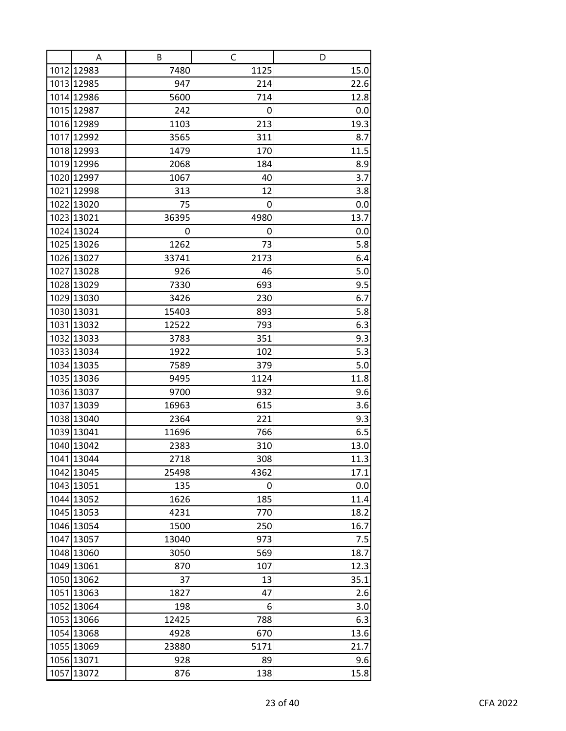|  | A | B | C | D |
|---|---|---|---|---|
| 1012 | 12983 | 7480 | 1125 | 15.0 |
| 1013 | 12985 | 947 | 214 | 22.6 |
| 1014 | 12986 | 5600 | 714 | 12.8 |
| 1015 | 12987 | 242 | 0 | 0.0 |
| 1016 | 12989 | 1103 | 213 | 19.3 |
| 1017 | 12992 | 3565 | 311 | 8.7 |
| 1018 | 12993 | 1479 | 170 | 11.5 |
| 1019 | 12996 | 2068 | 184 | 8.9 |
| 1020 | 12997 | 1067 | 40 | 3.7 |
| 1021 | 12998 | 313 | 12 | 3.8 |
| 1022 | 13020 | 75 | 0 | 0.0 |
| 1023 | 13021 | 36395 | 4980 | 13.7 |
| 1024 | 13024 | 0 | 0 | 0.0 |
| 1025 | 13026 | 1262 | 73 | 5.8 |
| 1026 | 13027 | 33741 | 2173 | 6.4 |
| 1027 | 13028 | 926 | 46 | 5.0 |
| 1028 | 13029 | 7330 | 693 | 9.5 |
| 1029 | 13030 | 3426 | 230 | 6.7 |
| 1030 | 13031 | 15403 | 893 | 5.8 |
| 1031 | 13032 | 12522 | 793 | 6.3 |
| 1032 | 13033 | 3783 | 351 | 9.3 |
| 1033 | 13034 | 1922 | 102 | 5.3 |
| 1034 | 13035 | 7589 | 379 | 5.0 |
| 1035 | 13036 | 9495 | 1124 | 11.8 |
| 1036 | 13037 | 9700 | 932 | 9.6 |
| 1037 | 13039 | 16963 | 615 | 3.6 |
| 1038 | 13040 | 2364 | 221 | 9.3 |
| 1039 | 13041 | 11696 | 766 | 6.5 |
| 1040 | 13042 | 2383 | 310 | 13.0 |
| 1041 | 13044 | 2718 | 308 | 11.3 |
| 1042 | 13045 | 25498 | 4362 | 17.1 |
| 1043 | 13051 | 135 | 0 | 0.0 |
| 1044 | 13052 | 1626 | 185 | 11.4 |
| 1045 | 13053 | 4231 | 770 | 18.2 |
| 1046 | 13054 | 1500 | 250 | 16.7 |
| 1047 | 13057 | 13040 | 973 | 7.5 |
| 1048 | 13060 | 3050 | 569 | 18.7 |
| 1049 | 13061 | 870 | 107 | 12.3 |
| 1050 | 13062 | 37 | 13 | 35.1 |
| 1051 | 13063 | 1827 | 47 | 2.6 |
| 1052 | 13064 | 198 | 6 | 3.0 |
| 1053 | 13066 | 12425 | 788 | 6.3 |
| 1054 | 13068 | 4928 | 670 | 13.6 |
| 1055 | 13069 | 23880 | 5171 | 21.7 |
| 1056 | 13071 | 928 | 89 | 9.6 |
| 1057 | 13072 | 876 | 138 | 15.8 |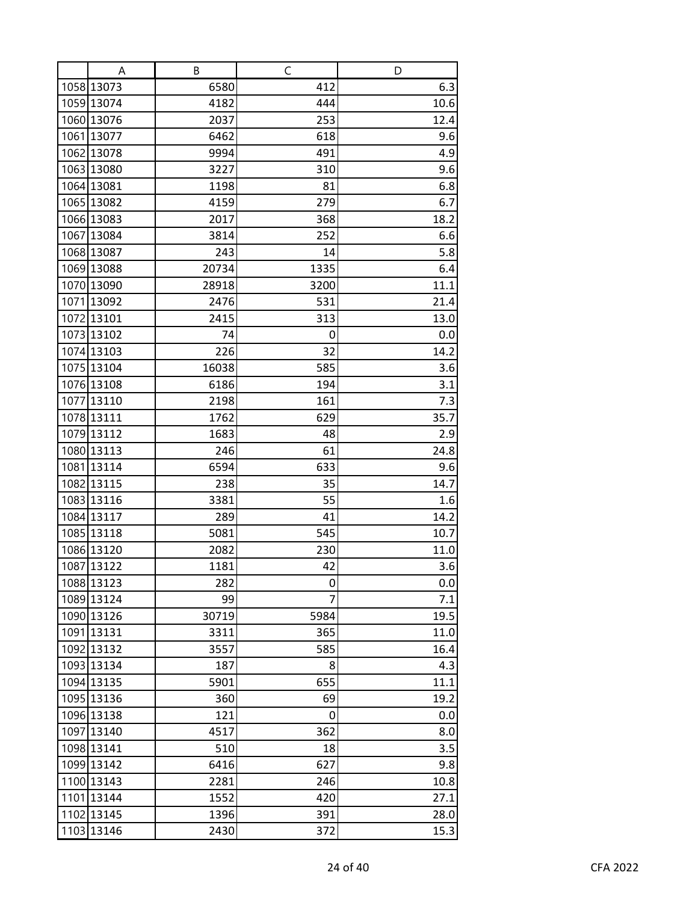| | A | B | C | D |
|---|---|---|---|---|
| 1058 | 13073 | 6580 | 412 | 6.3 |
| 1059 | 13074 | 4182 | 444 | 10.6 |
| 1060 | 13076 | 2037 | 253 | 12.4 |
| 1061 | 13077 | 6462 | 618 | 9.6 |
| 1062 | 13078 | 9994 | 491 | 4.9 |
| 1063 | 13080 | 3227 | 310 | 9.6 |
| 1064 | 13081 | 1198 | 81 | 6.8 |
| 1065 | 13082 | 4159 | 279 | 6.7 |
| 1066 | 13083 | 2017 | 368 | 18.2 |
| 1067 | 13084 | 3814 | 252 | 6.6 |
| 1068 | 13087 | 243 | 14 | 5.8 |
| 1069 | 13088 | 20734 | 1335 | 6.4 |
| 1070 | 13090 | 28918 | 3200 | 11.1 |
| 1071 | 13092 | 2476 | 531 | 21.4 |
| 1072 | 13101 | 2415 | 313 | 13.0 |
| 1073 | 13102 | 74 | 0 | 0.0 |
| 1074 | 13103 | 226 | 32 | 14.2 |
| 1075 | 13104 | 16038 | 585 | 3.6 |
| 1076 | 13108 | 6186 | 194 | 3.1 |
| 1077 | 13110 | 2198 | 161 | 7.3 |
| 1078 | 13111 | 1762 | 629 | 35.7 |
| 1079 | 13112 | 1683 | 48 | 2.9 |
| 1080 | 13113 | 246 | 61 | 24.8 |
| 1081 | 13114 | 6594 | 633 | 9.6 |
| 1082 | 13115 | 238 | 35 | 14.7 |
| 1083 | 13116 | 3381 | 55 | 1.6 |
| 1084 | 13117 | 289 | 41 | 14.2 |
| 1085 | 13118 | 5081 | 545 | 10.7 |
| 1086 | 13120 | 2082 | 230 | 11.0 |
| 1087 | 13122 | 1181 | 42 | 3.6 |
| 1088 | 13123 | 282 | 0 | 0.0 |
| 1089 | 13124 | 99 | 7 | 7.1 |
| 1090 | 13126 | 30719 | 5984 | 19.5 |
| 1091 | 13131 | 3311 | 365 | 11.0 |
| 1092 | 13132 | 3557 | 585 | 16.4 |
| 1093 | 13134 | 187 | 8 | 4.3 |
| 1094 | 13135 | 5901 | 655 | 11.1 |
| 1095 | 13136 | 360 | 69 | 19.2 |
| 1096 | 13138 | 121 | 0 | 0.0 |
| 1097 | 13140 | 4517 | 362 | 8.0 |
| 1098 | 13141 | 510 | 18 | 3.5 |
| 1099 | 13142 | 6416 | 627 | 9.8 |
| 1100 | 13143 | 2281 | 246 | 10.8 |
| 1101 | 13144 | 1552 | 420 | 27.1 |
| 1102 | 13145 | 1396 | 391 | 28.0 |
| 1103 | 13146 | 2430 | 372 | 15.3 |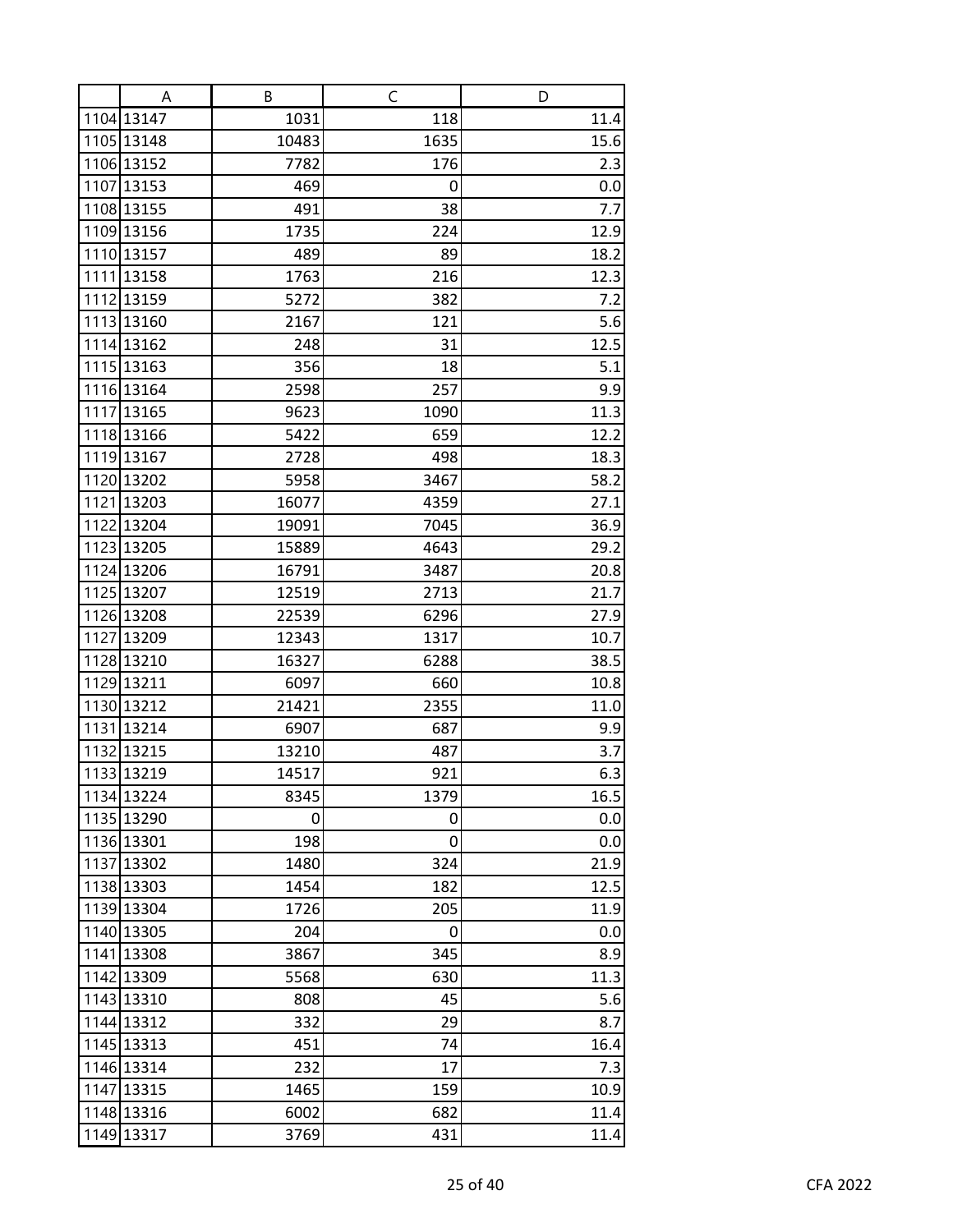|  | A | B | C | D |
|---|---|---|---|---|
| 1104 | 13147 | 1031 | 118 | 11.4 |
| 1105 | 13148 | 10483 | 1635 | 15.6 |
| 1106 | 13152 | 7782 | 176 | 2.3 |
| 1107 | 13153 | 469 | 0 | 0.0 |
| 1108 | 13155 | 491 | 38 | 7.7 |
| 1109 | 13156 | 1735 | 224 | 12.9 |
| 1110 | 13157 | 489 | 89 | 18.2 |
| 1111 | 13158 | 1763 | 216 | 12.3 |
| 1112 | 13159 | 5272 | 382 | 7.2 |
| 1113 | 13160 | 2167 | 121 | 5.6 |
| 1114 | 13162 | 248 | 31 | 12.5 |
| 1115 | 13163 | 356 | 18 | 5.1 |
| 1116 | 13164 | 2598 | 257 | 9.9 |
| 1117 | 13165 | 9623 | 1090 | 11.3 |
| 1118 | 13166 | 5422 | 659 | 12.2 |
| 1119 | 13167 | 2728 | 498 | 18.3 |
| 1120 | 13202 | 5958 | 3467 | 58.2 |
| 1121 | 13203 | 16077 | 4359 | 27.1 |
| 1122 | 13204 | 19091 | 7045 | 36.9 |
| 1123 | 13205 | 15889 | 4643 | 29.2 |
| 1124 | 13206 | 16791 | 3487 | 20.8 |
| 1125 | 13207 | 12519 | 2713 | 21.7 |
| 1126 | 13208 | 22539 | 6296 | 27.9 |
| 1127 | 13209 | 12343 | 1317 | 10.7 |
| 1128 | 13210 | 16327 | 6288 | 38.5 |
| 1129 | 13211 | 6097 | 660 | 10.8 |
| 1130 | 13212 | 21421 | 2355 | 11.0 |
| 1131 | 13214 | 6907 | 687 | 9.9 |
| 1132 | 13215 | 13210 | 487 | 3.7 |
| 1133 | 13219 | 14517 | 921 | 6.3 |
| 1134 | 13224 | 8345 | 1379 | 16.5 |
| 1135 | 13290 | 0 | 0 | 0.0 |
| 1136 | 13301 | 198 | 0 | 0.0 |
| 1137 | 13302 | 1480 | 324 | 21.9 |
| 1138 | 13303 | 1454 | 182 | 12.5 |
| 1139 | 13304 | 1726 | 205 | 11.9 |
| 1140 | 13305 | 204 | 0 | 0.0 |
| 1141 | 13308 | 3867 | 345 | 8.9 |
| 1142 | 13309 | 5568 | 630 | 11.3 |
| 1143 | 13310 | 808 | 45 | 5.6 |
| 1144 | 13312 | 332 | 29 | 8.7 |
| 1145 | 13313 | 451 | 74 | 16.4 |
| 1146 | 13314 | 232 | 17 | 7.3 |
| 1147 | 13315 | 1465 | 159 | 10.9 |
| 1148 | 13316 | 6002 | 682 | 11.4 |
| 1149 | 13317 | 3769 | 431 | 11.4 |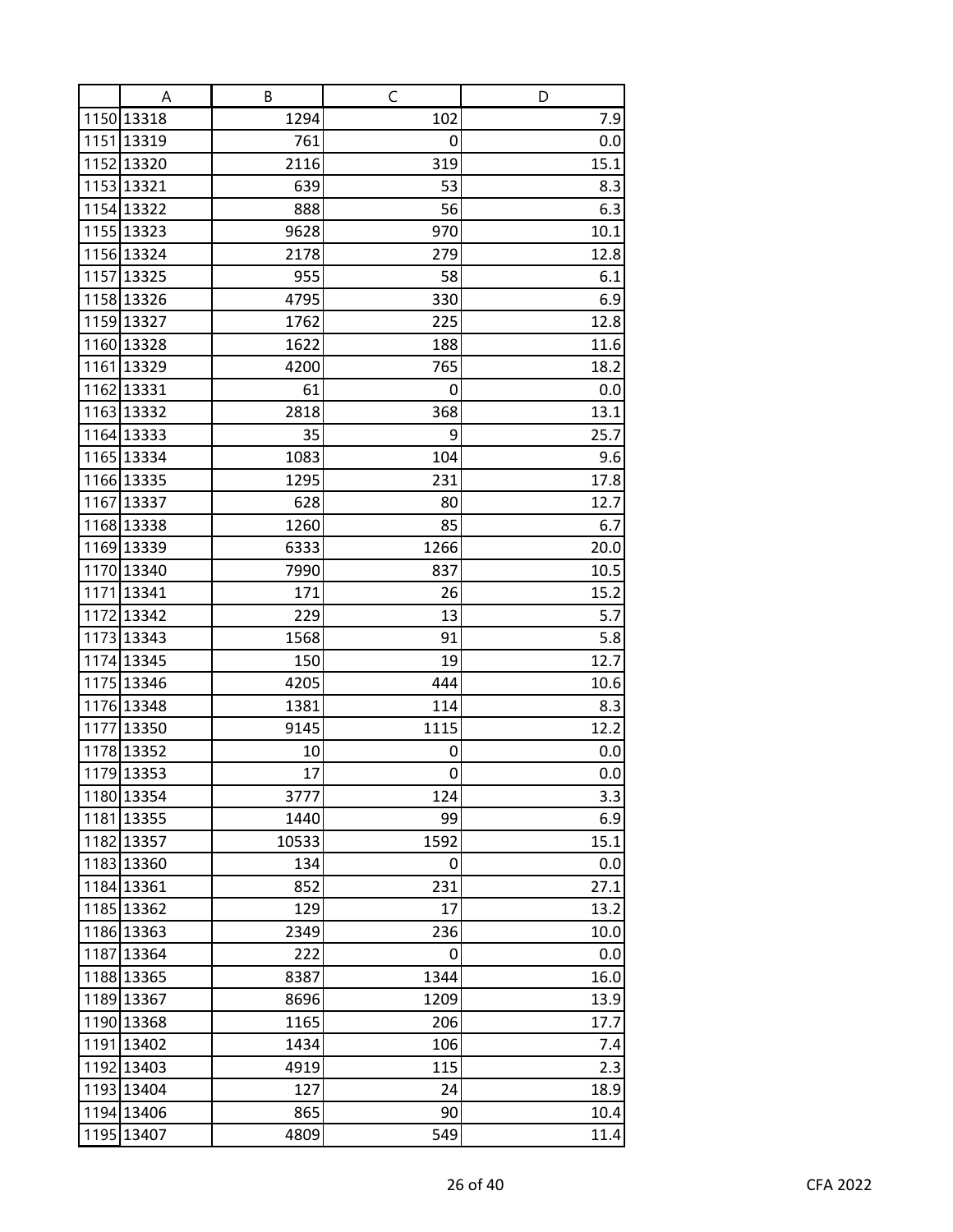| | A | B | C | D |
|---|---|---|---|---|
| 1150 | 13318 | 1294 | 102 | 7.9 |
| 1151 | 13319 | 761 | 0 | 0.0 |
| 1152 | 13320 | 2116 | 319 | 15.1 |
| 1153 | 13321 | 639 | 53 | 8.3 |
| 1154 | 13322 | 888 | 56 | 6.3 |
| 1155 | 13323 | 9628 | 970 | 10.1 |
| 1156 | 13324 | 2178 | 279 | 12.8 |
| 1157 | 13325 | 955 | 58 | 6.1 |
| 1158 | 13326 | 4795 | 330 | 6.9 |
| 1159 | 13327 | 1762 | 225 | 12.8 |
| 1160 | 13328 | 1622 | 188 | 11.6 |
| 1161 | 13329 | 4200 | 765 | 18.2 |
| 1162 | 13331 | 61 | 0 | 0.0 |
| 1163 | 13332 | 2818 | 368 | 13.1 |
| 1164 | 13333 | 35 | 9 | 25.7 |
| 1165 | 13334 | 1083 | 104 | 9.6 |
| 1166 | 13335 | 1295 | 231 | 17.8 |
| 1167 | 13337 | 628 | 80 | 12.7 |
| 1168 | 13338 | 1260 | 85 | 6.7 |
| 1169 | 13339 | 6333 | 1266 | 20.0 |
| 1170 | 13340 | 7990 | 837 | 10.5 |
| 1171 | 13341 | 171 | 26 | 15.2 |
| 1172 | 13342 | 229 | 13 | 5.7 |
| 1173 | 13343 | 1568 | 91 | 5.8 |
| 1174 | 13345 | 150 | 19 | 12.7 |
| 1175 | 13346 | 4205 | 444 | 10.6 |
| 1176 | 13348 | 1381 | 114 | 8.3 |
| 1177 | 13350 | 9145 | 1115 | 12.2 |
| 1178 | 13352 | 10 | 0 | 0.0 |
| 1179 | 13353 | 17 | 0 | 0.0 |
| 1180 | 13354 | 3777 | 124 | 3.3 |
| 1181 | 13355 | 1440 | 99 | 6.9 |
| 1182 | 13357 | 10533 | 1592 | 15.1 |
| 1183 | 13360 | 134 | 0 | 0.0 |
| 1184 | 13361 | 852 | 231 | 27.1 |
| 1185 | 13362 | 129 | 17 | 13.2 |
| 1186 | 13363 | 2349 | 236 | 10.0 |
| 1187 | 13364 | 222 | 0 | 0.0 |
| 1188 | 13365 | 8387 | 1344 | 16.0 |
| 1189 | 13367 | 8696 | 1209 | 13.9 |
| 1190 | 13368 | 1165 | 206 | 17.7 |
| 1191 | 13402 | 1434 | 106 | 7.4 |
| 1192 | 13403 | 4919 | 115 | 2.3 |
| 1193 | 13404 | 127 | 24 | 18.9 |
| 1194 | 13406 | 865 | 90 | 10.4 |
| 1195 | 13407 | 4809 | 549 | 11.4 |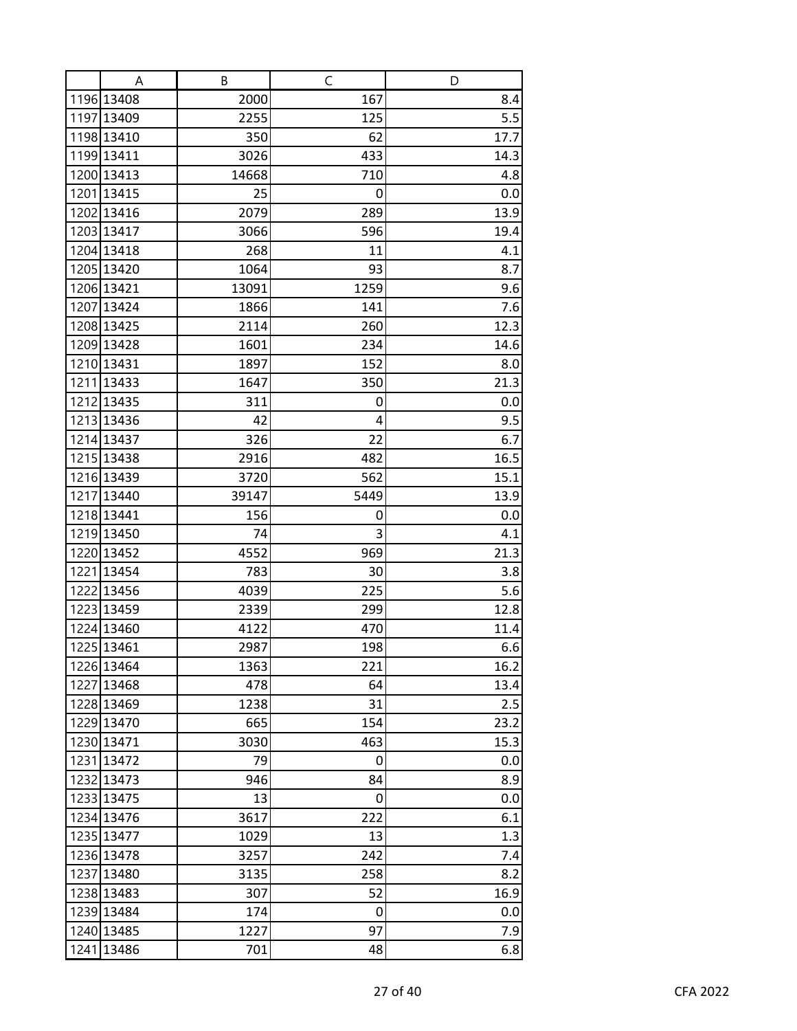| | A | B | C | D |
|---|---|---|---|---|
| 1196 | 13408 | 2000 | 167 | 8.4 |
| 1197 | 13409 | 2255 | 125 | 5.5 |
| 1198 | 13410 | 350 | 62 | 17.7 |
| 1199 | 13411 | 3026 | 433 | 14.3 |
| 1200 | 13413 | 14668 | 710 | 4.8 |
| 1201 | 13415 | 25 | 0 | 0.0 |
| 1202 | 13416 | 2079 | 289 | 13.9 |
| 1203 | 13417 | 3066 | 596 | 19.4 |
| 1204 | 13418 | 268 | 11 | 4.1 |
| 1205 | 13420 | 1064 | 93 | 8.7 |
| 1206 | 13421 | 13091 | 1259 | 9.6 |
| 1207 | 13424 | 1866 | 141 | 7.6 |
| 1208 | 13425 | 2114 | 260 | 12.3 |
| 1209 | 13428 | 1601 | 234 | 14.6 |
| 1210 | 13431 | 1897 | 152 | 8.0 |
| 1211 | 13433 | 1647 | 350 | 21.3 |
| 1212 | 13435 | 311 | 0 | 0.0 |
| 1213 | 13436 | 42 | 4 | 9.5 |
| 1214 | 13437 | 326 | 22 | 6.7 |
| 1215 | 13438 | 2916 | 482 | 16.5 |
| 1216 | 13439 | 3720 | 562 | 15.1 |
| 1217 | 13440 | 39147 | 5449 | 13.9 |
| 1218 | 13441 | 156 | 0 | 0.0 |
| 1219 | 13450 | 74 | 3 | 4.1 |
| 1220 | 13452 | 4552 | 969 | 21.3 |
| 1221 | 13454 | 783 | 30 | 3.8 |
| 1222 | 13456 | 4039 | 225 | 5.6 |
| 1223 | 13459 | 2339 | 299 | 12.8 |
| 1224 | 13460 | 4122 | 470 | 11.4 |
| 1225 | 13461 | 2987 | 198 | 6.6 |
| 1226 | 13464 | 1363 | 221 | 16.2 |
| 1227 | 13468 | 478 | 64 | 13.4 |
| 1228 | 13469 | 1238 | 31 | 2.5 |
| 1229 | 13470 | 665 | 154 | 23.2 |
| 1230 | 13471 | 3030 | 463 | 15.3 |
| 1231 | 13472 | 79 | 0 | 0.0 |
| 1232 | 13473 | 946 | 84 | 8.9 |
| 1233 | 13475 | 13 | 0 | 0.0 |
| 1234 | 13476 | 3617 | 222 | 6.1 |
| 1235 | 13477 | 1029 | 13 | 1.3 |
| 1236 | 13478 | 3257 | 242 | 7.4 |
| 1237 | 13480 | 3135 | 258 | 8.2 |
| 1238 | 13483 | 307 | 52 | 16.9 |
| 1239 | 13484 | 174 | 0 | 0.0 |
| 1240 | 13485 | 1227 | 97 | 7.9 |
| 1241 | 13486 | 701 | 48 | 6.8 |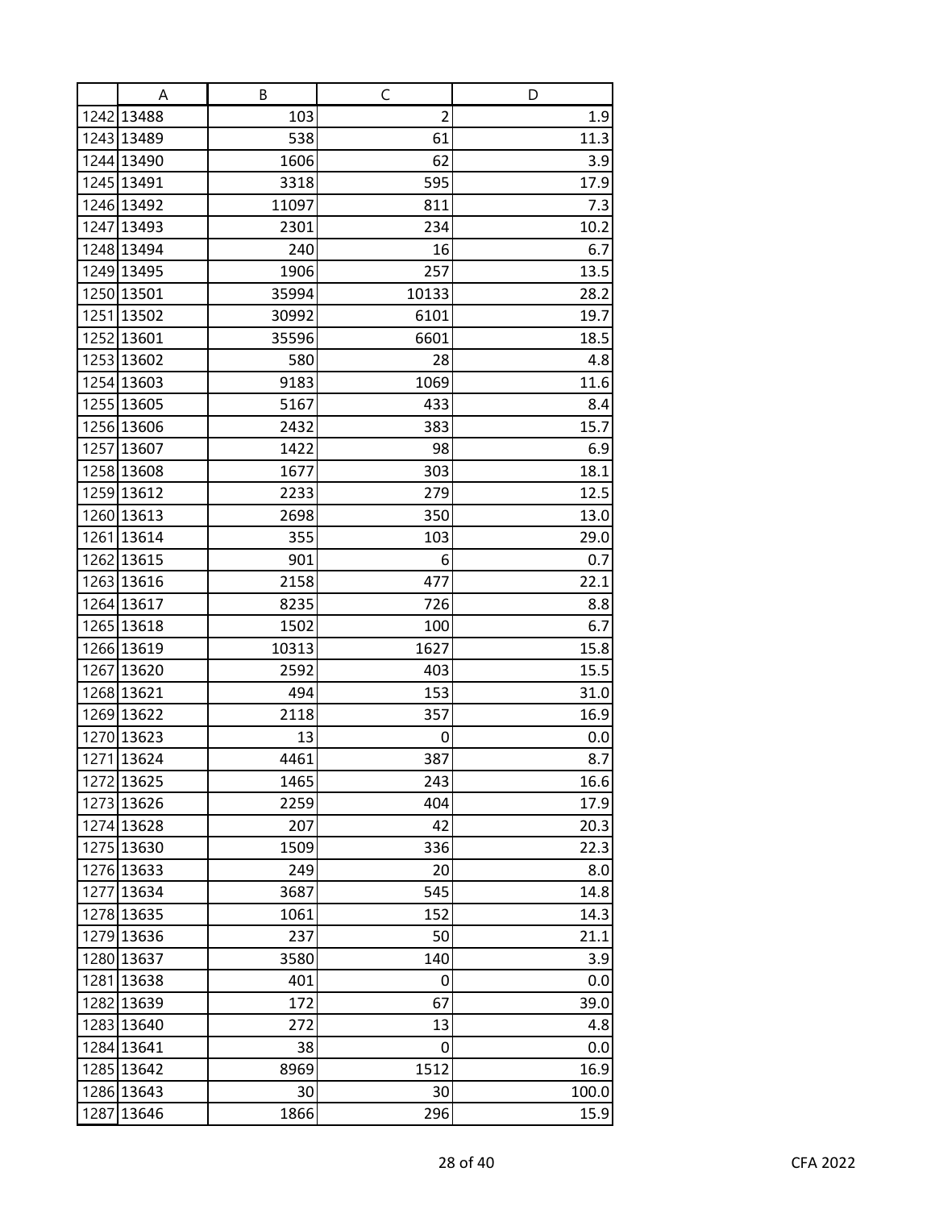| | A | B | C | D |
|---|---|---|---|---|
| 1242 | 13488 | 103 | 2 | 1.9 |
| 1243 | 13489 | 538 | 61 | 11.3 |
| 1244 | 13490 | 1606 | 62 | 3.9 |
| 1245 | 13491 | 3318 | 595 | 17.9 |
| 1246 | 13492 | 11097 | 811 | 7.3 |
| 1247 | 13493 | 2301 | 234 | 10.2 |
| 1248 | 13494 | 240 | 16 | 6.7 |
| 1249 | 13495 | 1906 | 257 | 13.5 |
| 1250 | 13501 | 35994 | 10133 | 28.2 |
| 1251 | 13502 | 30992 | 6101 | 19.7 |
| 1252 | 13601 | 35596 | 6601 | 18.5 |
| 1253 | 13602 | 580 | 28 | 4.8 |
| 1254 | 13603 | 9183 | 1069 | 11.6 |
| 1255 | 13605 | 5167 | 433 | 8.4 |
| 1256 | 13606 | 2432 | 383 | 15.7 |
| 1257 | 13607 | 1422 | 98 | 6.9 |
| 1258 | 13608 | 1677 | 303 | 18.1 |
| 1259 | 13612 | 2233 | 279 | 12.5 |
| 1260 | 13613 | 2698 | 350 | 13.0 |
| 1261 | 13614 | 355 | 103 | 29.0 |
| 1262 | 13615 | 901 | 6 | 0.7 |
| 1263 | 13616 | 2158 | 477 | 22.1 |
| 1264 | 13617 | 8235 | 726 | 8.8 |
| 1265 | 13618 | 1502 | 100 | 6.7 |
| 1266 | 13619 | 10313 | 1627 | 15.8 |
| 1267 | 13620 | 2592 | 403 | 15.5 |
| 1268 | 13621 | 494 | 153 | 31.0 |
| 1269 | 13622 | 2118 | 357 | 16.9 |
| 1270 | 13623 | 13 | 0 | 0.0 |
| 1271 | 13624 | 4461 | 387 | 8.7 |
| 1272 | 13625 | 1465 | 243 | 16.6 |
| 1273 | 13626 | 2259 | 404 | 17.9 |
| 1274 | 13628 | 207 | 42 | 20.3 |
| 1275 | 13630 | 1509 | 336 | 22.3 |
| 1276 | 13633 | 249 | 20 | 8.0 |
| 1277 | 13634 | 3687 | 545 | 14.8 |
| 1278 | 13635 | 1061 | 152 | 14.3 |
| 1279 | 13636 | 237 | 50 | 21.1 |
| 1280 | 13637 | 3580 | 140 | 3.9 |
| 1281 | 13638 | 401 | 0 | 0.0 |
| 1282 | 13639 | 172 | 67 | 39.0 |
| 1283 | 13640 | 272 | 13 | 4.8 |
| 1284 | 13641 | 38 | 0 | 0.0 |
| 1285 | 13642 | 8969 | 1512 | 16.9 |
| 1286 | 13643 | 30 | 30 | 100.0 |
| 1287 | 13646 | 1866 | 296 | 15.9 |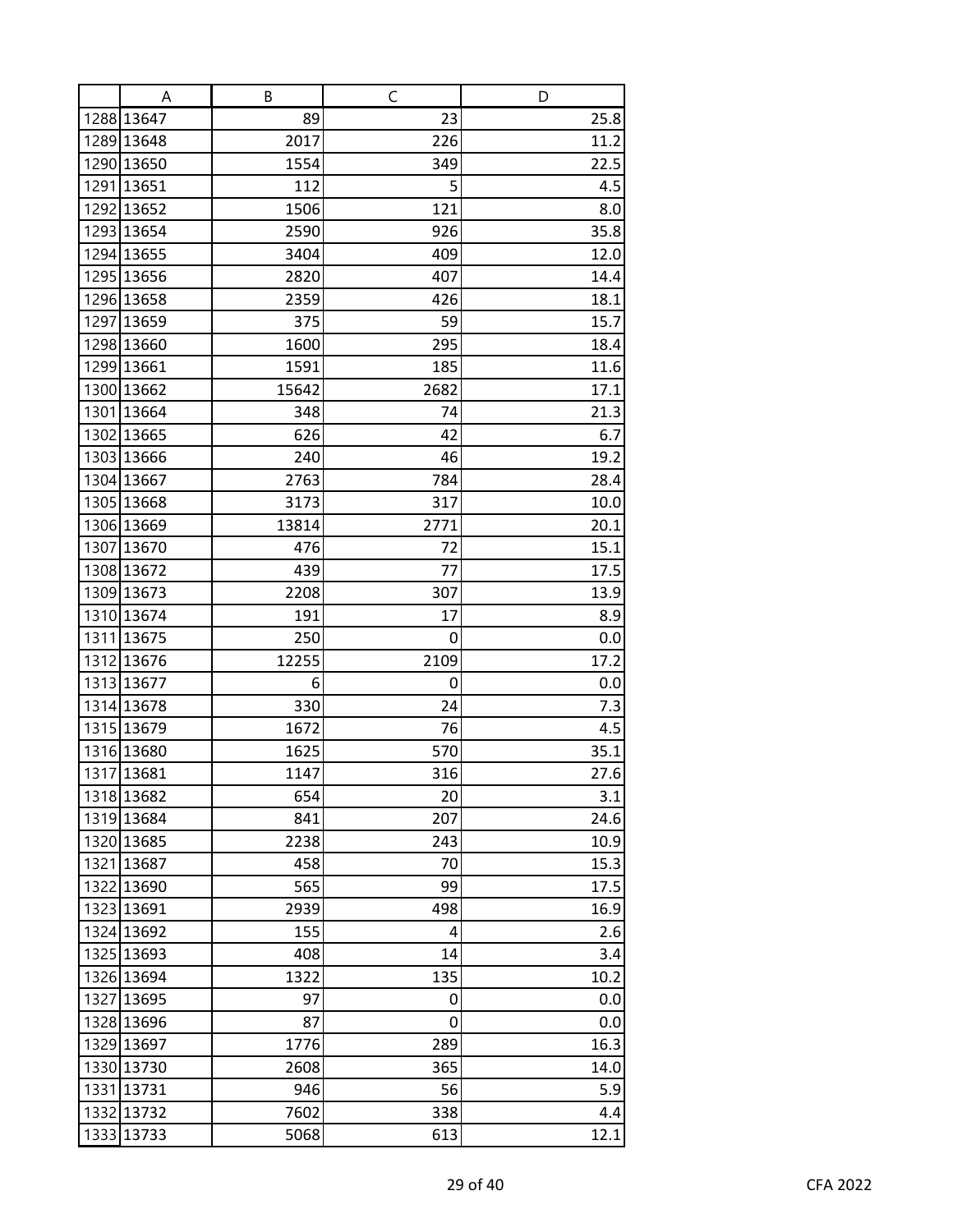| | A | B | C | D |
|---|---|---|---|---|
| 1288 | 13647 | 89 | 23 | 25.8 |
| 1289 | 13648 | 2017 | 226 | 11.2 |
| 1290 | 13650 | 1554 | 349 | 22.5 |
| 1291 | 13651 | 112 | 5 | 4.5 |
| 1292 | 13652 | 1506 | 121 | 8.0 |
| 1293 | 13654 | 2590 | 926 | 35.8 |
| 1294 | 13655 | 3404 | 409 | 12.0 |
| 1295 | 13656 | 2820 | 407 | 14.4 |
| 1296 | 13658 | 2359 | 426 | 18.1 |
| 1297 | 13659 | 375 | 59 | 15.7 |
| 1298 | 13660 | 1600 | 295 | 18.4 |
| 1299 | 13661 | 1591 | 185 | 11.6 |
| 1300 | 13662 | 15642 | 2682 | 17.1 |
| 1301 | 13664 | 348 | 74 | 21.3 |
| 1302 | 13665 | 626 | 42 | 6.7 |
| 1303 | 13666 | 240 | 46 | 19.2 |
| 1304 | 13667 | 2763 | 784 | 28.4 |
| 1305 | 13668 | 3173 | 317 | 10.0 |
| 1306 | 13669 | 13814 | 2771 | 20.1 |
| 1307 | 13670 | 476 | 72 | 15.1 |
| 1308 | 13672 | 439 | 77 | 17.5 |
| 1309 | 13673 | 2208 | 307 | 13.9 |
| 1310 | 13674 | 191 | 17 | 8.9 |
| 1311 | 13675 | 250 | 0 | 0.0 |
| 1312 | 13676 | 12255 | 2109 | 17.2 |
| 1313 | 13677 | 6 | 0 | 0.0 |
| 1314 | 13678 | 330 | 24 | 7.3 |
| 1315 | 13679 | 1672 | 76 | 4.5 |
| 1316 | 13680 | 1625 | 570 | 35.1 |
| 1317 | 13681 | 1147 | 316 | 27.6 |
| 1318 | 13682 | 654 | 20 | 3.1 |
| 1319 | 13684 | 841 | 207 | 24.6 |
| 1320 | 13685 | 2238 | 243 | 10.9 |
| 1321 | 13687 | 458 | 70 | 15.3 |
| 1322 | 13690 | 565 | 99 | 17.5 |
| 1323 | 13691 | 2939 | 498 | 16.9 |
| 1324 | 13692 | 155 | 4 | 2.6 |
| 1325 | 13693 | 408 | 14 | 3.4 |
| 1326 | 13694 | 1322 | 135 | 10.2 |
| 1327 | 13695 | 97 | 0 | 0.0 |
| 1328 | 13696 | 87 | 0 | 0.0 |
| 1329 | 13697 | 1776 | 289 | 16.3 |
| 1330 | 13730 | 2608 | 365 | 14.0 |
| 1331 | 13731 | 946 | 56 | 5.9 |
| 1332 | 13732 | 7602 | 338 | 4.4 |
| 1333 | 13733 | 5068 | 613 | 12.1 |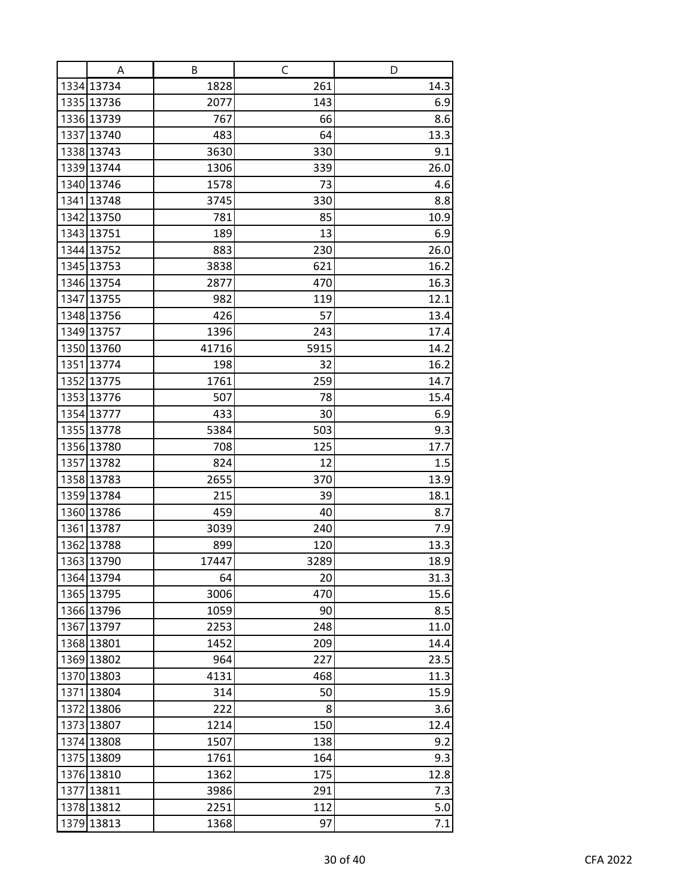| | A | B | C | D |
|---|---|---|---|---|
| 1334 | 13734 | 1828 | 261 | 14.3 |
| 1335 | 13736 | 2077 | 143 | 6.9 |
| 1336 | 13739 | 767 | 66 | 8.6 |
| 1337 | 13740 | 483 | 64 | 13.3 |
| 1338 | 13743 | 3630 | 330 | 9.1 |
| 1339 | 13744 | 1306 | 339 | 26.0 |
| 1340 | 13746 | 1578 | 73 | 4.6 |
| 1341 | 13748 | 3745 | 330 | 8.8 |
| 1342 | 13750 | 781 | 85 | 10.9 |
| 1343 | 13751 | 189 | 13 | 6.9 |
| 1344 | 13752 | 883 | 230 | 26.0 |
| 1345 | 13753 | 3838 | 621 | 16.2 |
| 1346 | 13754 | 2877 | 470 | 16.3 |
| 1347 | 13755 | 982 | 119 | 12.1 |
| 1348 | 13756 | 426 | 57 | 13.4 |
| 1349 | 13757 | 1396 | 243 | 17.4 |
| 1350 | 13760 | 41716 | 5915 | 14.2 |
| 1351 | 13774 | 198 | 32 | 16.2 |
| 1352 | 13775 | 1761 | 259 | 14.7 |
| 1353 | 13776 | 507 | 78 | 15.4 |
| 1354 | 13777 | 433 | 30 | 6.9 |
| 1355 | 13778 | 5384 | 503 | 9.3 |
| 1356 | 13780 | 708 | 125 | 17.7 |
| 1357 | 13782 | 824 | 12 | 1.5 |
| 1358 | 13783 | 2655 | 370 | 13.9 |
| 1359 | 13784 | 215 | 39 | 18.1 |
| 1360 | 13786 | 459 | 40 | 8.7 |
| 1361 | 13787 | 3039 | 240 | 7.9 |
| 1362 | 13788 | 899 | 120 | 13.3 |
| 1363 | 13790 | 17447 | 3289 | 18.9 |
| 1364 | 13794 | 64 | 20 | 31.3 |
| 1365 | 13795 | 3006 | 470 | 15.6 |
| 1366 | 13796 | 1059 | 90 | 8.5 |
| 1367 | 13797 | 2253 | 248 | 11.0 |
| 1368 | 13801 | 1452 | 209 | 14.4 |
| 1369 | 13802 | 964 | 227 | 23.5 |
| 1370 | 13803 | 4131 | 468 | 11.3 |
| 1371 | 13804 | 314 | 50 | 15.9 |
| 1372 | 13806 | 222 | 8 | 3.6 |
| 1373 | 13807 | 1214 | 150 | 12.4 |
| 1374 | 13808 | 1507 | 138 | 9.2 |
| 1375 | 13809 | 1761 | 164 | 9.3 |
| 1376 | 13810 | 1362 | 175 | 12.8 |
| 1377 | 13811 | 3986 | 291 | 7.3 |
| 1378 | 13812 | 2251 | 112 | 5.0 |
| 1379 | 13813 | 1368 | 97 | 7.1 |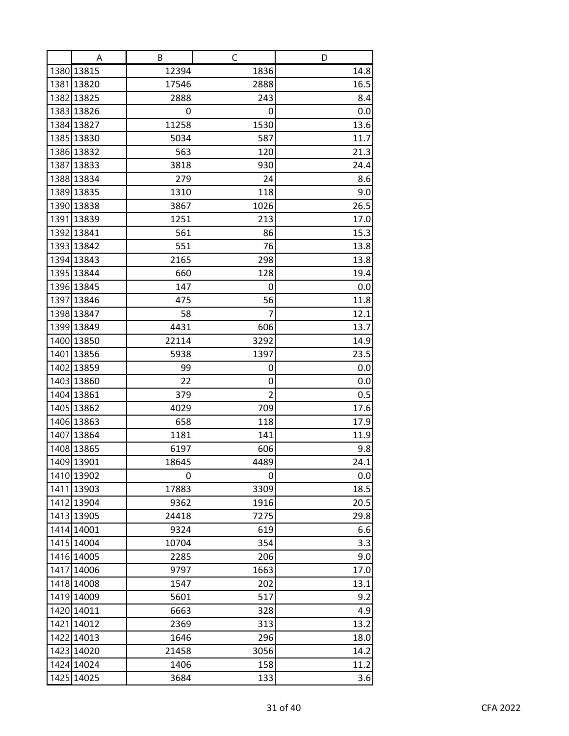| | A | B | C | D |
|---|---|---|---|---|
| 1380 | 13815 | 12394 | 1836 | 14.8 |
| 1381 | 13820 | 17546 | 2888 | 16.5 |
| 1382 | 13825 | 2888 | 243 | 8.4 |
| 1383 | 13826 | 0 | 0 | 0.0 |
| 1384 | 13827 | 11258 | 1530 | 13.6 |
| 1385 | 13830 | 5034 | 587 | 11.7 |
| 1386 | 13832 | 563 | 120 | 21.3 |
| 1387 | 13833 | 3818 | 930 | 24.4 |
| 1388 | 13834 | 279 | 24 | 8.6 |
| 1389 | 13835 | 1310 | 118 | 9.0 |
| 1390 | 13838 | 3867 | 1026 | 26.5 |
| 1391 | 13839 | 1251 | 213 | 17.0 |
| 1392 | 13841 | 561 | 86 | 15.3 |
| 1393 | 13842 | 551 | 76 | 13.8 |
| 1394 | 13843 | 2165 | 298 | 13.8 |
| 1395 | 13844 | 660 | 128 | 19.4 |
| 1396 | 13845 | 147 | 0 | 0.0 |
| 1397 | 13846 | 475 | 56 | 11.8 |
| 1398 | 13847 | 58 | 7 | 12.1 |
| 1399 | 13849 | 4431 | 606 | 13.7 |
| 1400 | 13850 | 22114 | 3292 | 14.9 |
| 1401 | 13856 | 5938 | 1397 | 23.5 |
| 1402 | 13859 | 99 | 0 | 0.0 |
| 1403 | 13860 | 22 | 0 | 0.0 |
| 1404 | 13861 | 379 | 2 | 0.5 |
| 1405 | 13862 | 4029 | 709 | 17.6 |
| 1406 | 13863 | 658 | 118 | 17.9 |
| 1407 | 13864 | 1181 | 141 | 11.9 |
| 1408 | 13865 | 6197 | 606 | 9.8 |
| 1409 | 13901 | 18645 | 4489 | 24.1 |
| 1410 | 13902 | 0 | 0 | 0.0 |
| 1411 | 13903 | 17883 | 3309 | 18.5 |
| 1412 | 13904 | 9362 | 1916 | 20.5 |
| 1413 | 13905 | 24418 | 7275 | 29.8 |
| 1414 | 14001 | 9324 | 619 | 6.6 |
| 1415 | 14004 | 10704 | 354 | 3.3 |
| 1416 | 14005 | 2285 | 206 | 9.0 |
| 1417 | 14006 | 9797 | 1663 | 17.0 |
| 1418 | 14008 | 1547 | 202 | 13.1 |
| 1419 | 14009 | 5601 | 517 | 9.2 |
| 1420 | 14011 | 6663 | 328 | 4.9 |
| 1421 | 14012 | 2369 | 313 | 13.2 |
| 1422 | 14013 | 1646 | 296 | 18.0 |
| 1423 | 14020 | 21458 | 3056 | 14.2 |
| 1424 | 14024 | 1406 | 158 | 11.2 |
| 1425 | 14025 | 3684 | 133 | 3.6 |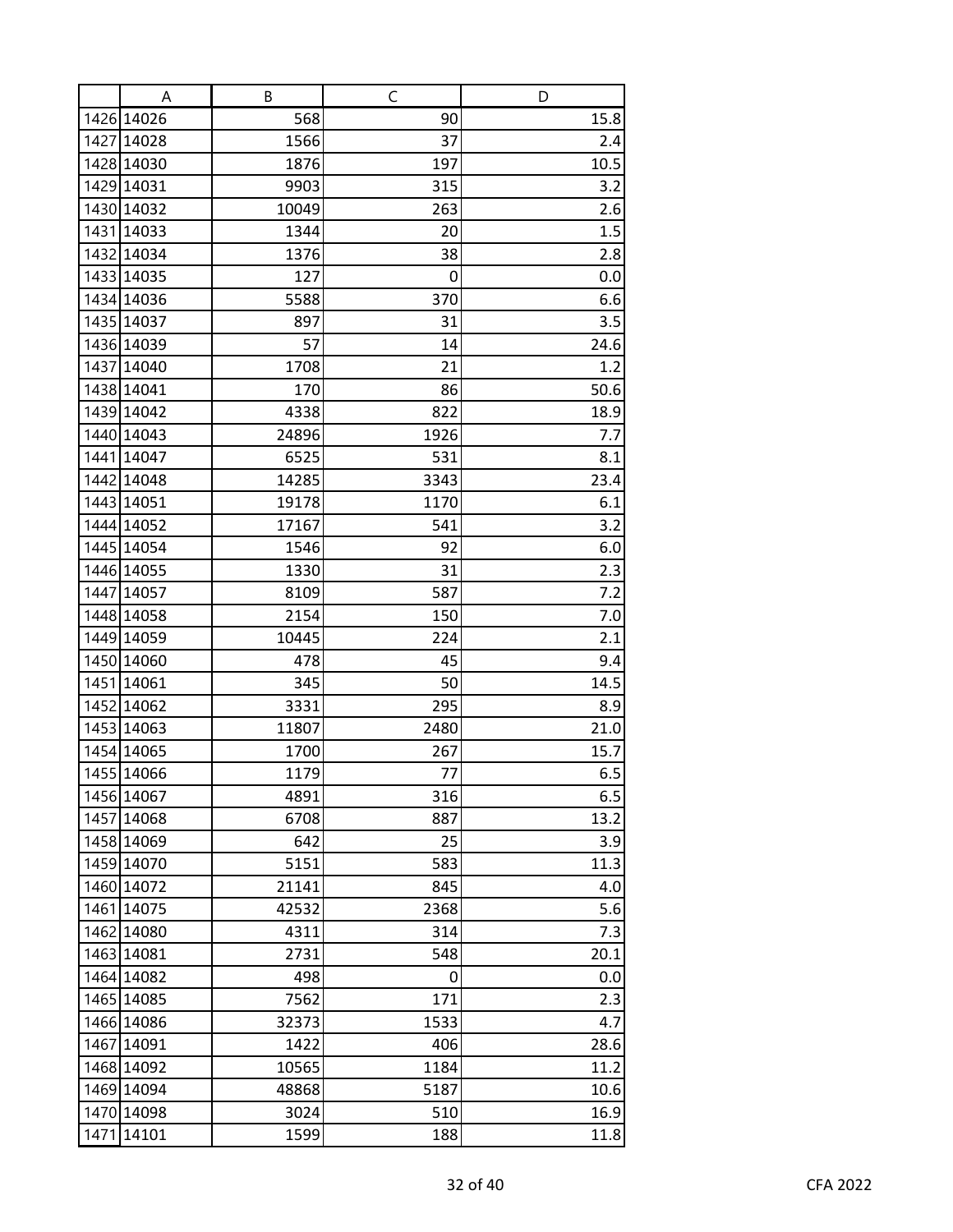| | A | B | C | D |
|---|---|---|---|---|
| 1426 | 14026 | 568 | 90 | 15.8 |
| 1427 | 14028 | 1566 | 37 | 2.4 |
| 1428 | 14030 | 1876 | 197 | 10.5 |
| 1429 | 14031 | 9903 | 315 | 3.2 |
| 1430 | 14032 | 10049 | 263 | 2.6 |
| 1431 | 14033 | 1344 | 20 | 1.5 |
| 1432 | 14034 | 1376 | 38 | 2.8 |
| 1433 | 14035 | 127 | 0 | 0.0 |
| 1434 | 14036 | 5588 | 370 | 6.6 |
| 1435 | 14037 | 897 | 31 | 3.5 |
| 1436 | 14039 | 57 | 14 | 24.6 |
| 1437 | 14040 | 1708 | 21 | 1.2 |
| 1438 | 14041 | 170 | 86 | 50.6 |
| 1439 | 14042 | 4338 | 822 | 18.9 |
| 1440 | 14043 | 24896 | 1926 | 7.7 |
| 1441 | 14047 | 6525 | 531 | 8.1 |
| 1442 | 14048 | 14285 | 3343 | 23.4 |
| 1443 | 14051 | 19178 | 1170 | 6.1 |
| 1444 | 14052 | 17167 | 541 | 3.2 |
| 1445 | 14054 | 1546 | 92 | 6.0 |
| 1446 | 14055 | 1330 | 31 | 2.3 |
| 1447 | 14057 | 8109 | 587 | 7.2 |
| 1448 | 14058 | 2154 | 150 | 7.0 |
| 1449 | 14059 | 10445 | 224 | 2.1 |
| 1450 | 14060 | 478 | 45 | 9.4 |
| 1451 | 14061 | 345 | 50 | 14.5 |
| 1452 | 14062 | 3331 | 295 | 8.9 |
| 1453 | 14063 | 11807 | 2480 | 21.0 |
| 1454 | 14065 | 1700 | 267 | 15.7 |
| 1455 | 14066 | 1179 | 77 | 6.5 |
| 1456 | 14067 | 4891 | 316 | 6.5 |
| 1457 | 14068 | 6708 | 887 | 13.2 |
| 1458 | 14069 | 642 | 25 | 3.9 |
| 1459 | 14070 | 5151 | 583 | 11.3 |
| 1460 | 14072 | 21141 | 845 | 4.0 |
| 1461 | 14075 | 42532 | 2368 | 5.6 |
| 1462 | 14080 | 4311 | 314 | 7.3 |
| 1463 | 14081 | 2731 | 548 | 20.1 |
| 1464 | 14082 | 498 | 0 | 0.0 |
| 1465 | 14085 | 7562 | 171 | 2.3 |
| 1466 | 14086 | 32373 | 1533 | 4.7 |
| 1467 | 14091 | 1422 | 406 | 28.6 |
| 1468 | 14092 | 10565 | 1184 | 11.2 |
| 1469 | 14094 | 48868 | 5187 | 10.6 |
| 1470 | 14098 | 3024 | 510 | 16.9 |
| 1471 | 14101 | 1599 | 188 | 11.8 |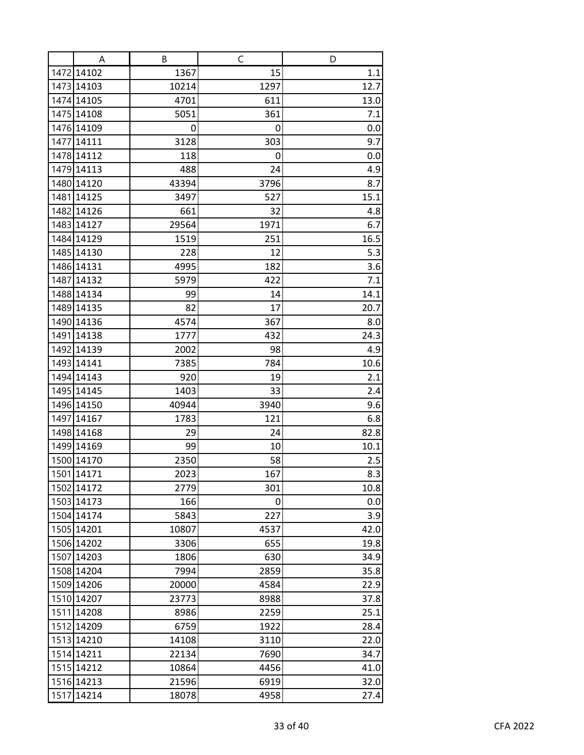| | A | B | C | D |
|---|---|---|---|---|
| 1472 | 14102 | 1367 | 15 | 1.1 |
| 1473 | 14103 | 10214 | 1297 | 12.7 |
| 1474 | 14105 | 4701 | 611 | 13.0 |
| 1475 | 14108 | 5051 | 361 | 7.1 |
| 1476 | 14109 | 0 | 0 | 0.0 |
| 1477 | 14111 | 3128 | 303 | 9.7 |
| 1478 | 14112 | 118 | 0 | 0.0 |
| 1479 | 14113 | 488 | 24 | 4.9 |
| 1480 | 14120 | 43394 | 3796 | 8.7 |
| 1481 | 14125 | 3497 | 527 | 15.1 |
| 1482 | 14126 | 661 | 32 | 4.8 |
| 1483 | 14127 | 29564 | 1971 | 6.7 |
| 1484 | 14129 | 1519 | 251 | 16.5 |
| 1485 | 14130 | 228 | 12 | 5.3 |
| 1486 | 14131 | 4995 | 182 | 3.6 |
| 1487 | 14132 | 5979 | 422 | 7.1 |
| 1488 | 14134 | 99 | 14 | 14.1 |
| 1489 | 14135 | 82 | 17 | 20.7 |
| 1490 | 14136 | 4574 | 367 | 8.0 |
| 1491 | 14138 | 1777 | 432 | 24.3 |
| 1492 | 14139 | 2002 | 98 | 4.9 |
| 1493 | 14141 | 7385 | 784 | 10.6 |
| 1494 | 14143 | 920 | 19 | 2.1 |
| 1495 | 14145 | 1403 | 33 | 2.4 |
| 1496 | 14150 | 40944 | 3940 | 9.6 |
| 1497 | 14167 | 1783 | 121 | 6.8 |
| 1498 | 14168 | 29 | 24 | 82.8 |
| 1499 | 14169 | 99 | 10 | 10.1 |
| 1500 | 14170 | 2350 | 58 | 2.5 |
| 1501 | 14171 | 2023 | 167 | 8.3 |
| 1502 | 14172 | 2779 | 301 | 10.8 |
| 1503 | 14173 | 166 | 0 | 0.0 |
| 1504 | 14174 | 5843 | 227 | 3.9 |
| 1505 | 14201 | 10807 | 4537 | 42.0 |
| 1506 | 14202 | 3306 | 655 | 19.8 |
| 1507 | 14203 | 1806 | 630 | 34.9 |
| 1508 | 14204 | 7994 | 2859 | 35.8 |
| 1509 | 14206 | 20000 | 4584 | 22.9 |
| 1510 | 14207 | 23773 | 8988 | 37.8 |
| 1511 | 14208 | 8986 | 2259 | 25.1 |
| 1512 | 14209 | 6759 | 1922 | 28.4 |
| 1513 | 14210 | 14108 | 3110 | 22.0 |
| 1514 | 14211 | 22134 | 7690 | 34.7 |
| 1515 | 14212 | 10864 | 4456 | 41.0 |
| 1516 | 14213 | 21596 | 6919 | 32.0 |
| 1517 | 14214 | 18078 | 4958 | 27.4 |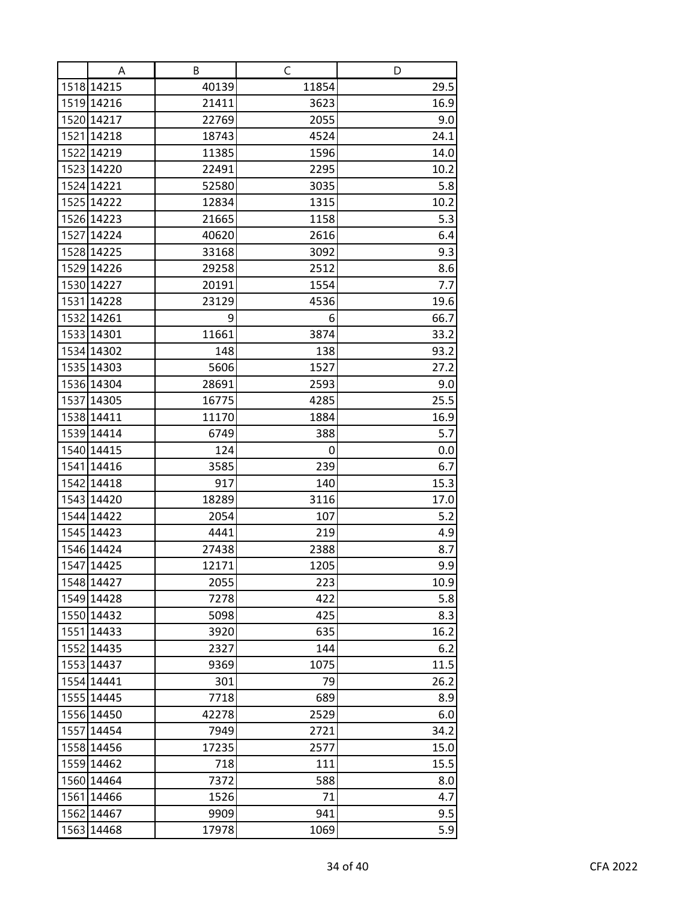| | A | B | C | D |
|---|---|---|---|---|
| 1518 | 14215 | 40139 | 11854 | 29.5 |
| 1519 | 14216 | 21411 | 3623 | 16.9 |
| 1520 | 14217 | 22769 | 2055 | 9.0 |
| 1521 | 14218 | 18743 | 4524 | 24.1 |
| 1522 | 14219 | 11385 | 1596 | 14.0 |
| 1523 | 14220 | 22491 | 2295 | 10.2 |
| 1524 | 14221 | 52580 | 3035 | 5.8 |
| 1525 | 14222 | 12834 | 1315 | 10.2 |
| 1526 | 14223 | 21665 | 1158 | 5.3 |
| 1527 | 14224 | 40620 | 2616 | 6.4 |
| 1528 | 14225 | 33168 | 3092 | 9.3 |
| 1529 | 14226 | 29258 | 2512 | 8.6 |
| 1530 | 14227 | 20191 | 1554 | 7.7 |
| 1531 | 14228 | 23129 | 4536 | 19.6 |
| 1532 | 14261 | 9 | 6 | 66.7 |
| 1533 | 14301 | 11661 | 3874 | 33.2 |
| 1534 | 14302 | 148 | 138 | 93.2 |
| 1535 | 14303 | 5606 | 1527 | 27.2 |
| 1536 | 14304 | 28691 | 2593 | 9.0 |
| 1537 | 14305 | 16775 | 4285 | 25.5 |
| 1538 | 14411 | 11170 | 1884 | 16.9 |
| 1539 | 14414 | 6749 | 388 | 5.7 |
| 1540 | 14415 | 124 | 0 | 0.0 |
| 1541 | 14416 | 3585 | 239 | 6.7 |
| 1542 | 14418 | 917 | 140 | 15.3 |
| 1543 | 14420 | 18289 | 3116 | 17.0 |
| 1544 | 14422 | 2054 | 107 | 5.2 |
| 1545 | 14423 | 4441 | 219 | 4.9 |
| 1546 | 14424 | 27438 | 2388 | 8.7 |
| 1547 | 14425 | 12171 | 1205 | 9.9 |
| 1548 | 14427 | 2055 | 223 | 10.9 |
| 1549 | 14428 | 7278 | 422 | 5.8 |
| 1550 | 14432 | 5098 | 425 | 8.3 |
| 1551 | 14433 | 3920 | 635 | 16.2 |
| 1552 | 14435 | 2327 | 144 | 6.2 |
| 1553 | 14437 | 9369 | 1075 | 11.5 |
| 1554 | 14441 | 301 | 79 | 26.2 |
| 1555 | 14445 | 7718 | 689 | 8.9 |
| 1556 | 14450 | 42278 | 2529 | 6.0 |
| 1557 | 14454 | 7949 | 2721 | 34.2 |
| 1558 | 14456 | 17235 | 2577 | 15.0 |
| 1559 | 14462 | 718 | 111 | 15.5 |
| 1560 | 14464 | 7372 | 588 | 8.0 |
| 1561 | 14466 | 1526 | 71 | 4.7 |
| 1562 | 14467 | 9909 | 941 | 9.5 |
| 1563 | 14468 | 17978 | 1069 | 5.9 |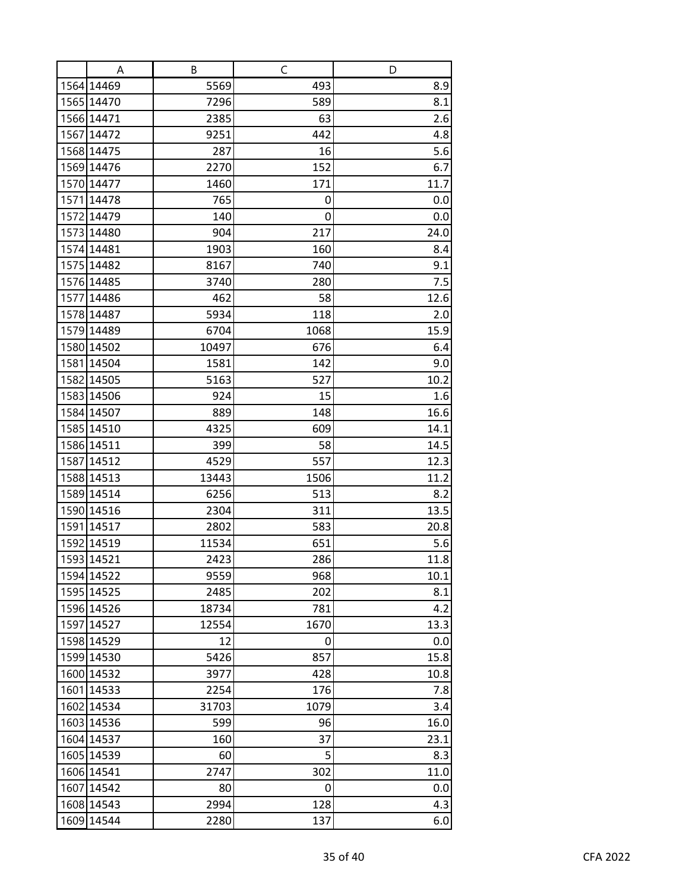| | A | B | C | D |
|---|---|---|---|---|
| 1564 | 14469 | 5569 | 493 | 8.9 |
| 1565 | 14470 | 7296 | 589 | 8.1 |
| 1566 | 14471 | 2385 | 63 | 2.6 |
| 1567 | 14472 | 9251 | 442 | 4.8 |
| 1568 | 14475 | 287 | 16 | 5.6 |
| 1569 | 14476 | 2270 | 152 | 6.7 |
| 1570 | 14477 | 1460 | 171 | 11.7 |
| 1571 | 14478 | 765 | 0 | 0.0 |
| 1572 | 14479 | 140 | 0 | 0.0 |
| 1573 | 14480 | 904 | 217 | 24.0 |
| 1574 | 14481 | 1903 | 160 | 8.4 |
| 1575 | 14482 | 8167 | 740 | 9.1 |
| 1576 | 14485 | 3740 | 280 | 7.5 |
| 1577 | 14486 | 462 | 58 | 12.6 |
| 1578 | 14487 | 5934 | 118 | 2.0 |
| 1579 | 14489 | 6704 | 1068 | 15.9 |
| 1580 | 14502 | 10497 | 676 | 6.4 |
| 1581 | 14504 | 1581 | 142 | 9.0 |
| 1582 | 14505 | 5163 | 527 | 10.2 |
| 1583 | 14506 | 924 | 15 | 1.6 |
| 1584 | 14507 | 889 | 148 | 16.6 |
| 1585 | 14510 | 4325 | 609 | 14.1 |
| 1586 | 14511 | 399 | 58 | 14.5 |
| 1587 | 14512 | 4529 | 557 | 12.3 |
| 1588 | 14513 | 13443 | 1506 | 11.2 |
| 1589 | 14514 | 6256 | 513 | 8.2 |
| 1590 | 14516 | 2304 | 311 | 13.5 |
| 1591 | 14517 | 2802 | 583 | 20.8 |
| 1592 | 14519 | 11534 | 651 | 5.6 |
| 1593 | 14521 | 2423 | 286 | 11.8 |
| 1594 | 14522 | 9559 | 968 | 10.1 |
| 1595 | 14525 | 2485 | 202 | 8.1 |
| 1596 | 14526 | 18734 | 781 | 4.2 |
| 1597 | 14527 | 12554 | 1670 | 13.3 |
| 1598 | 14529 | 12 | 0 | 0.0 |
| 1599 | 14530 | 5426 | 857 | 15.8 |
| 1600 | 14532 | 3977 | 428 | 10.8 |
| 1601 | 14533 | 2254 | 176 | 7.8 |
| 1602 | 14534 | 31703 | 1079 | 3.4 |
| 1603 | 14536 | 599 | 96 | 16.0 |
| 1604 | 14537 | 160 | 37 | 23.1 |
| 1605 | 14539 | 60 | 5 | 8.3 |
| 1606 | 14541 | 2747 | 302 | 11.0 |
| 1607 | 14542 | 80 | 0 | 0.0 |
| 1608 | 14543 | 2994 | 128 | 4.3 |
| 1609 | 14544 | 2280 | 137 | 6.0 |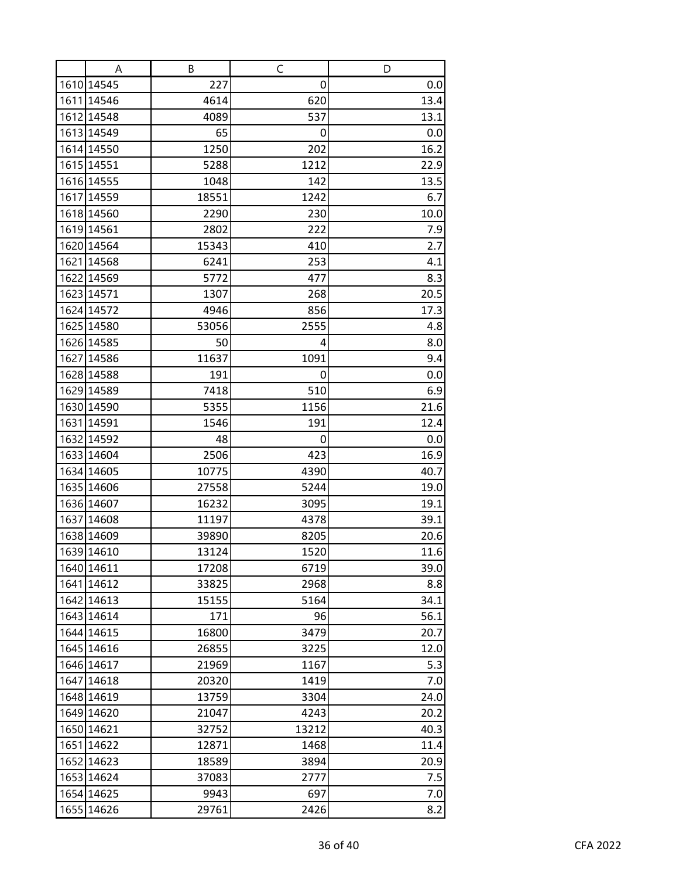| | A | B | C | D |
|---|---|---|---|---|
| 1610 | 14545 | 227 | 0 | 0.0 |
| 1611 | 14546 | 4614 | 620 | 13.4 |
| 1612 | 14548 | 4089 | 537 | 13.1 |
| 1613 | 14549 | 65 | 0 | 0.0 |
| 1614 | 14550 | 1250 | 202 | 16.2 |
| 1615 | 14551 | 5288 | 1212 | 22.9 |
| 1616 | 14555 | 1048 | 142 | 13.5 |
| 1617 | 14559 | 18551 | 1242 | 6.7 |
| 1618 | 14560 | 2290 | 230 | 10.0 |
| 1619 | 14561 | 2802 | 222 | 7.9 |
| 1620 | 14564 | 15343 | 410 | 2.7 |
| 1621 | 14568 | 6241 | 253 | 4.1 |
| 1622 | 14569 | 5772 | 477 | 8.3 |
| 1623 | 14571 | 1307 | 268 | 20.5 |
| 1624 | 14572 | 4946 | 856 | 17.3 |
| 1625 | 14580 | 53056 | 2555 | 4.8 |
| 1626 | 14585 | 50 | 4 | 8.0 |
| 1627 | 14586 | 11637 | 1091 | 9.4 |
| 1628 | 14588 | 191 | 0 | 0.0 |
| 1629 | 14589 | 7418 | 510 | 6.9 |
| 1630 | 14590 | 5355 | 1156 | 21.6 |
| 1631 | 14591 | 1546 | 191 | 12.4 |
| 1632 | 14592 | 48 | 0 | 0.0 |
| 1633 | 14604 | 2506 | 423 | 16.9 |
| 1634 | 14605 | 10775 | 4390 | 40.7 |
| 1635 | 14606 | 27558 | 5244 | 19.0 |
| 1636 | 14607 | 16232 | 3095 | 19.1 |
| 1637 | 14608 | 11197 | 4378 | 39.1 |
| 1638 | 14609 | 39890 | 8205 | 20.6 |
| 1639 | 14610 | 13124 | 1520 | 11.6 |
| 1640 | 14611 | 17208 | 6719 | 39.0 |
| 1641 | 14612 | 33825 | 2968 | 8.8 |
| 1642 | 14613 | 15155 | 5164 | 34.1 |
| 1643 | 14614 | 171 | 96 | 56.1 |
| 1644 | 14615 | 16800 | 3479 | 20.7 |
| 1645 | 14616 | 26855 | 3225 | 12.0 |
| 1646 | 14617 | 21969 | 1167 | 5.3 |
| 1647 | 14618 | 20320 | 1419 | 7.0 |
| 1648 | 14619 | 13759 | 3304 | 24.0 |
| 1649 | 14620 | 21047 | 4243 | 20.2 |
| 1650 | 14621 | 32752 | 13212 | 40.3 |
| 1651 | 14622 | 12871 | 1468 | 11.4 |
| 1652 | 14623 | 18589 | 3894 | 20.9 |
| 1653 | 14624 | 37083 | 2777 | 7.5 |
| 1654 | 14625 | 9943 | 697 | 7.0 |
| 1655 | 14626 | 29761 | 2426 | 8.2 |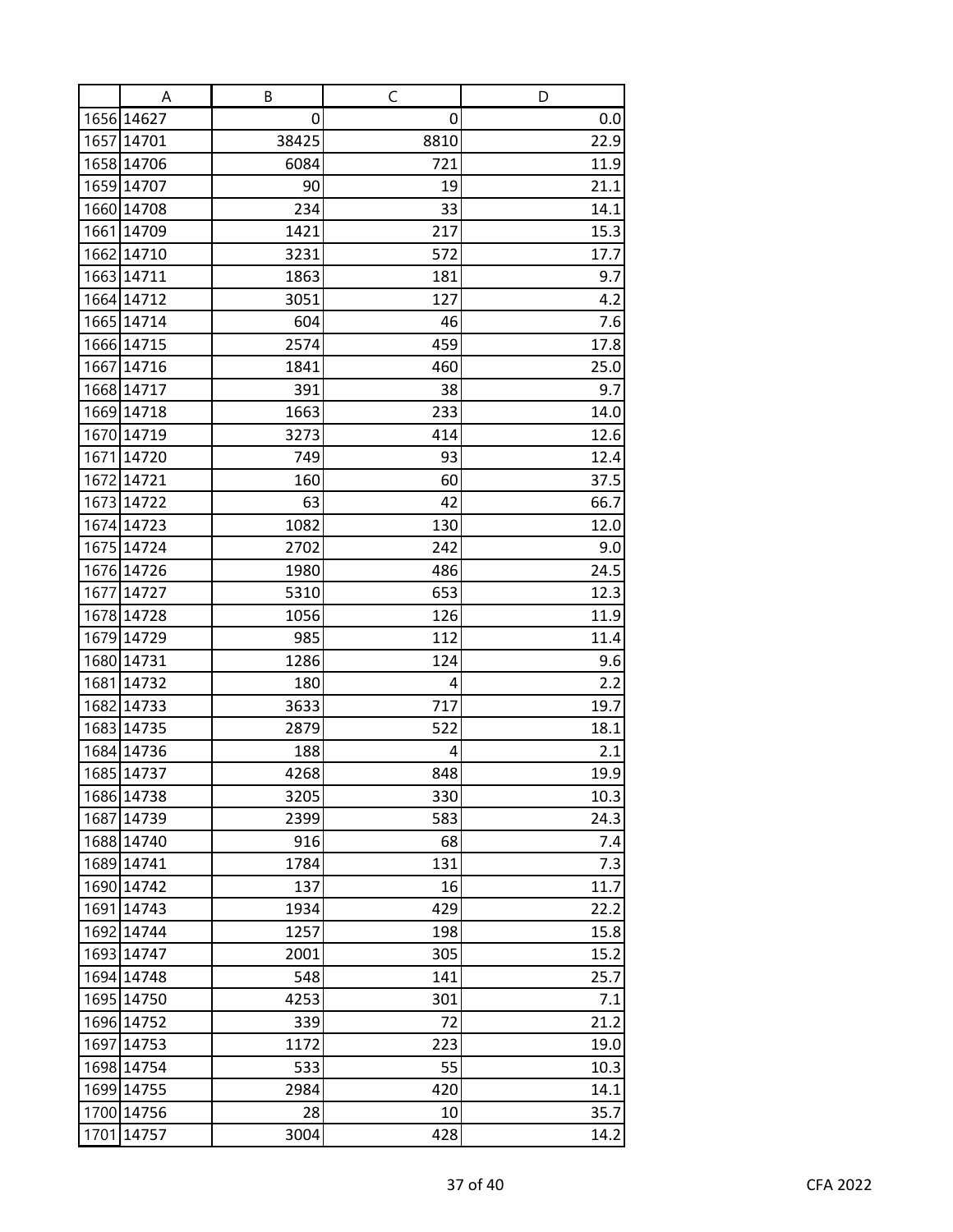| | A | B | C | D |
|---|---|---|---|---|
| 1656 | 14627 | 0 | 0 | 0.0 |
| 1657 | 14701 | 38425 | 8810 | 22.9 |
| 1658 | 14706 | 6084 | 721 | 11.9 |
| 1659 | 14707 | 90 | 19 | 21.1 |
| 1660 | 14708 | 234 | 33 | 14.1 |
| 1661 | 14709 | 1421 | 217 | 15.3 |
| 1662 | 14710 | 3231 | 572 | 17.7 |
| 1663 | 14711 | 1863 | 181 | 9.7 |
| 1664 | 14712 | 3051 | 127 | 4.2 |
| 1665 | 14714 | 604 | 46 | 7.6 |
| 1666 | 14715 | 2574 | 459 | 17.8 |
| 1667 | 14716 | 1841 | 460 | 25.0 |
| 1668 | 14717 | 391 | 38 | 9.7 |
| 1669 | 14718 | 1663 | 233 | 14.0 |
| 1670 | 14719 | 3273 | 414 | 12.6 |
| 1671 | 14720 | 749 | 93 | 12.4 |
| 1672 | 14721 | 160 | 60 | 37.5 |
| 1673 | 14722 | 63 | 42 | 66.7 |
| 1674 | 14723 | 1082 | 130 | 12.0 |
| 1675 | 14724 | 2702 | 242 | 9.0 |
| 1676 | 14726 | 1980 | 486 | 24.5 |
| 1677 | 14727 | 5310 | 653 | 12.3 |
| 1678 | 14728 | 1056 | 126 | 11.9 |
| 1679 | 14729 | 985 | 112 | 11.4 |
| 1680 | 14731 | 1286 | 124 | 9.6 |
| 1681 | 14732 | 180 | 4 | 2.2 |
| 1682 | 14733 | 3633 | 717 | 19.7 |
| 1683 | 14735 | 2879 | 522 | 18.1 |
| 1684 | 14736 | 188 | 4 | 2.1 |
| 1685 | 14737 | 4268 | 848 | 19.9 |
| 1686 | 14738 | 3205 | 330 | 10.3 |
| 1687 | 14739 | 2399 | 583 | 24.3 |
| 1688 | 14740 | 916 | 68 | 7.4 |
| 1689 | 14741 | 1784 | 131 | 7.3 |
| 1690 | 14742 | 137 | 16 | 11.7 |
| 1691 | 14743 | 1934 | 429 | 22.2 |
| 1692 | 14744 | 1257 | 198 | 15.8 |
| 1693 | 14747 | 2001 | 305 | 15.2 |
| 1694 | 14748 | 548 | 141 | 25.7 |
| 1695 | 14750 | 4253 | 301 | 7.1 |
| 1696 | 14752 | 339 | 72 | 21.2 |
| 1697 | 14753 | 1172 | 223 | 19.0 |
| 1698 | 14754 | 533 | 55 | 10.3 |
| 1699 | 14755 | 2984 | 420 | 14.1 |
| 1700 | 14756 | 28 | 10 | 35.7 |
| 1701 | 14757 | 3004 | 428 | 14.2 |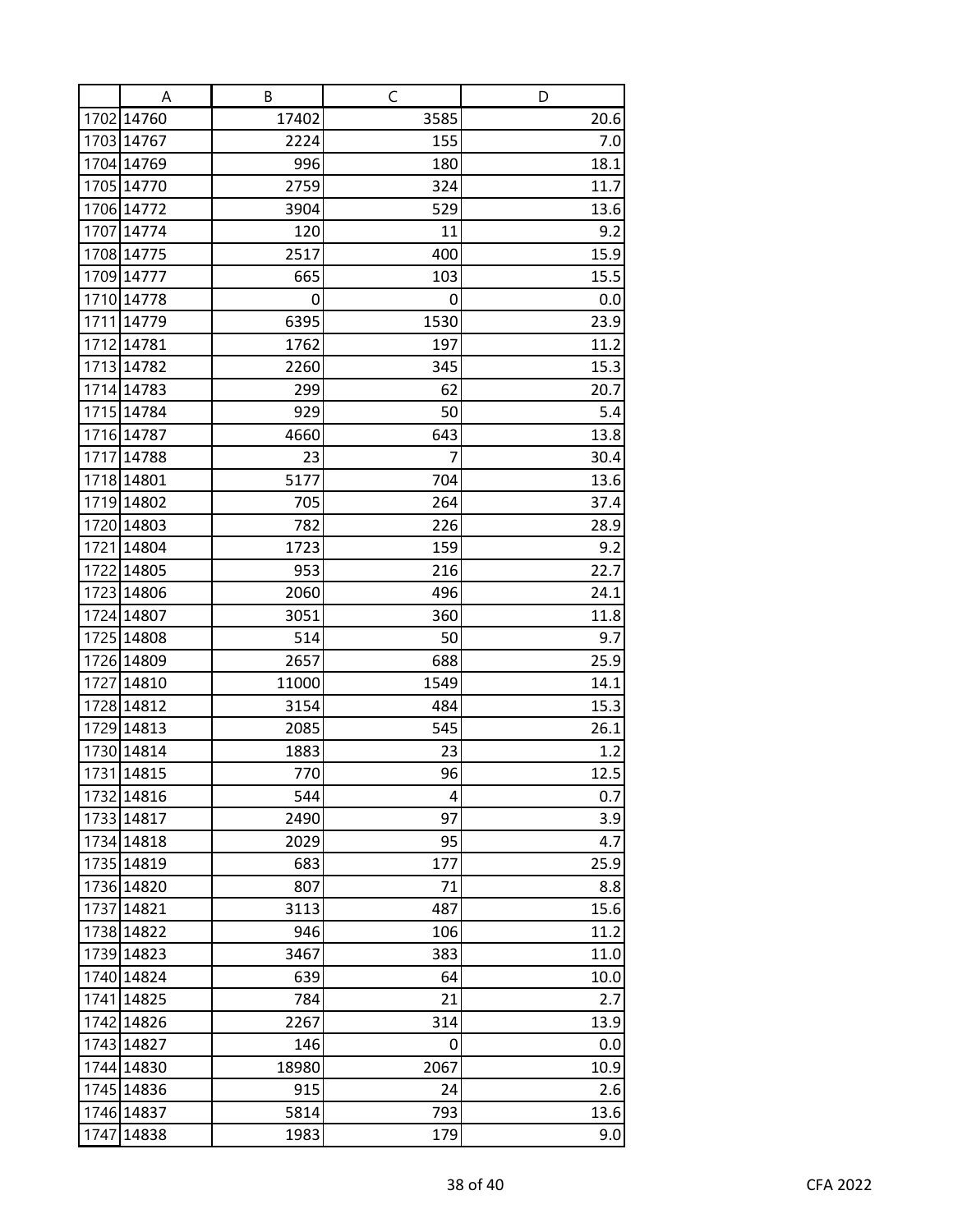|  | A | B | C | D |
|---|---|---|---|---|
| 1702 | 14760 | 17402 | 3585 | 20.6 |
| 1703 | 14767 | 2224 | 155 | 7.0 |
| 1704 | 14769 | 996 | 180 | 18.1 |
| 1705 | 14770 | 2759 | 324 | 11.7 |
| 1706 | 14772 | 3904 | 529 | 13.6 |
| 1707 | 14774 | 120 | 11 | 9.2 |
| 1708 | 14775 | 2517 | 400 | 15.9 |
| 1709 | 14777 | 665 | 103 | 15.5 |
| 1710 | 14778 | 0 | 0 | 0.0 |
| 1711 | 14779 | 6395 | 1530 | 23.9 |
| 1712 | 14781 | 1762 | 197 | 11.2 |
| 1713 | 14782 | 2260 | 345 | 15.3 |
| 1714 | 14783 | 299 | 62 | 20.7 |
| 1715 | 14784 | 929 | 50 | 5.4 |
| 1716 | 14787 | 4660 | 643 | 13.8 |
| 1717 | 14788 | 23 | 7 | 30.4 |
| 1718 | 14801 | 5177 | 704 | 13.6 |
| 1719 | 14802 | 705 | 264 | 37.4 |
| 1720 | 14803 | 782 | 226 | 28.9 |
| 1721 | 14804 | 1723 | 159 | 9.2 |
| 1722 | 14805 | 953 | 216 | 22.7 |
| 1723 | 14806 | 2060 | 496 | 24.1 |
| 1724 | 14807 | 3051 | 360 | 11.8 |
| 1725 | 14808 | 514 | 50 | 9.7 |
| 1726 | 14809 | 2657 | 688 | 25.9 |
| 1727 | 14810 | 11000 | 1549 | 14.1 |
| 1728 | 14812 | 3154 | 484 | 15.3 |
| 1729 | 14813 | 2085 | 545 | 26.1 |
| 1730 | 14814 | 1883 | 23 | 1.2 |
| 1731 | 14815 | 770 | 96 | 12.5 |
| 1732 | 14816 | 544 | 4 | 0.7 |
| 1733 | 14817 | 2490 | 97 | 3.9 |
| 1734 | 14818 | 2029 | 95 | 4.7 |
| 1735 | 14819 | 683 | 177 | 25.9 |
| 1736 | 14820 | 807 | 71 | 8.8 |
| 1737 | 14821 | 3113 | 487 | 15.6 |
| 1738 | 14822 | 946 | 106 | 11.2 |
| 1739 | 14823 | 3467 | 383 | 11.0 |
| 1740 | 14824 | 639 | 64 | 10.0 |
| 1741 | 14825 | 784 | 21 | 2.7 |
| 1742 | 14826 | 2267 | 314 | 13.9 |
| 1743 | 14827 | 146 | 0 | 0.0 |
| 1744 | 14830 | 18980 | 2067 | 10.9 |
| 1745 | 14836 | 915 | 24 | 2.6 |
| 1746 | 14837 | 5814 | 793 | 13.6 |
| 1747 | 14838 | 1983 | 179 | 9.0 |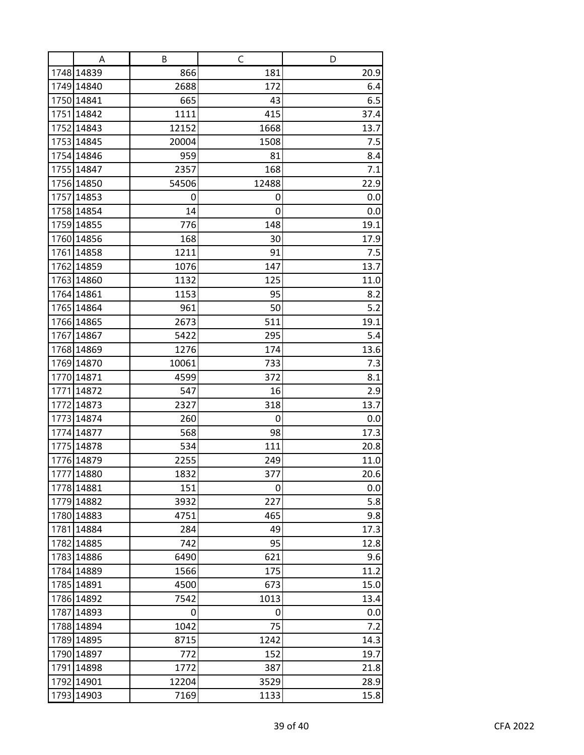| | A | B | C | D |
|---|---|---|---|---|
| 1748 | 14839 | 866 | 181 | 20.9 |
| 1749 | 14840 | 2688 | 172 | 6.4 |
| 1750 | 14841 | 665 | 43 | 6.5 |
| 1751 | 14842 | 1111 | 415 | 37.4 |
| 1752 | 14843 | 12152 | 1668 | 13.7 |
| 1753 | 14845 | 20004 | 1508 | 7.5 |
| 1754 | 14846 | 959 | 81 | 8.4 |
| 1755 | 14847 | 2357 | 168 | 7.1 |
| 1756 | 14850 | 54506 | 12488 | 22.9 |
| 1757 | 14853 | 0 | 0 | 0.0 |
| 1758 | 14854 | 14 | 0 | 0.0 |
| 1759 | 14855 | 776 | 148 | 19.1 |
| 1760 | 14856 | 168 | 30 | 17.9 |
| 1761 | 14858 | 1211 | 91 | 7.5 |
| 1762 | 14859 | 1076 | 147 | 13.7 |
| 1763 | 14860 | 1132 | 125 | 11.0 |
| 1764 | 14861 | 1153 | 95 | 8.2 |
| 1765 | 14864 | 961 | 50 | 5.2 |
| 1766 | 14865 | 2673 | 511 | 19.1 |
| 1767 | 14867 | 5422 | 295 | 5.4 |
| 1768 | 14869 | 1276 | 174 | 13.6 |
| 1769 | 14870 | 10061 | 733 | 7.3 |
| 1770 | 14871 | 4599 | 372 | 8.1 |
| 1771 | 14872 | 547 | 16 | 2.9 |
| 1772 | 14873 | 2327 | 318 | 13.7 |
| 1773 | 14874 | 260 | 0 | 0.0 |
| 1774 | 14877 | 568 | 98 | 17.3 |
| 1775 | 14878 | 534 | 111 | 20.8 |
| 1776 | 14879 | 2255 | 249 | 11.0 |
| 1777 | 14880 | 1832 | 377 | 20.6 |
| 1778 | 14881 | 151 | 0 | 0.0 |
| 1779 | 14882 | 3932 | 227 | 5.8 |
| 1780 | 14883 | 4751 | 465 | 9.8 |
| 1781 | 14884 | 284 | 49 | 17.3 |
| 1782 | 14885 | 742 | 95 | 12.8 |
| 1783 | 14886 | 6490 | 621 | 9.6 |
| 1784 | 14889 | 1566 | 175 | 11.2 |
| 1785 | 14891 | 4500 | 673 | 15.0 |
| 1786 | 14892 | 7542 | 1013 | 13.4 |
| 1787 | 14893 | 0 | 0 | 0.0 |
| 1788 | 14894 | 1042 | 75 | 7.2 |
| 1789 | 14895 | 8715 | 1242 | 14.3 |
| 1790 | 14897 | 772 | 152 | 19.7 |
| 1791 | 14898 | 1772 | 387 | 21.8 |
| 1792 | 14901 | 12204 | 3529 | 28.9 |
| 1793 | 14903 | 7169 | 1133 | 15.8 |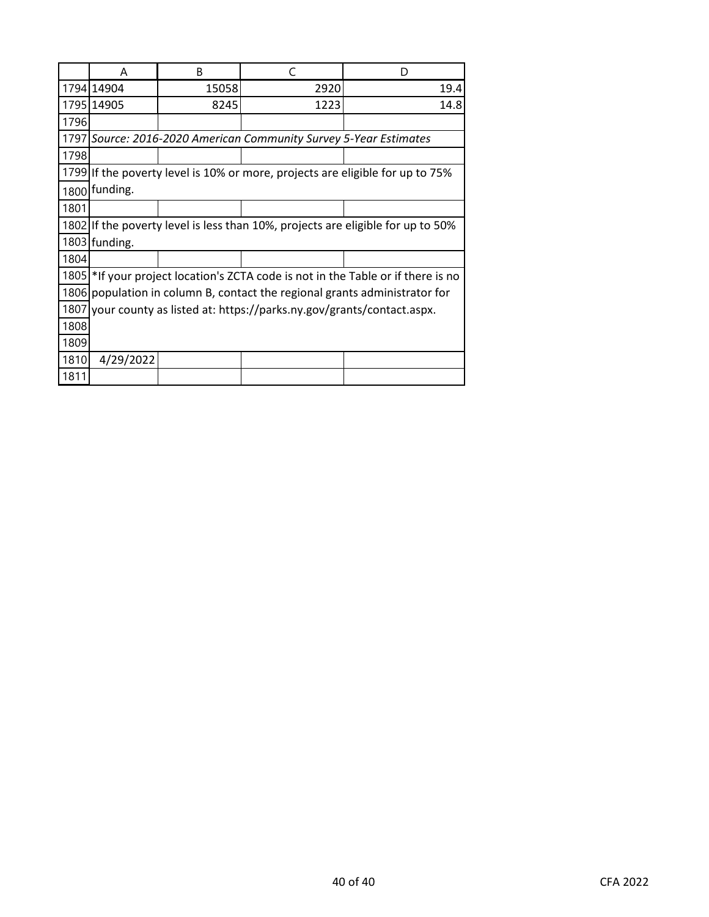| | A | B | C | D |
|---|---|---|---|---|
| 1794 | 14904 | 15058 | 2920 | 19.4 |
| 1795 | 14905 | 8245 | 1223 | 14.8 |
| 1796 | | | | |
| 1797 | *Source: 2016-2020 American Community Survey 5-Year Estimates* | | | |
| 1798 | | | | |
| 1799 | If the poverty level is 10% or more, projects are eligible for up to 75% | | | |
| 1800 | funding. | | | |
| 1801 | | | | |
| 1802 | If the poverty level is less than 10%, projects are eligible for up to 50% | | | |
| 1803 | funding. | | | |
| 1804 | | | | |
| 1805 | *If your project location's ZCTA code is not in the Table or if there is no | | | |
| 1806 | population in column B, contact the regional grants administrator for | | | |
| 1807 | your county as listed at: https://parks.ny.gov/grants/contact.aspx. | | | |
| 1808 | | | | |
| 1809 | | | | |
| 1810 | 4/29/2022 | | | |
| 1811 | | | | |